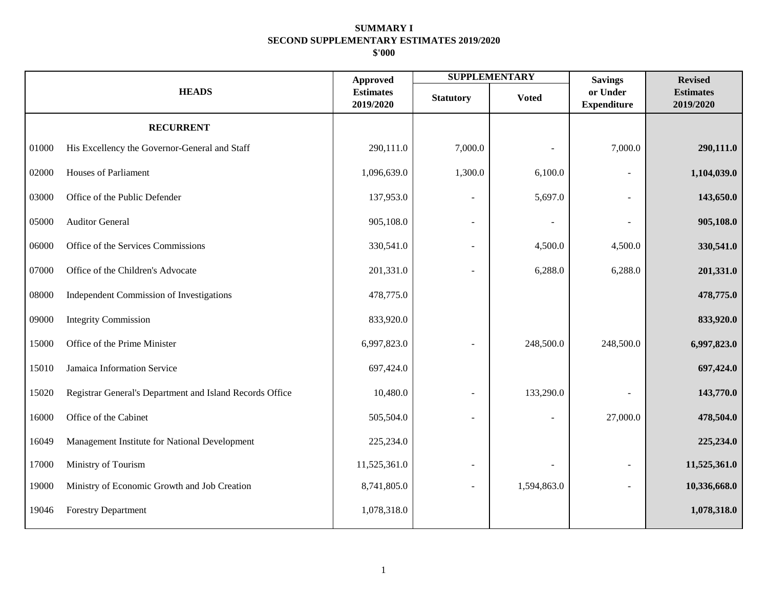# SUMMARY I
## SECOND SUPPLEMENTARY ESTIMATES 2019/2020
### $'000

| HEADS | | Approved Estimates 2019/2020 | SUPPLEMENTARY | | Savings or Under Expenditure | Revised Estimates 2019/2020 |
|---|---|---|---|---|---|---|
| | | | Statutory | Voted | | |
| | **RECURRENT** | | | | | |
| 01000 | His Excellency the Governor-General and Staff | 290,111.0 | 7,000.0 | - | 7,000.0 | **290,111.0** |
| 02000 | Houses of Parliament | 1,096,639.0 | 1,300.0 | 6,100.0 | - | **1,104,039.0** |
| 03000 | Office of the Public Defender | 137,953.0 | - | 5,697.0 | - | **143,650.0** |
| 05000 | Auditor General | 905,108.0 | - | - | - | **905,108.0** |
| 06000 | Office of the Services Commissions | 330,541.0 | - | 4,500.0 | 4,500.0 | **330,541.0** |
| 07000 | Office of the Children's Advocate | 201,331.0 | - | 6,288.0 | 6,288.0 | **201,331.0** |
| 08000 | Independent Commission of Investigations | 478,775.0 | | | | **478,775.0** |
| 09000 | Integrity Commission | 833,920.0 | | | | **833,920.0** |
| 15000 | Office of the Prime Minister | 6,997,823.0 | - | 248,500.0 | 248,500.0 | **6,997,823.0** |
| 15010 | Jamaica Information Service | 697,424.0 | | | | **697,424.0** |
| 15020 | Registrar General's Department and Island Records Office | 10,480.0 | - | 133,290.0 | - | **143,770.0** |
| 16000 | Office of the Cabinet | 505,504.0 | - | - | 27,000.0 | **478,504.0** |
| 16049 | Management Institute for National Development | 225,234.0 | | | | **225,234.0** |
| 17000 | Ministry of Tourism | 11,525,361.0 | - | - | - | **11,525,361.0** |
| 19000 | Ministry of Economic Growth and Job Creation | 8,741,805.0 | - | 1,594,863.0 | - | **10,336,668.0** |
| 19046 | Forestry Department | 1,078,318.0 | | | | **1,078,318.0** |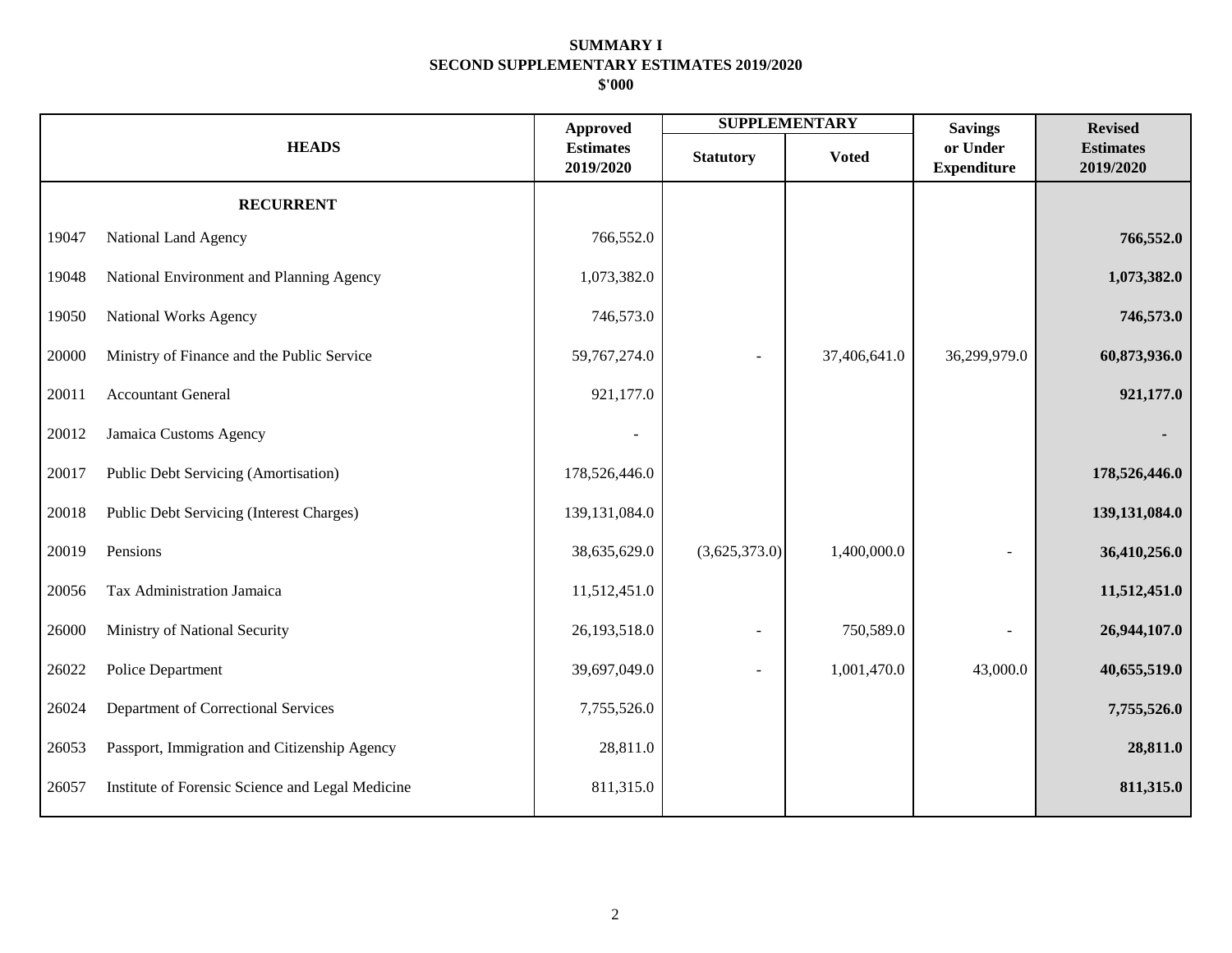**SUMMARY I**
**SECOND SUPPLEMENTARY ESTIMATES 2019/2020**
**$'000**

| HEADS | | Approved Estimates 2019/2020 | SUPPLEMENTARY | | Savings or Under Expenditure | Revised Estimates 2019/2020 |
|---|---|---|---|---|---|---|
| | | | Statutory | Voted | | |
| | **RECURRENT** | | | | | |
| 19047 | National Land Agency | 766,552.0 | | | | **766,552.0** |
| 19048 | National Environment and Planning Agency | 1,073,382.0 | | | | **1,073,382.0** |
| 19050 | National Works Agency | 746,573.0 | | | | **746,573.0** |
| 20000 | Ministry of Finance and the Public Service | 59,767,274.0 | - | 37,406,641.0 | 36,299,979.0 | **60,873,936.0** |
| 20011 | Accountant General | 921,177.0 | | | | **921,177.0** |
| 20012 | Jamaica Customs Agency | - | | | | **-** |
| 20017 | Public Debt Servicing (Amortisation) | 178,526,446.0 | | | | **178,526,446.0** |
| 20018 | Public Debt Servicing (Interest Charges) | 139,131,084.0 | | | | **139,131,084.0** |
| 20019 | Pensions | 38,635,629.0 | (3,625,373.0) | 1,400,000.0 | - | **36,410,256.0** |
| 20056 | Tax Administration Jamaica | 11,512,451.0 | | | | **11,512,451.0** |
| 26000 | Ministry of National Security | 26,193,518.0 | - | 750,589.0 | - | **26,944,107.0** |
| 26022 | Police Department | 39,697,049.0 | - | 1,001,470.0 | 43,000.0 | **40,655,519.0** |
| 26024 | Department of Correctional Services | 7,755,526.0 | | | | **7,755,526.0** |
| 26053 | Passport, Immigration and Citizenship Agency | 28,811.0 | | | | **28,811.0** |
| 26057 | Institute of Forensic Science and Legal Medicine | 811,315.0 | | | | **811,315.0** |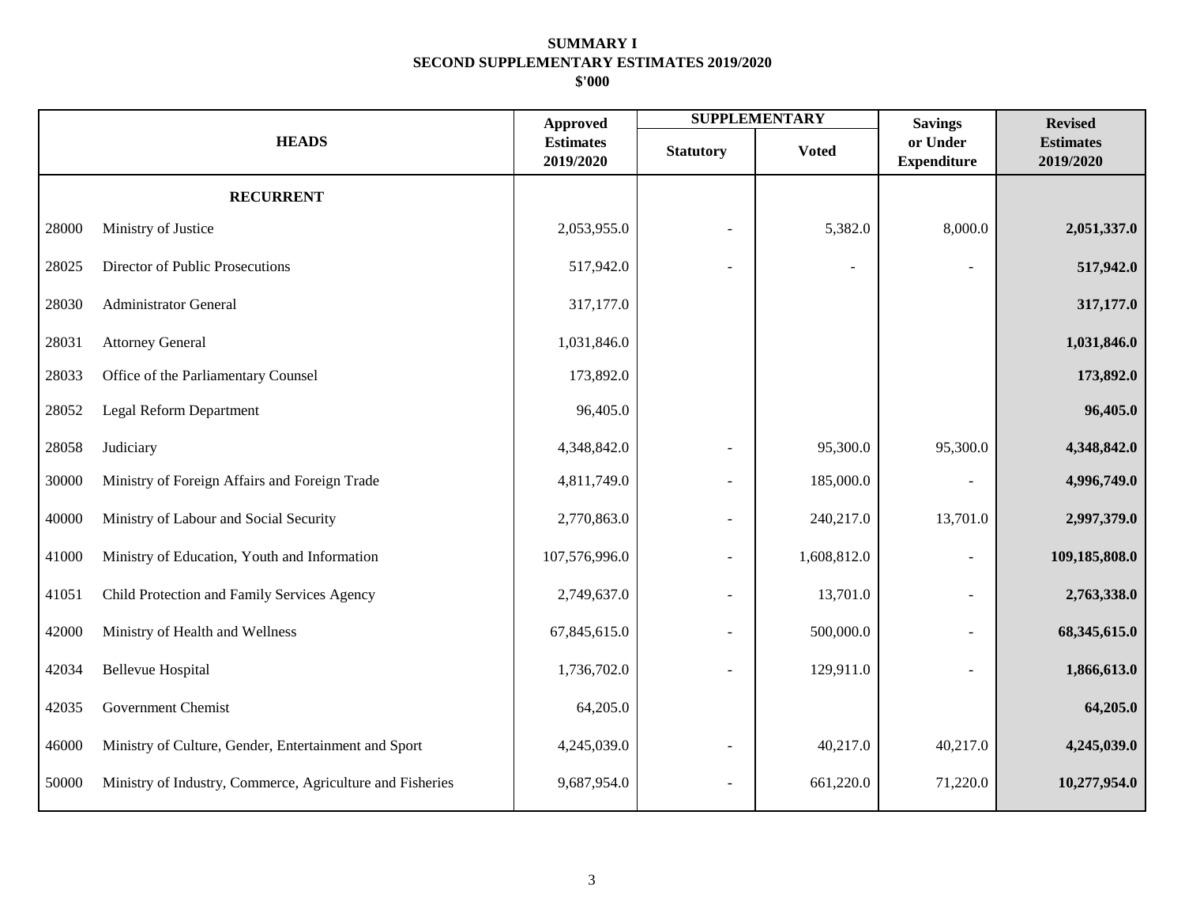**SUMMARY I**
**SECOND SUPPLEMENTARY ESTIMATES 2019/2020**
**$'000**

| HEADS | | Approved Estimates 2019/2020 | SUPPLEMENTARY | | Savings or Under Expenditure | Revised Estimates 2019/2020 |
|---|---|---|---|---|---|---|
| | | | Statutory | Voted | | |
| | **RECURRENT** | | | | | |
| 28000 | Ministry of Justice | 2,053,955.0 | - | 5,382.0 | 8,000.0 | **2,051,337.0** |
| 28025 | Director of Public Prosecutions | 517,942.0 | - | - | - | **517,942.0** |
| 28030 | Administrator General | 317,177.0 | | | | **317,177.0** |
| 28031 | Attorney General | 1,031,846.0 | | | | **1,031,846.0** |
| 28033 | Office of the Parliamentary Counsel | 173,892.0 | | | | **173,892.0** |
| 28052 | Legal Reform Department | 96,405.0 | | | | **96,405.0** |
| 28058 | Judiciary | 4,348,842.0 | - | 95,300.0 | 95,300.0 | **4,348,842.0** |
| 30000 | Ministry of Foreign Affairs and Foreign Trade | 4,811,749.0 | - | 185,000.0 | - | **4,996,749.0** |
| 40000 | Ministry of Labour and Social Security | 2,770,863.0 | - | 240,217.0 | 13,701.0 | **2,997,379.0** |
| 41000 | Ministry of Education, Youth and Information | 107,576,996.0 | - | 1,608,812.0 | - | **109,185,808.0** |
| 41051 | Child Protection and Family Services Agency | 2,749,637.0 | - | 13,701.0 | - | **2,763,338.0** |
| 42000 | Ministry of Health and Wellness | 67,845,615.0 | - | 500,000.0 | - | **68,345,615.0** |
| 42034 | Bellevue Hospital | 1,736,702.0 | - | 129,911.0 | - | **1,866,613.0** |
| 42035 | Government Chemist | 64,205.0 | | | | **64,205.0** |
| 46000 | Ministry of Culture, Gender, Entertainment and Sport | 4,245,039.0 | - | 40,217.0 | 40,217.0 | **4,245,039.0** |
| 50000 | Ministry of Industry, Commerce, Agriculture and Fisheries | 9,687,954.0 | - | 661,220.0 | 71,220.0 | **10,277,954.0** |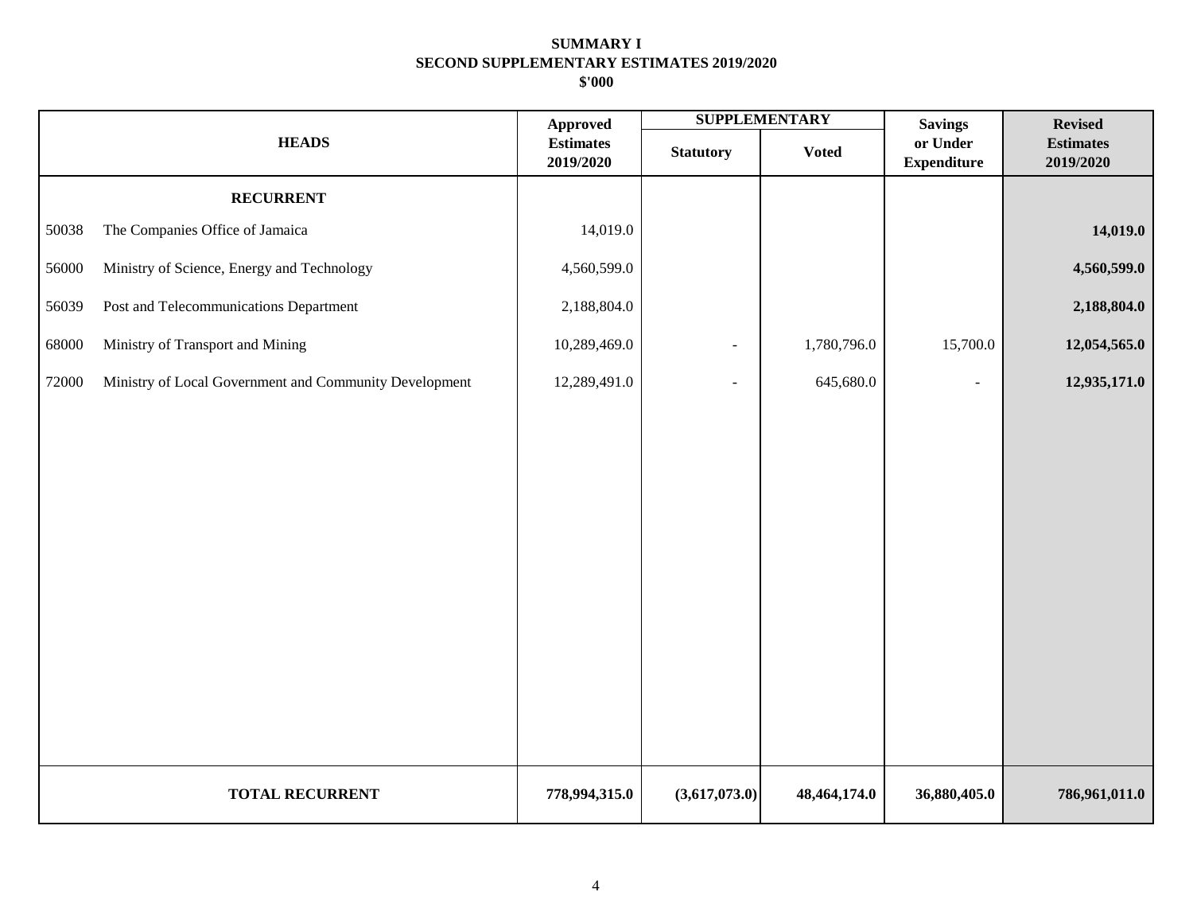**SUMMARY I**
**SECOND SUPPLEMENTARY ESTIMATES 2019/2020**
**$'000**

| HEADS | | Approved Estimates 2019/2020 | SUPPLEMENTARY | | Savings or Under Expenditure | Revised Estimates 2019/2020 |
|---|---|---|---|---|---|---|
| | | | Statutory | Voted | | |
| | **RECURRENT** | | | | | |
| 50038 | The Companies Office of Jamaica | 14,019.0 | | | | **14,019.0** |
| 56000 | Ministry of Science, Energy and Technology | 4,560,599.0 | | | | **4,560,599.0** |
| 56039 | Post and Telecommunications Department | 2,188,804.0 | | | | **2,188,804.0** |
| 68000 | Ministry of Transport and Mining | 10,289,469.0 | - | 1,780,796.0 | 15,700.0 | **12,054,565.0** |
| 72000 | Ministry of Local Government and Community Development | 12,289,491.0 | - | 645,680.0 | - | **12,935,171.0** |
| | **TOTAL RECURRENT** | **778,994,315.0** | **(3,617,073.0)** | **48,464,174.0** | **36,880,405.0** | **786,961,011.0** |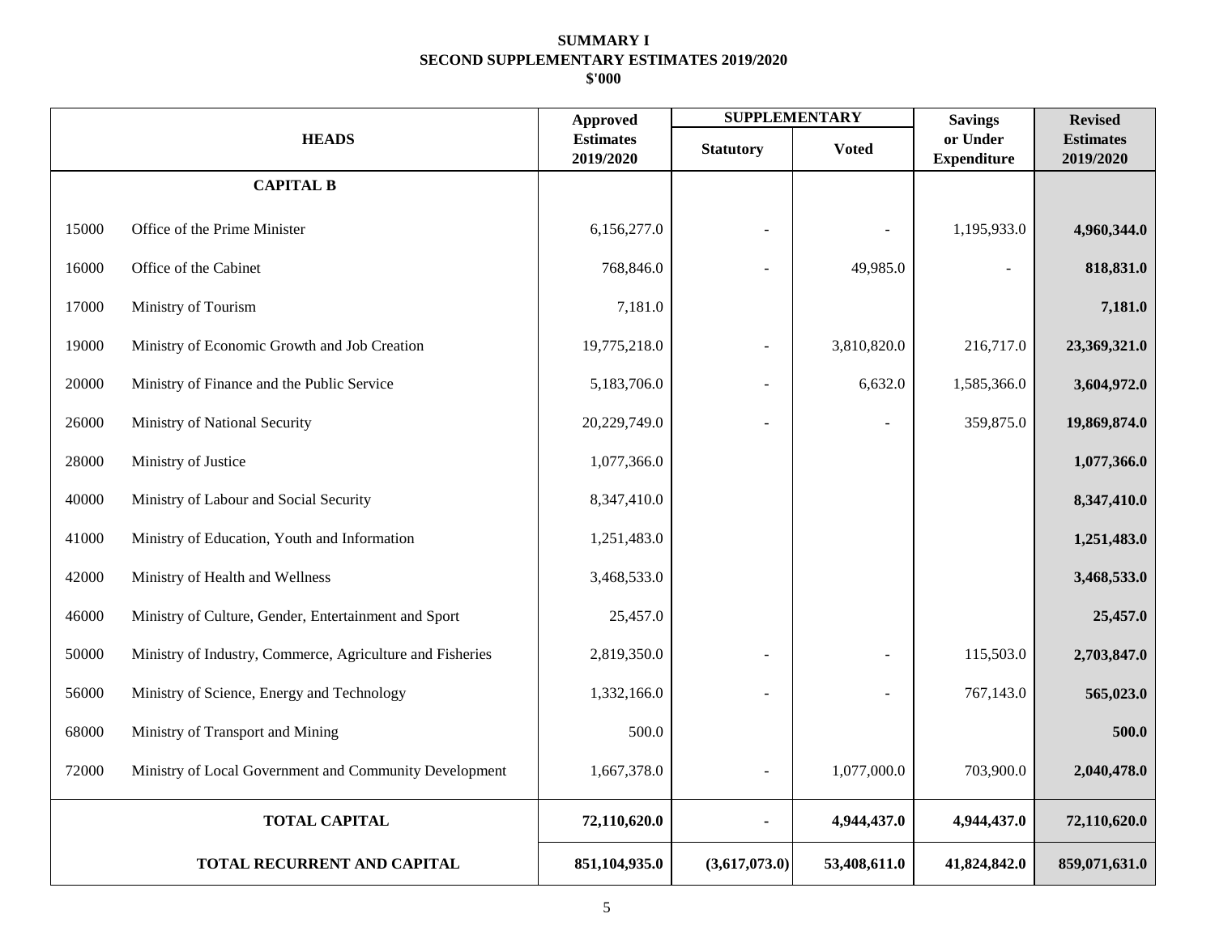**SUMMARY I**
**SECOND SUPPLEMENTARY ESTIMATES 2019/2020**
**$'000**

| HEADS | | Approved Estimates 2019/2020 | SUPPLEMENTARY | | Savings or Under Expenditure | Revised Estimates 2019/2020 |
|---|---|---|---|---|---|---|
| | | | Statutory | Voted | | |
| | **CAPITAL B** | | | | | |
| 15000 | Office of the Prime Minister | 6,156,277.0 | - | - | 1,195,933.0 | **4,960,344.0** |
| 16000 | Office of the Cabinet | 768,846.0 | - | 49,985.0 | - | **818,831.0** |
| 17000 | Ministry of Tourism | 7,181.0 | | | | **7,181.0** |
| 19000 | Ministry of Economic Growth and Job Creation | 19,775,218.0 | - | 3,810,820.0 | 216,717.0 | **23,369,321.0** |
| 20000 | Ministry of Finance and the Public Service | 5,183,706.0 | - | 6,632.0 | 1,585,366.0 | **3,604,972.0** |
| 26000 | Ministry of National Security | 20,229,749.0 | - | - | 359,875.0 | **19,869,874.0** |
| 28000 | Ministry of Justice | 1,077,366.0 | | | | **1,077,366.0** |
| 40000 | Ministry of Labour and Social Security | 8,347,410.0 | | | | **8,347,410.0** |
| 41000 | Ministry of Education, Youth and Information | 1,251,483.0 | | | | **1,251,483.0** |
| 42000 | Ministry of Health and Wellness | 3,468,533.0 | | | | **3,468,533.0** |
| 46000 | Ministry of Culture, Gender, Entertainment and Sport | 25,457.0 | | | | **25,457.0** |
| 50000 | Ministry of Industry, Commerce, Agriculture and Fisheries | 2,819,350.0 | - | - | 115,503.0 | **2,703,847.0** |
| 56000 | Ministry of Science, Energy and Technology | 1,332,166.0 | - | - | 767,143.0 | **565,023.0** |
| 68000 | Ministry of Transport and Mining | 500.0 | | | | **500.0** |
| 72000 | Ministry of Local Government and Community Development | 1,667,378.0 | - | 1,077,000.0 | 703,900.0 | **2,040,478.0** |
| **TOTAL CAPITAL** | | **72,110,620.0** | **-** | **4,944,437.0** | **4,944,437.0** | **72,110,620.0** |
| **TOTAL RECURRENT AND CAPITAL** | | **851,104,935.0** | **(3,617,073.0)** | **53,408,611.0** | **41,824,842.0** | **859,071,631.0** |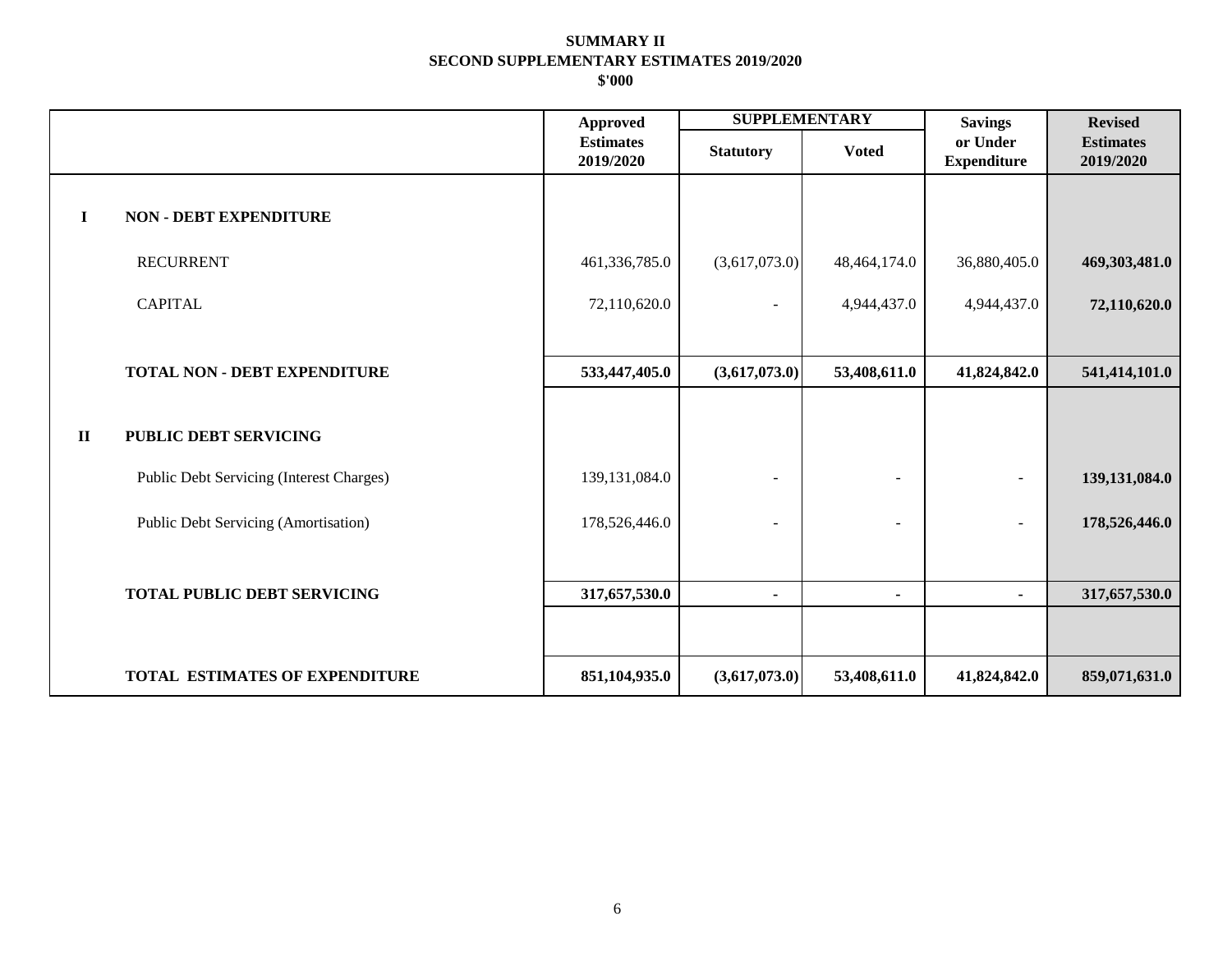# SUMMARY II
## SECOND SUPPLEMENTARY ESTIMATES 2019/2020
### $'000

| | | Approved Estimates 2019/2020 | SUPPLEMENTARY | | Savings or Under Expenditure | Revised Estimates 2019/2020 |
|---|---|---|---|---|---|---|
| | | | Statutory | Voted | | |
| **I** | **NON - DEBT EXPENDITURE** | | | | | |
| | RECURRENT | 461,336,785.0 | (3,617,073.0) | 48,464,174.0 | 36,880,405.0 | **469,303,481.0** |
| | CAPITAL | 72,110,620.0 | - | 4,944,437.0 | 4,944,437.0 | **72,110,620.0** |
| | **TOTAL NON - DEBT EXPENDITURE** | **533,447,405.0** | **(3,617,073.0)** | **53,408,611.0** | **41,824,842.0** | **541,414,101.0** |
| **II** | **PUBLIC DEBT SERVICING** | | | | | |
| | Public Debt Servicing (Interest Charges) | 139,131,084.0 | - | - | - | **139,131,084.0** |
| | Public Debt Servicing (Amortisation) | 178,526,446.0 | - | - | - | **178,526,446.0** |
| | **TOTAL PUBLIC DEBT SERVICING** | **317,657,530.0** | **-** | **-** | **-** | **317,657,530.0** |
| | **TOTAL ESTIMATES OF EXPENDITURE** | **851,104,935.0** | **(3,617,073.0)** | **53,408,611.0** | **41,824,842.0** | **859,071,631.0** |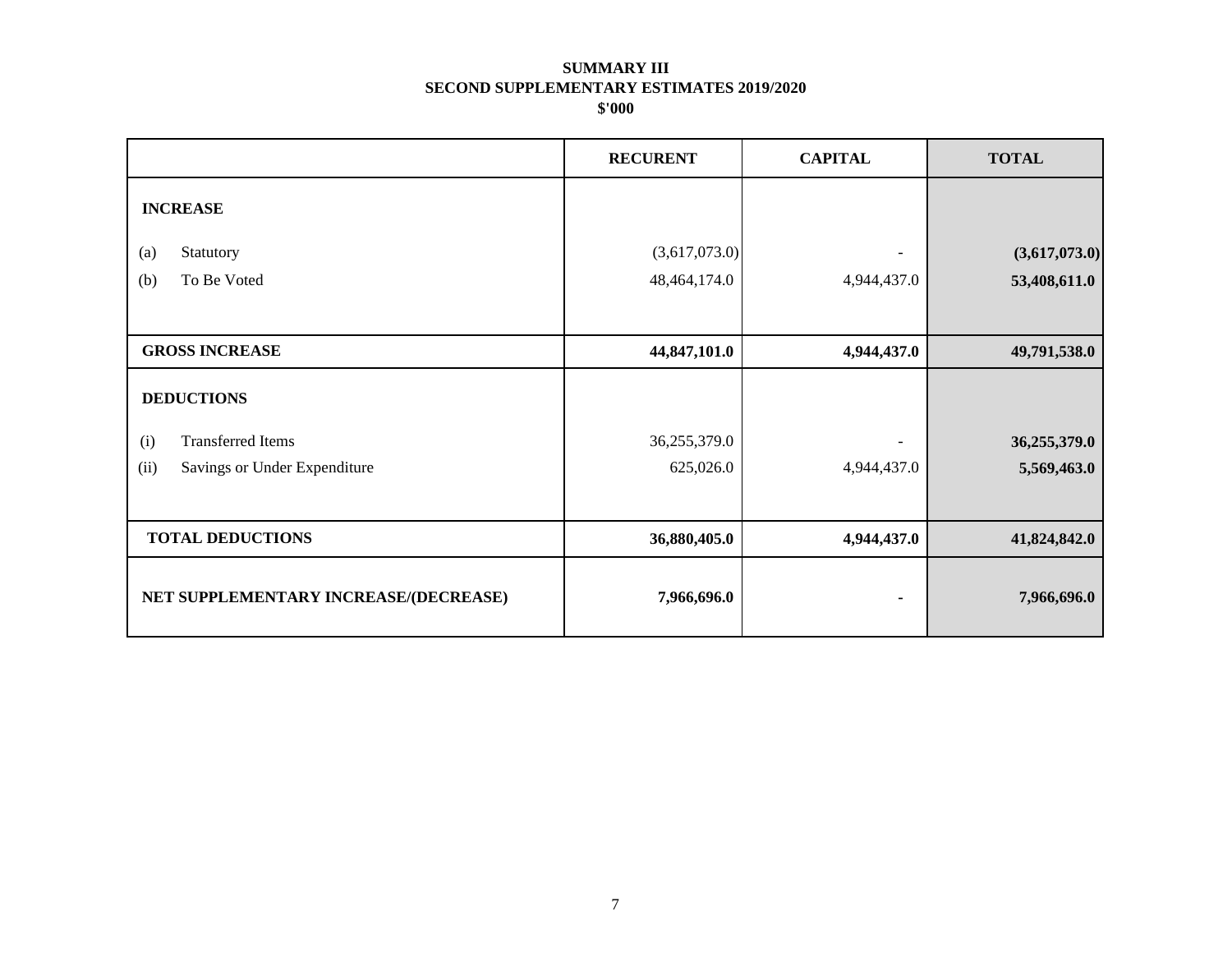# SUMMARY III
## SECOND SUPPLEMENTARY ESTIMATES 2019/2020
### $'000

| | RECURENT | CAPITAL | TOTAL |
|---|---|---|---|
| **INCREASE** | | | |
| (a) Statutory | (3,617,073.0) | - | **(3,617,073.0)** |
| (b) To Be Voted | 48,464,174.0 | 4,944,437.0 | **53,408,611.0** |
| **GROSS INCREASE** | **44,847,101.0** | **4,944,437.0** | **49,791,538.0** |
| **DEDUCTIONS** | | | |
| (i) Transferred Items | 36,255,379.0 | - | **36,255,379.0** |
| (ii) Savings or Under Expenditure | 625,026.0 | 4,944,437.0 | **5,569,463.0** |
| **TOTAL DEDUCTIONS** | **36,880,405.0** | **4,944,437.0** | **41,824,842.0** |
| **NET SUPPLEMENTARY INCREASE/(DECREASE)** | **7,966,696.0** | **-** | **7,966,696.0** |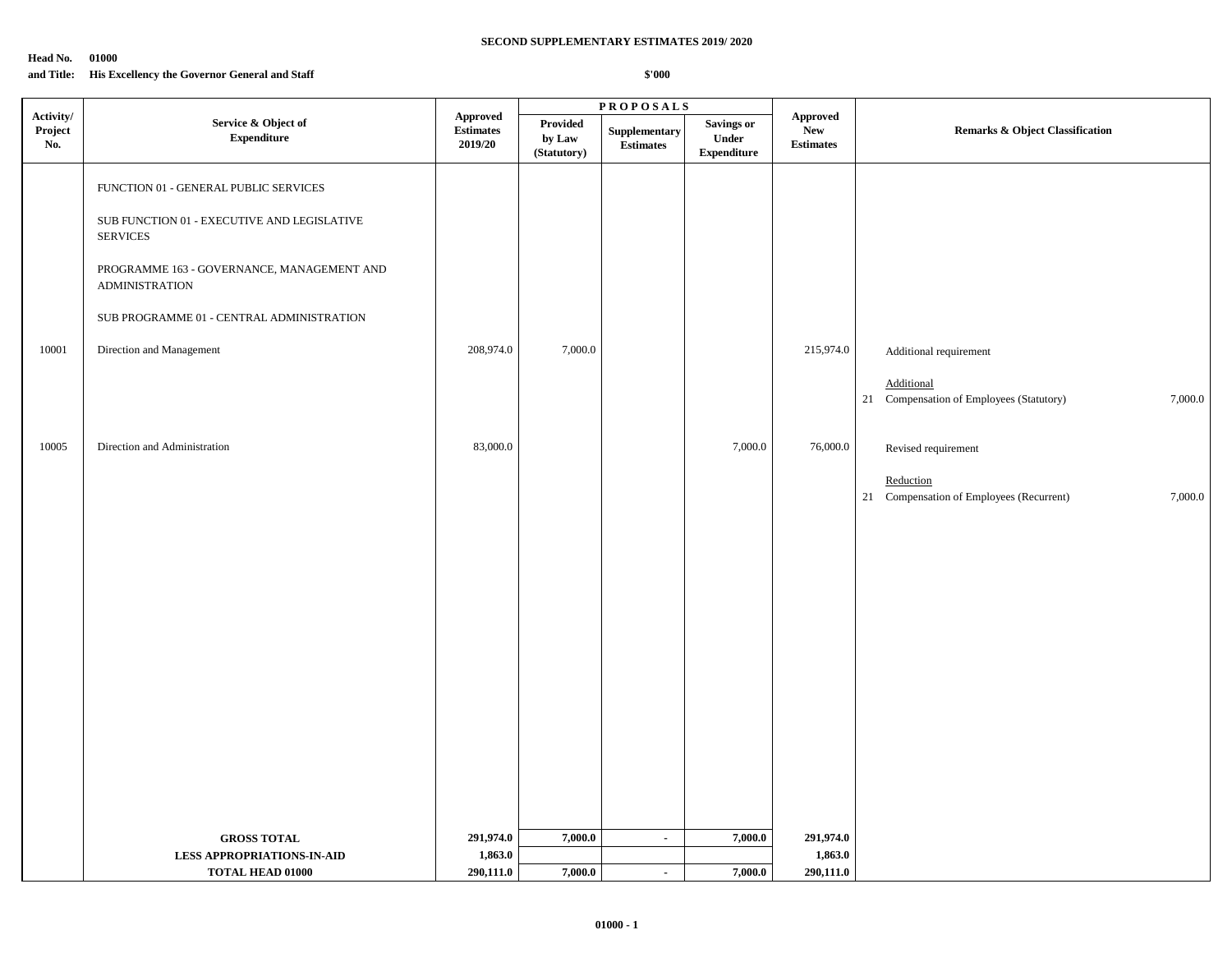**SECOND SUPPLEMENTARY ESTIMATES 2019/ 2020**

**Head No. 01000**
**and Title: His Excellency the Governor General and Staff**

**$'000**

| Activity/ Project No. | Service & Object of Expenditure | Approved Estimates 2019/20 | PROPOSALS | | | Approved New Estimates | Remarks & Object Classification |
|---|---|---|---|---|---|---|---|
| | | | Provided by Law (Statutory) | Supplementary Estimates | Savings or Under Expenditure | | |
| | FUNCTION 01 - GENERAL PUBLIC SERVICES | | | | | | |
| | SUB FUNCTION 01 - EXECUTIVE AND LEGISLATIVE SERVICES | | | | | | |
| | PROGRAMME 163 - GOVERNANCE, MANAGEMENT AND ADMINISTRATION | | | | | | |
| | SUB PROGRAMME 01 - CENTRAL ADMINISTRATION | | | | | | |
| 10001 | Direction and Management | 208,974.0 | 7,000.0 | | | 215,974.0 | Additional requirement<br><br>Additional<br>21 Compensation of Employees (Statutory) 7,000.0 |
| 10005 | Direction and Administration | 83,000.0 | | | 7,000.0 | 76,000.0 | Revised requirement<br><br>Reduction<br>21 Compensation of Employees (Recurrent) 7,000.0 |
| | **GROSS TOTAL** | **291,974.0** | **7,000.0** | **-** | **7,000.0** | **291,974.0** | |
| | **LESS APPROPRIATIONS-IN-AID** | **1,863.0** | | | | **1,863.0** | |
| | **TOTAL HEAD 01000** | **290,111.0** | **7,000.0** | **-** | **7,000.0** | **290,111.0** | |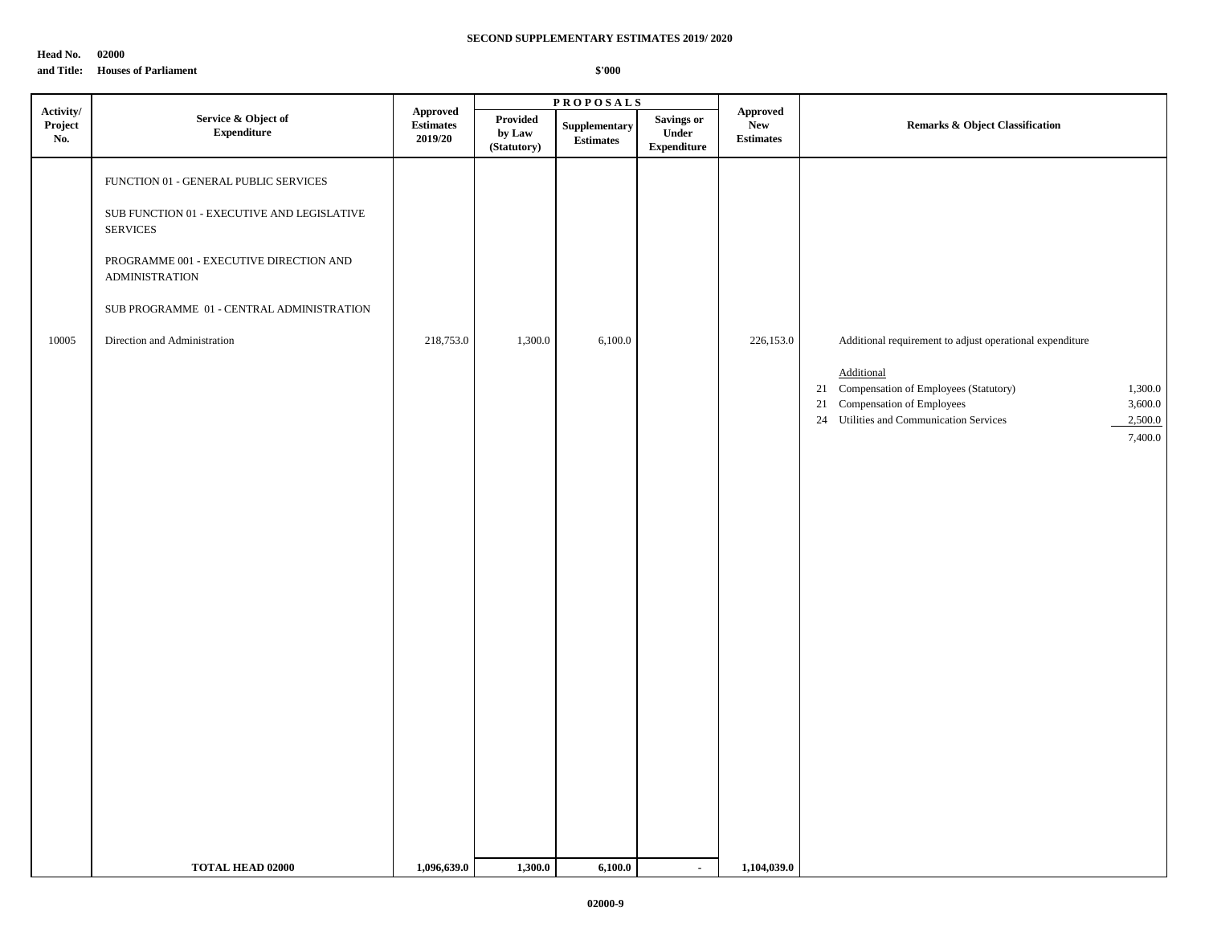**SECOND SUPPLEMENTARY ESTIMATES 2019/ 2020**

**Head No. 02000**
**and Title: Houses of Parliament**

**$'000**

| Activity/ Project No. | Service & Object of Expenditure | Approved Estimates 2019/20 | PROPOSALS Provided by Law (Statutory) | Supplementary Estimates | Savings or Under Expenditure | Approved New Estimates | Remarks & Object Classification |
|---|---|---|---|---|---|---|---|
| | FUNCTION 01 - GENERAL PUBLIC SERVICES | | | | | | |
| | SUB FUNCTION 01 - EXECUTIVE AND LEGISLATIVE SERVICES | | | | | | |
| | PROGRAMME 001 - EXECUTIVE DIRECTION AND ADMINISTRATION | | | | | | |
| | SUB PROGRAMME 01 - CENTRAL ADMINISTRATION | | | | | | |
| 10005 | Direction and Administration | 218,753.0 | 1,300.0 | 6,100.0 | | 226,153.0 | Additional requirement to adjust operational expenditure<br><br>Additional<br>21 Compensation of Employees (Statutory) 1,300.0<br>21 Compensation of Employees 3,600.0<br>24 Utilities and Communication Services 2,500.0<br>7,400.0 |
| | **TOTAL HEAD 02000** | **1,096,639.0** | **1,300.0** | **6,100.0** | **-** | **1,104,039.0** | |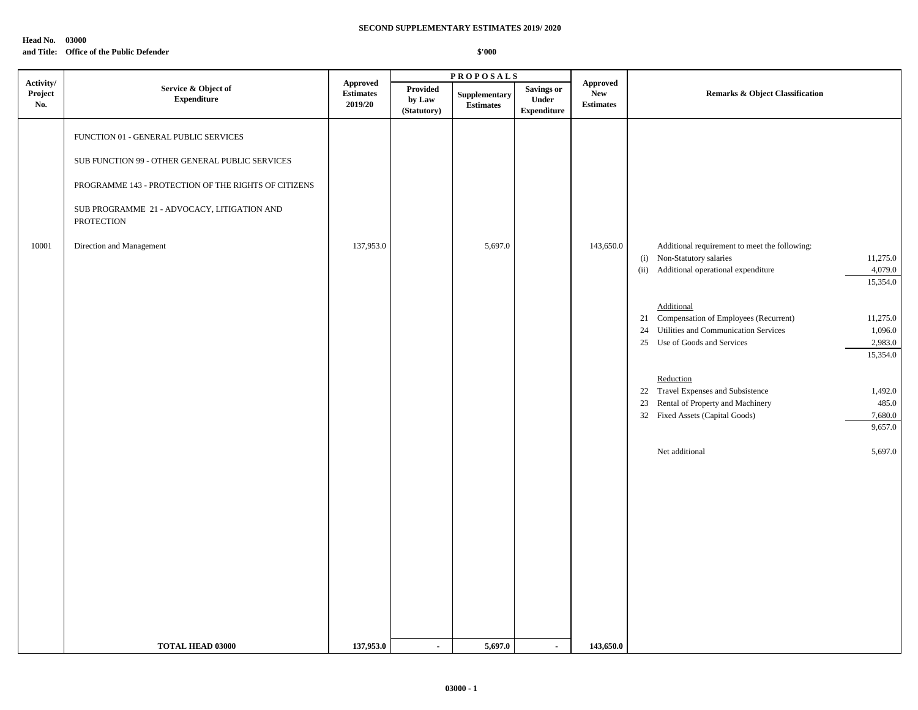**SECOND SUPPLEMENTARY ESTIMATES 2019/ 2020**

**Head No. 03000**
**and Title: Office of the Public Defender**

**$'000**

| Activity/ Project No. | Service & Object of Expenditure | Approved Estimates 2019/20 | PROPOSALS | | | Approved New Estimates | Remarks & Object Classification | |
|---|---|---|---|---|---|---|---|---|
| | | | Provided by Law (Statutory) | Supplementary Estimates | Savings or Under Expenditure | | | |
| | FUNCTION 01 - GENERAL PUBLIC SERVICES | | | | | | | |
| | SUB FUNCTION 99 - OTHER GENERAL PUBLIC SERVICES | | | | | | | |
| | PROGRAMME 143 - PROTECTION OF THE RIGHTS OF CITIZENS | | | | | | | |
| | SUB PROGRAMME 21 - ADVOCACY, LITIGATION AND PROTECTION | | | | | | | |
| 10001 | Direction and Management | 137,953.0 | | 5,697.0 | | 143,650.0 | Additional requirement to meet the following: | |
| | | | | | | | (i) Non-Statutory salaries | 11,275.0 |
| | | | | | | | (ii) Additional operational expenditure | 4,079.0 |
| | | | | | | | | 15,354.0 |
| | | | | | | | Additional | |
| | | | | | | | 21 Compensation of Employees (Recurrent) | 11,275.0 |
| | | | | | | | 24 Utilities and Communication Services | 1,096.0 |
| | | | | | | | 25 Use of Goods and Services | 2,983.0 |
| | | | | | | | | 15,354.0 |
| | | | | | | | Reduction | |
| | | | | | | | 22 Travel Expenses and Subsistence | 1,492.0 |
| | | | | | | | 23 Rental of Property and Machinery | 485.0 |
| | | | | | | | 32 Fixed Assets (Capital Goods) | 7,680.0 |
| | | | | | | | | 9,657.0 |
| | | | | | | | Net additional | 5,697.0 |
| | **TOTAL HEAD 03000** | **137,953.0** | **-** | **5,697.0** | **-** | **143,650.0** | | |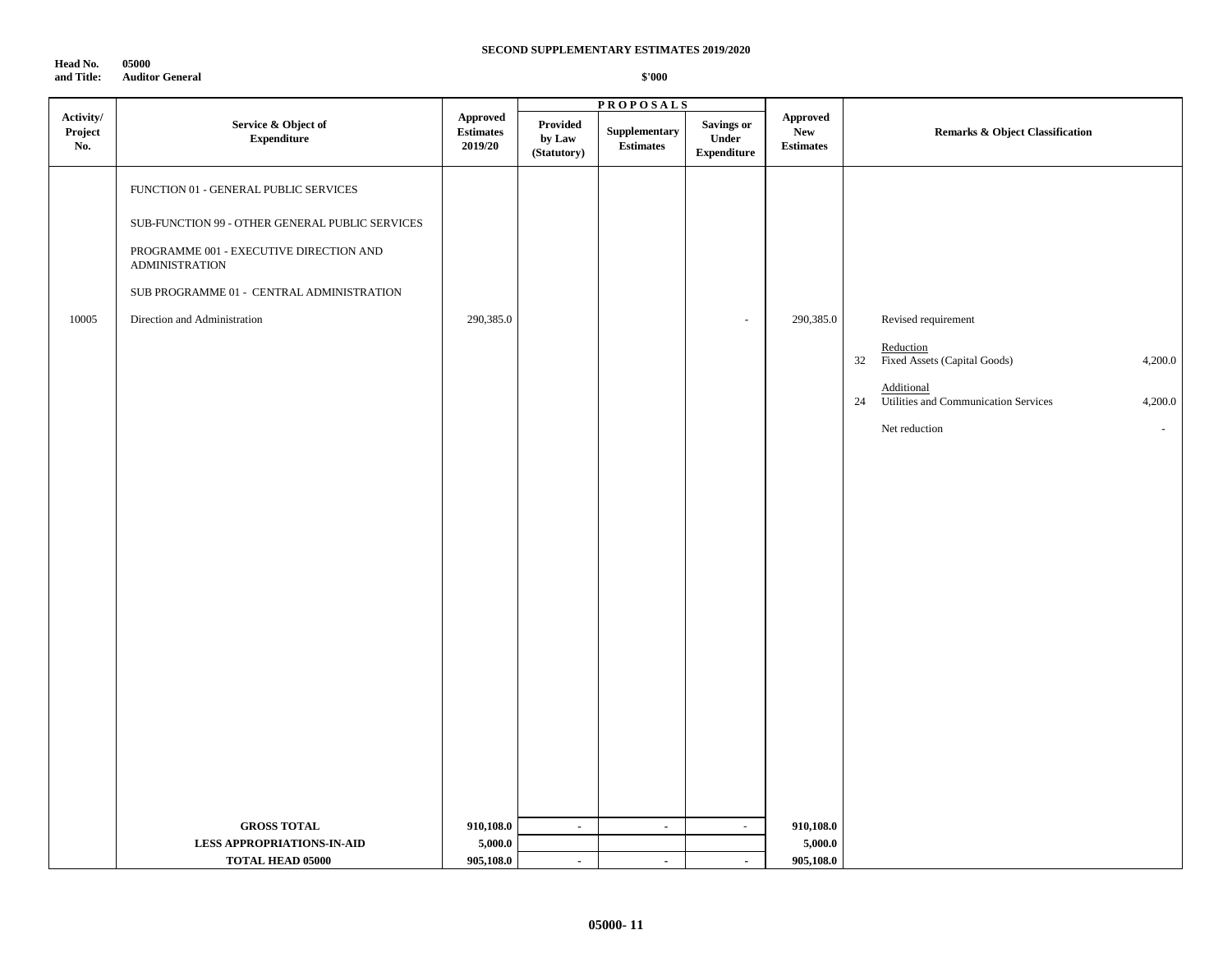**SECOND SUPPLEMENTARY ESTIMATES 2019/2020**

**Head No. and Title:** 05000 Auditor General

**$'000**

| Activity/ Project No. | Service & Object of Expenditure | Approved Estimates 2019/20 | PROPOSALS Provided by Law (Statutory) | Supplementary Estimates | Savings or Under Expenditure | Approved New Estimates | Remarks & Object Classification | |
|---|---|---|---|---|---|---|---|---|
| | FUNCTION 01 - GENERAL PUBLIC SERVICES | | | | | | | |
| | SUB-FUNCTION 99 - OTHER GENERAL PUBLIC SERVICES | | | | | | | |
| | PROGRAMME 001 - EXECUTIVE DIRECTION AND ADMINISTRATION | | | | | | | |
| | SUB PROGRAMME 01 - CENTRAL ADMINISTRATION | | | | | | | |
| 10005 | Direction and Administration | 290,385.0 | | | - | 290,385.0 | Revised requirement | |
| | | | | | | | Reduction | |
| | | | | | | | 32 Fixed Assets (Capital Goods) | 4,200.0 |
| | | | | | | | Additional | |
| | | | | | | | 24 Utilities and Communication Services | 4,200.0 |
| | | | | | | | Net reduction | - |
| | **GROSS TOTAL** | **910,108.0** | - | - | - | **910,108.0** | | |
| | **LESS APPROPRIATIONS-IN-AID** | **5,000.0** | | | | **5,000.0** | | |
| | **TOTAL HEAD 05000** | **905,108.0** | - | - | - | **905,108.0** | | |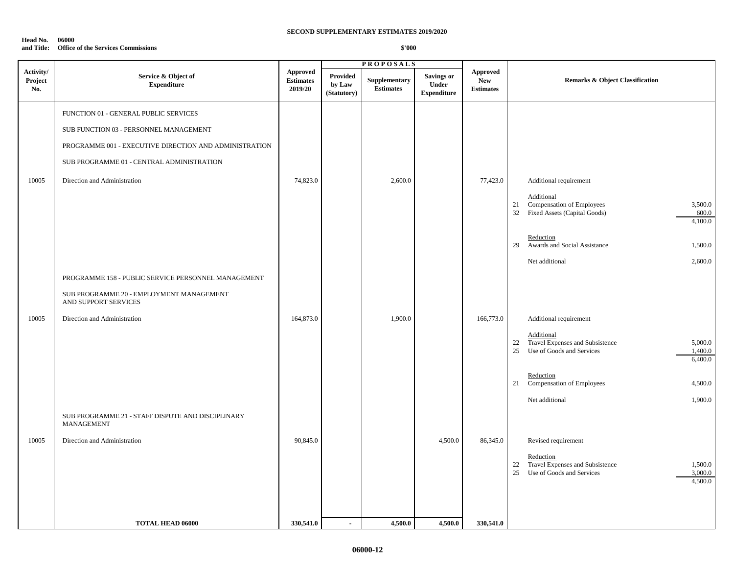**SECOND SUPPLEMENTARY ESTIMATES 2019/2020**

**Head No. 06000**
**and Title: Office of the Services Commissions**

**\$'000**

| Activity/ Project No. | Service & Object of Expenditure | Approved Estimates 2019/20 | PROPOSALS Provided by Law (Statutory) | Supplementary Estimates | Savings or Under Expenditure | Approved New Estimates | Remarks & Object Classification | |
|---|---|---|---|---|---|---|---|---|
| | FUNCTION 01 - GENERAL PUBLIC SERVICES | | | | | | | |
| | SUB FUNCTION 03 - PERSONNEL MANAGEMENT | | | | | | | |
| | PROGRAMME 001 - EXECUTIVE DIRECTION AND ADMINISTRATION | | | | | | | |
| | SUB PROGRAMME 01 - CENTRAL ADMINISTRATION | | | | | | | |
| 10005 | Direction and Administration | 74,823.0 | | 2,600.0 | | 77,423.0 | Additional requirement | |
| | | | | | | | Additional | |
| | | | | | | | 21 Compensation of Employees | 3,500.0 |
| | | | | | | | 32 Fixed Assets (Capital Goods) | 600.0 |
| | | | | | | | | 4,100.0 |
| | | | | | | | Reduction | |
| | | | | | | | 29 Awards and Social Assistance | 1,500.0 |
| | | | | | | | Net additional | 2,600.0 |
| | PROGRAMME 158 - PUBLIC SERVICE PERSONNEL MANAGEMENT | | | | | | | |
| | SUB PROGRAMME 20 - EMPLOYMENT MANAGEMENT AND SUPPORT SERVICES | | | | | | | |
| 10005 | Direction and Administration | 164,873.0 | | 1,900.0 | | 166,773.0 | Additional requirement | |
| | | | | | | | Additional | |
| | | | | | | | 22 Travel Expenses and Subsistence | 5,000.0 |
| | | | | | | | 25 Use of Goods and Services | 1,400.0 |
| | | | | | | | | 6,400.0 |
| | | | | | | | Reduction | |
| | | | | | | | 21 Compensation of Employees | 4,500.0 |
| | | | | | | | Net additional | 1,900.0 |
| | SUB PROGRAMME 21 - STAFF DISPUTE AND DISCIPLINARY MANAGEMENT | | | | | | | |
| 10005 | Direction and Administration | 90,845.0 | | | 4,500.0 | 86,345.0 | Revised requirement | |
| | | | | | | | Reduction | |
| | | | | | | | 22 Travel Expenses and Subsistence | 1,500.0 |
| | | | | | | | 25 Use of Goods and Services | 3,000.0 |
| | | | | | | | | 4,500.0 |
| | **TOTAL HEAD 06000** | **330,541.0** | **-** | **4,500.0** | **4,500.0** | **330,541.0** | | |

**06000-12**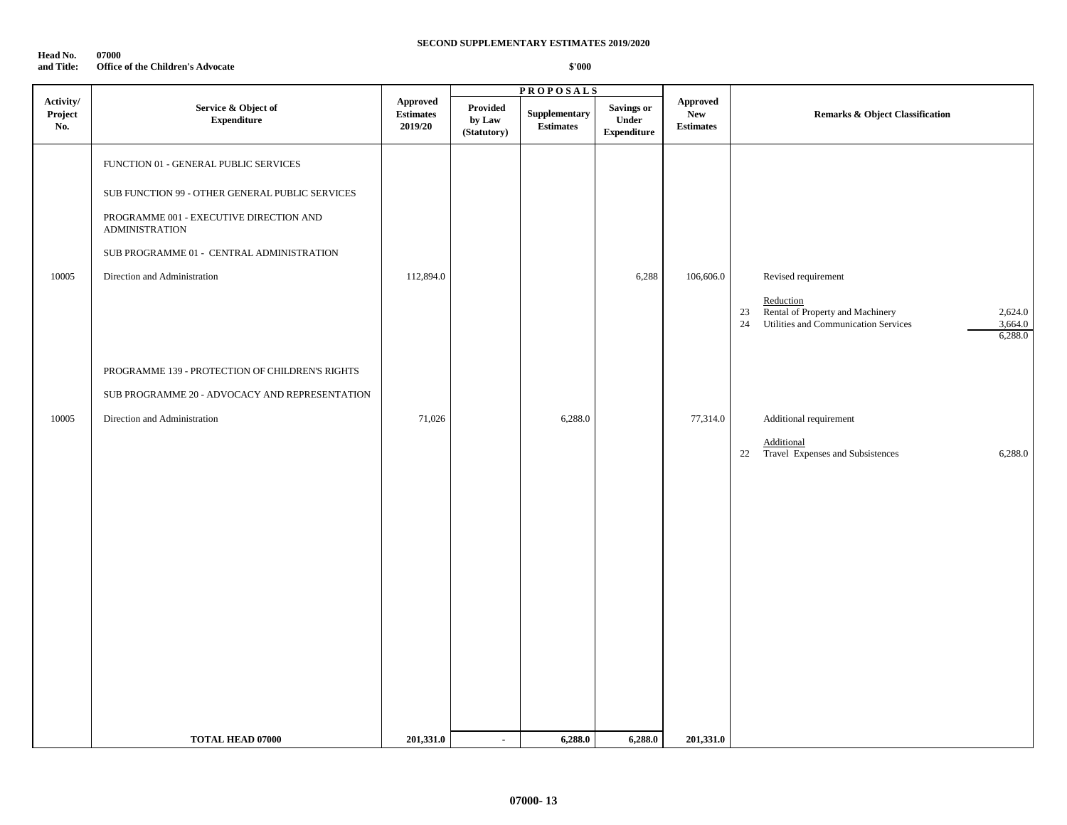**SECOND SUPPLEMENTARY ESTIMATES 2019/2020**

**Head No. and Title:** 07000 Office of the Children's Advocate

$'000

| Activity/ Project No. | Service & Object of Expenditure | Approved Estimates 2019/20 | PROPOSALS | | | Approved New Estimates | Remarks & Object Classification | | |
|---|---|---|---|---|---|---|---|---|---|
| | | | Provided by Law (Statutory) | Supplementary Estimates | Savings or Under Expenditure | | | | |
| | FUNCTION 01 - GENERAL PUBLIC SERVICES | | | | | | | | |
| | SUB FUNCTION 99 - OTHER GENERAL PUBLIC SERVICES | | | | | | | | |
| | PROGRAMME 001 - EXECUTIVE DIRECTION AND ADMINISTRATION | | | | | | | | |
| | SUB PROGRAMME 01 - CENTRAL ADMINISTRATION | | | | | | | | |
| 10005 | Direction and Administration | 112,894.0 | | | 6,288 | 106,606.0 | | Revised requirement | |
| | | | | | | | | Reduction | |
| | | | | | | | 23 | Rental of Property and Machinery | 2,624.0 |
| | | | | | | | 24 | Utilities and Communication Services | 3,664.0 |
| | | | | | | | | | 6,288.0 |
| | PROGRAMME 139 - PROTECTION OF CHILDREN'S RIGHTS | | | | | | | | |
| | SUB PROGRAMME 20 - ADVOCACY AND REPRESENTATION | | | | | | | | |
| 10005 | Direction and Administration | 71,026 | | 6,288.0 | | 77,314.0 | | Additional requirement | |
| | | | | | | | | Additional | |
| | | | | | | | 22 | Travel Expenses and Subsistences | 6,288.0 |
| | **TOTAL HEAD 07000** | **201,331.0** | **-** | **6,288.0** | **6,288.0** | **201,331.0** | | | |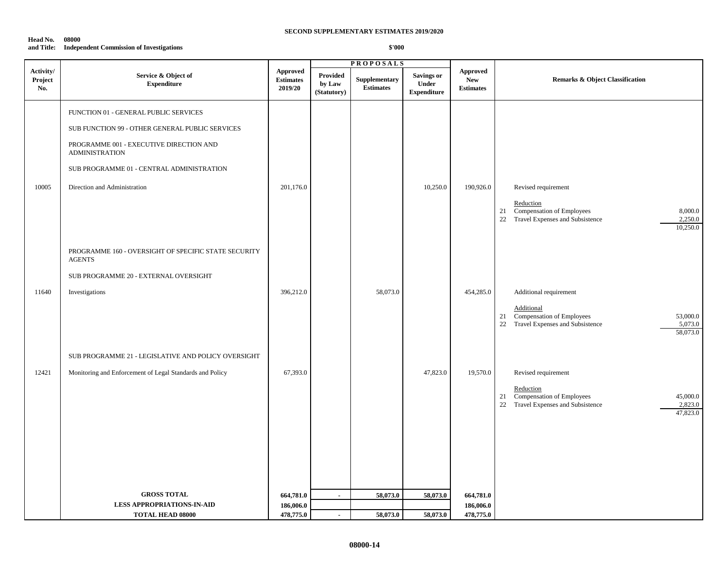**SECOND SUPPLEMENTARY ESTIMATES 2019/2020**

**Head No. 08000**
**and Title: Independent Commission of Investigations**

**$'000**

| Activity/ Project No. | Service & Object of Expenditure | Approved Estimates 2019/20 | PROPOSALS Provided by Law (Statutory) | Supplementary Estimates | Savings or Under Expenditure | Approved New Estimates | Remarks & Object Classification |
|---|---|---|---|---|---|---|---|
| | FUNCTION 01 - GENERAL PUBLIC SERVICES | | | | | | |
| | SUB FUNCTION 99 - OTHER GENERAL PUBLIC SERVICES | | | | | | |
| | PROGRAMME 001 - EXECUTIVE DIRECTION AND ADMINISTRATION | | | | | | |
| | SUB PROGRAMME 01 - CENTRAL ADMINISTRATION | | | | | | |
| 10005 | Direction and Administration | 201,176.0 | | | 10,250.0 | 190,926.0 | Revised requirement<br><br>Reduction<br>21 Compensation of Employees 8,000.0<br>22 Travel Expenses and Subsistence 2,250.0<br>10,250.0 |
| | PROGRAMME 160 - OVERSIGHT OF SPECIFIC STATE SECURITY AGENTS | | | | | | |
| | SUB PROGRAMME 20 - EXTERNAL OVERSIGHT | | | | | | |
| 11640 | Investigations | 396,212.0 | | 58,073.0 | | 454,285.0 | Additional requirement<br><br>Additional<br>21 Compensation of Employees 53,000.0<br>22 Travel Expenses and Subsistence 5,073.0<br>58,073.0 |
| | SUB PROGRAMME 21 - LEGISLATIVE AND POLICY OVERSIGHT | | | | | | |
| 12421 | Monitoring and Enforcement of Legal Standards and Policy | 67,393.0 | | | 47,823.0 | 19,570.0 | Revised requirement<br><br>Reduction<br>21 Compensation of Employees 45,000.0<br>22 Travel Expenses and Subsistence 2,823.0<br>47,823.0 |
| | **GROSS TOTAL** | **664,781.0** | **-** | **58,073.0** | **58,073.0** | **664,781.0** | |
| | **LESS APPROPRIATIONS-IN-AID** | **186,006.0** | | | | **186,006.0** | |
| | **TOTAL HEAD 08000** | **478,775.0** | **-** | **58,073.0** | **58,073.0** | **478,775.0** | |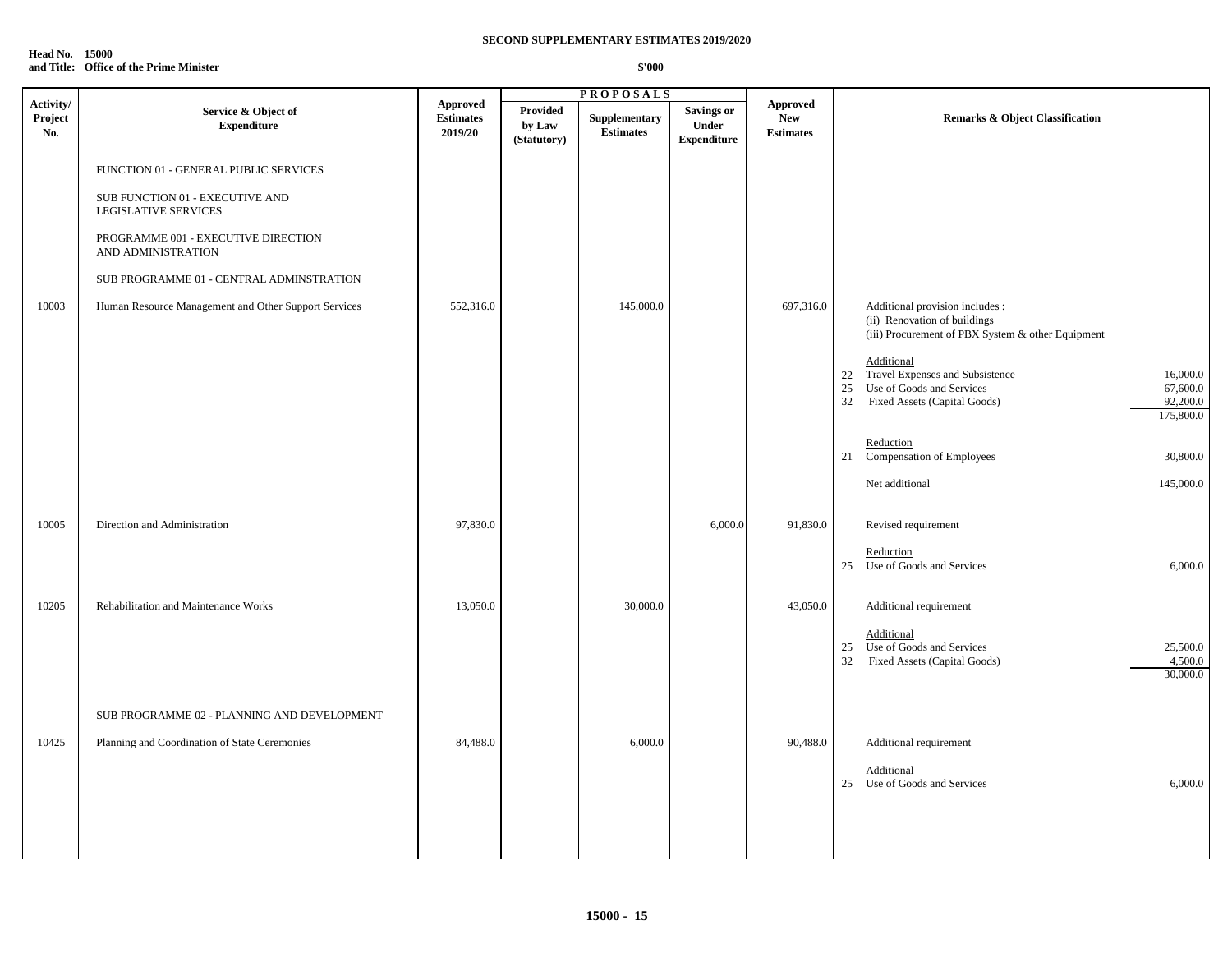**SECOND SUPPLEMENTARY ESTIMATES 2019/2020**

**Head No. 15000**
**and Title: Office of the Prime Minister**

**$'000**

| Activity/ Project No. | Service & Object of Expenditure | Approved Estimates 2019/20 | PROPOSALS Provided by Law (Statutory) | Supplementary Estimates | Savings or Under Expenditure | Approved New Estimates | Remarks & Object Classification |
|---|---|---|---|---|---|---|---|
| | FUNCTION 01 - GENERAL PUBLIC SERVICES | | | | | | |
| | SUB FUNCTION 01 - EXECUTIVE AND LEGISLATIVE SERVICES | | | | | | |
| | PROGRAMME 001 - EXECUTIVE DIRECTION AND ADMINISTRATION | | | | | | |
| | SUB PROGRAMME 01 - CENTRAL ADMINSTRATION | | | | | | |
| 10003 | Human Resource Management and Other Support Services | 552,316.0 | | 145,000.0 | | 697,316.0 | Additional provision includes :<br>(ii) Renovation of buildings<br>(iii) Procurement of PBX System & other Equipment<br><br>Additional<br>22 Travel Expenses and Subsistence 16,000.0<br>25 Use of Goods and Services 67,600.0<br>32 Fixed Assets (Capital Goods) 92,200.0<br>175,800.0<br><br>Reduction<br>21 Compensation of Employees 30,800.0<br><br>Net additional 145,000.0 |
| 10005 | Direction and Administration | 97,830.0 | | | 6,000.0 | 91,830.0 | Revised requirement<br><br>Reduction<br>25 Use of Goods and Services 6,000.0 |
| 10205 | Rehabilitation and Maintenance Works | 13,050.0 | | 30,000.0 | | 43,050.0 | Additional requirement<br><br>Additional<br>25 Use of Goods and Services 25,500.0<br>32 Fixed Assets (Capital Goods) 4,500.0<br>30,000.0 |
| | SUB PROGRAMME 02 - PLANNING AND DEVELOPMENT | | | | | | |
| 10425 | Planning and Coordination of State Ceremonies | 84,488.0 | | 6,000.0 | | 90,488.0 | Additional requirement<br><br>Additional<br>25 Use of Goods and Services 6,000.0 |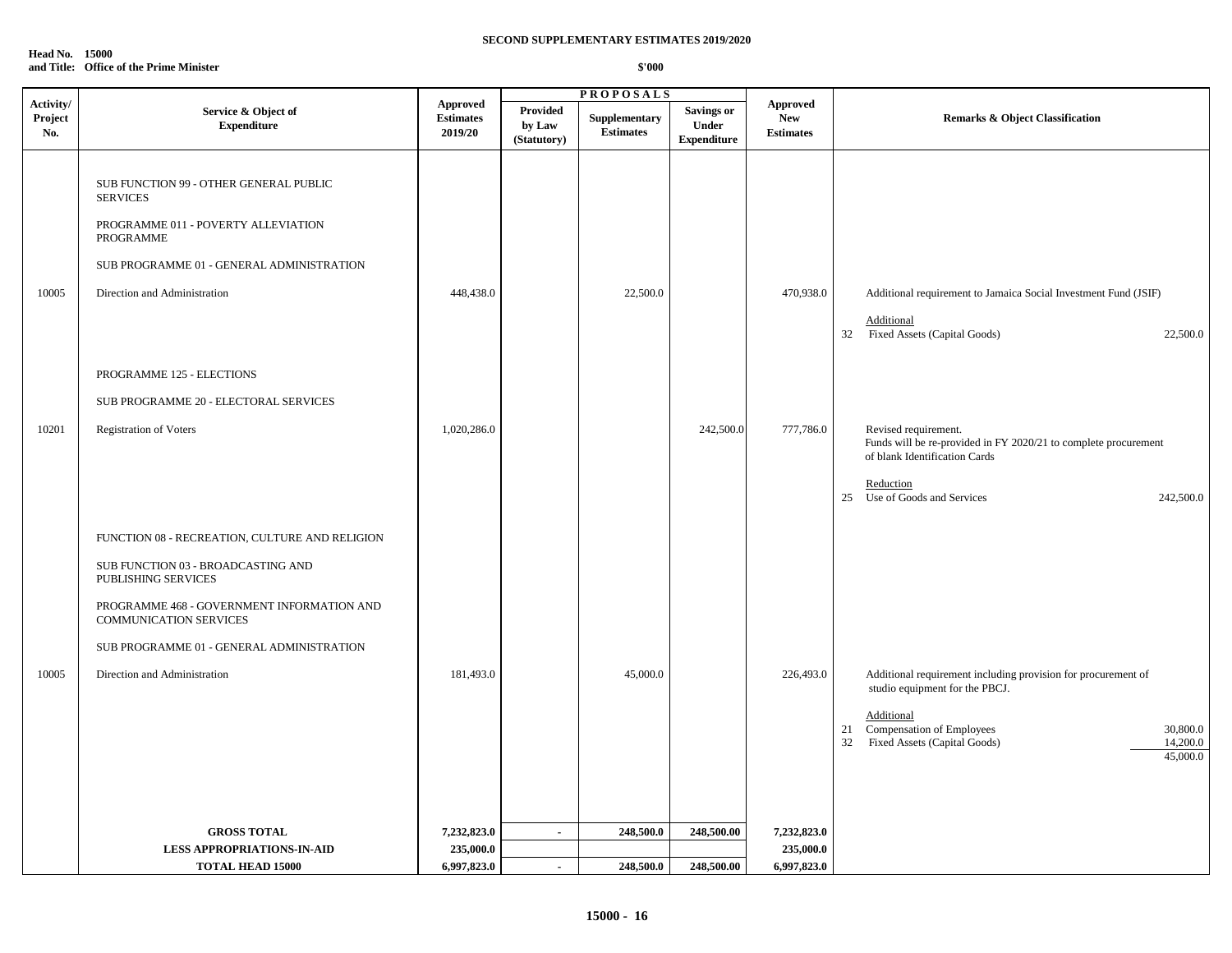**SECOND SUPPLEMENTARY ESTIMATES 2019/2020**

**Head No. 15000**
**and Title: Office of the Prime Minister**

**$'000**

| Activity/ Project No. | Service & Object of Expenditure | Approved Estimates 2019/20 | PROPOSALS Provided by Law (Statutory) | Supplementary Estimates | Savings or Under Expenditure | Approved New Estimates | Remarks & Object Classification |
|---|---|---|---|---|---|---|---|
| | SUB FUNCTION 99 - OTHER GENERAL PUBLIC SERVICES | | | | | | |
| | PROGRAMME 011 - POVERTY ALLEVIATION PROGRAMME | | | | | | |
| | SUB PROGRAMME 01 - GENERAL ADMINISTRATION | | | | | | |
| 10005 | Direction and Administration | 448,438.0 | | 22,500.0 | | 470,938.0 | Additional requirement to Jamaica Social Investment Fund (JSIF) |
| | | | | | | | Additional |
| | | | | | | | 32 Fixed Assets (Capital Goods) 22,500.0 |
| | PROGRAMME 125 - ELECTIONS | | | | | | |
| | SUB PROGRAMME 20 - ELECTORAL SERVICES | | | | | | |
| 10201 | Registration of Voters | 1,020,286.0 | | | 242,500.0 | 777,786.0 | Revised requirement. Funds will be re-provided in FY 2020/21 to complete procurement of blank Identification Cards |
| | | | | | | | Reduction |
| | | | | | | | 25 Use of Goods and Services 242,500.0 |
| | FUNCTION 08 - RECREATION, CULTURE AND RELIGION | | | | | | |
| | SUB FUNCTION 03 - BROADCASTING AND PUBLISHING SERVICES | | | | | | |
| | PROGRAMME 468 - GOVERNMENT INFORMATION AND COMMUNICATION SERVICES | | | | | | |
| | SUB PROGRAMME 01 - GENERAL ADMINISTRATION | | | | | | |
| 10005 | Direction and Administration | 181,493.0 | | 45,000.0 | | 226,493.0 | Additional requirement including provision for procurement of studio equipment for the PBCJ. |
| | | | | | | | Additional |
| | | | | | | | 21 Compensation of Employees 30,800.0 |
| | | | | | | | 32 Fixed Assets (Capital Goods) 14,200.0 |
| | | | | | | | 45,000.0 |
| | **GROSS TOTAL** | **7,232,823.0** | **-** | **248,500.0** | **248,500.00** | **7,232,823.0** | |
| | **LESS APPROPRIATIONS-IN-AID** | **235,000.0** | | | | **235,000.0** | |
| | **TOTAL HEAD 15000** | **6,997,823.0** | **-** | **248,500.0** | **248,500.00** | **6,997,823.0** | |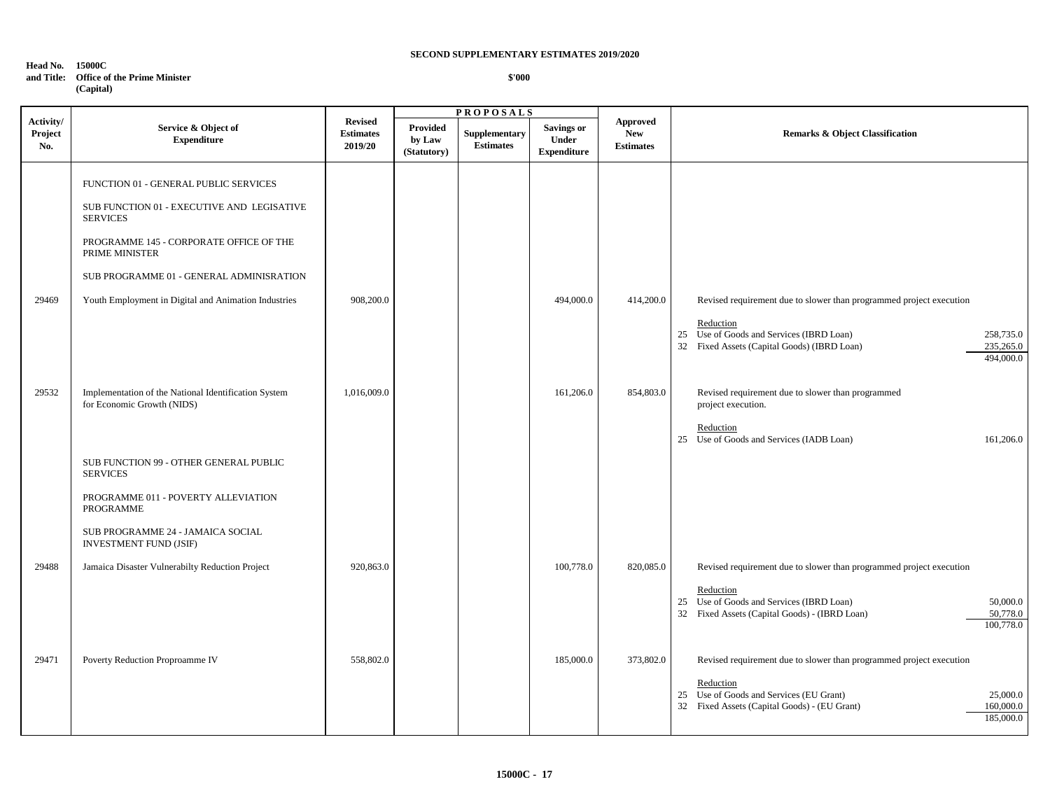**SECOND SUPPLEMENTARY ESTIMATES 2019/2020**

**Head No. 15000C**
**and Title: Office of the Prime Minister**
**(Capital)**

**$'000**

| Activity/ Project No. | Service & Object of Expenditure | Revised Estimates 2019/20 | PROPOSALS Provided by Law (Statutory) | Supplementary Estimates | Savings or Under Expenditure | Approved New Estimates | Remarks & Object Classification | |
|---|---|---|---|---|---|---|---|---|
| | FUNCTION 01 - GENERAL PUBLIC SERVICES | | | | | | | |
| | SUB FUNCTION 01 - EXECUTIVE AND LEGISATIVE SERVICES | | | | | | | |
| | PROGRAMME 145 - CORPORATE OFFICE OF THE PRIME MINISTER | | | | | | | |
| | SUB PROGRAMME 01 - GENERAL ADMINISRATION | | | | | | | |
| 29469 | Youth Employment in Digital and Animation Industries | 908,200.0 | | | 494,000.0 | 414,200.0 | Revised requirement due to slower than programmed project execution | |
| | | | | | | | Reduction | |
| | | | | | | | 25 Use of Goods and Services (IBRD Loan) | 258,735.0 |
| | | | | | | | 32 Fixed Assets (Capital Goods) (IBRD Loan) | 235,265.0 |
| | | | | | | | | 494,000.0 |
| 29532 | Implementation of the National Identification System for Economic Growth (NIDS) | 1,016,009.0 | | | 161,206.0 | 854,803.0 | Revised requirement due to slower than programmed project execution. | |
| | | | | | | | Reduction | |
| | | | | | | | 25 Use of Goods and Services (IADB Loan) | 161,206.0 |
| | SUB FUNCTION 99 - OTHER GENERAL PUBLIC SERVICES | | | | | | | |
| | PROGRAMME 011 - POVERTY ALLEVIATION PROGRAMME | | | | | | | |
| | SUB PROGRAMME 24 - JAMAICA SOCIAL INVESTMENT FUND (JSIF) | | | | | | | |
| 29488 | Jamaica Disaster Vulnerabilty Reduction Project | 920,863.0 | | | 100,778.0 | 820,085.0 | Revised requirement due to slower than programmed project execution | |
| | | | | | | | Reduction | |
| | | | | | | | 25 Use of Goods and Services (IBRD Loan) | 50,000.0 |
| | | | | | | | 32 Fixed Assets (Capital Goods) - (IBRD Loan) | 50,778.0 |
| | | | | | | | | 100,778.0 |
| 29471 | Poverty Reduction Proproamme IV | 558,802.0 | | | 185,000.0 | 373,802.0 | Revised requirement due to slower than programmed project execution | |
| | | | | | | | Reduction | |
| | | | | | | | 25 Use of Goods and Services (EU Grant) | 25,000.0 |
| | | | | | | | 32 Fixed Assets (Capital Goods) - (EU Grant) | 160,000.0 |
| | | | | | | | | 185,000.0 |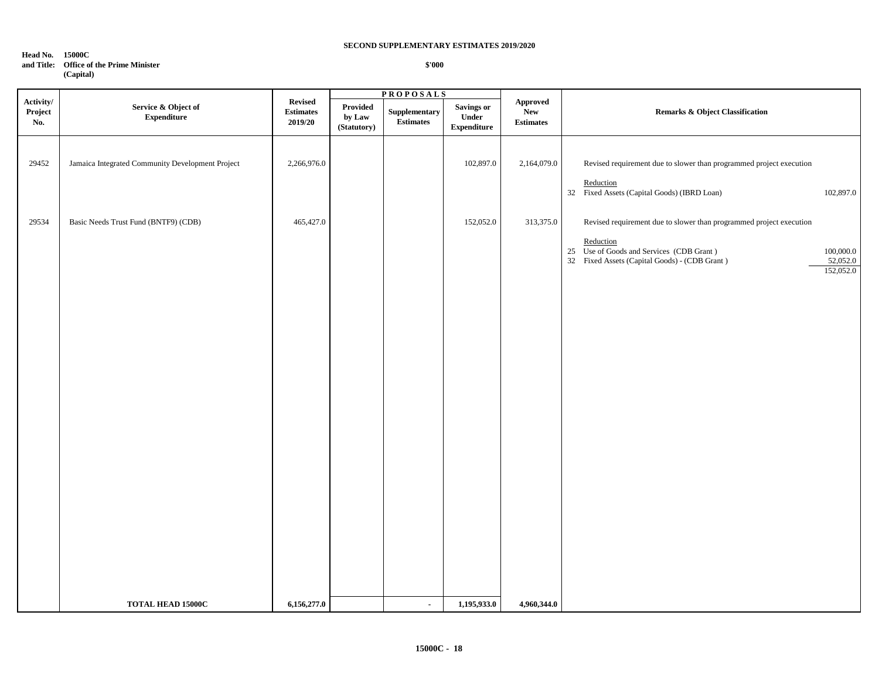**SECOND SUPPLEMENTARY ESTIMATES 2019/2020**

**Head No. 15000C**
**and Title: Office of the Prime Minister**
**(Capital)**

**$'000**

| Activity/ Project No. | Service & Object of Expenditure | Revised Estimates 2019/20 | PROPOSALS Provided by Law (Statutory) | Supplementary Estimates | Savings or Under Expenditure | Approved New Estimates | Remarks & Object Classification | |
|---|---|---|---|---|---|---|---|---|
| 29452 | Jamaica Integrated Community Development Project | 2,266,976.0 | | | 102,897.0 | 2,164,079.0 | Revised requirement due to slower than programmed project execution | |
| | | | | | | | Reduction | |
| | | | | | | | 32 Fixed Assets (Capital Goods) (IBRD Loan) | 102,897.0 |
| 29534 | Basic Needs Trust Fund (BNTF9) (CDB) | 465,427.0 | | | 152,052.0 | 313,375.0 | Revised requirement due to slower than programmed project execution | |
| | | | | | | | Reduction | |
| | | | | | | | 25 Use of Goods and Services (CDB Grant ) | 100,000.0 |
| | | | | | | | 32 Fixed Assets (Capital Goods) - (CDB Grant ) | 52,052.0 |
| | | | | | | | | 152,052.0 |
| | **TOTAL HEAD 15000C** | **6,156,277.0** | | - | **1,195,933.0** | **4,960,344.0** | | |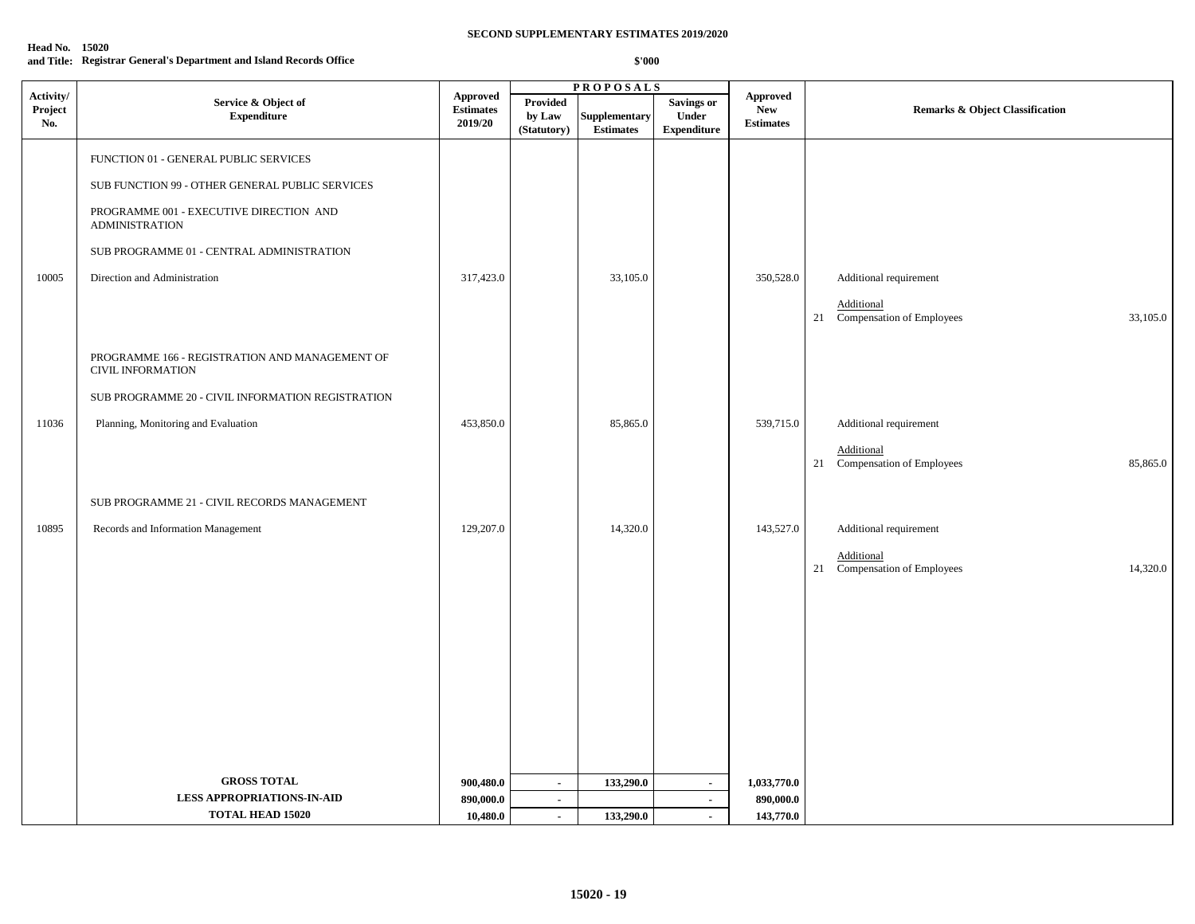**SECOND SUPPLEMENTARY ESTIMATES 2019/2020**

**Head No. 15020**
**and Title: Registrar General's Department and Island Records Office**

**$'000**

| Activity/ Project No. | Service & Object of Expenditure | Approved Estimates 2019/20 | PROPOSALS Provided by Law (Statutory) | Supplementary Estimates | Savings or Under Expenditure | Approved New Estimates | Remarks & Object Classification | |
|---|---|---|---|---|---|---|---|---|
| | FUNCTION 01 - GENERAL PUBLIC SERVICES | | | | | | | |
| | SUB FUNCTION 99 - OTHER GENERAL PUBLIC SERVICES | | | | | | | |
| | PROGRAMME 001 - EXECUTIVE DIRECTION AND ADMINISTRATION | | | | | | | |
| | SUB PROGRAMME 01 - CENTRAL ADMINISTRATION | | | | | | | |
| 10005 | Direction and Administration | 317,423.0 | | 33,105.0 | | 350,528.0 | Additional requirement | |
| | | | | | | | Additional | |
| | | | | | | | 21 Compensation of Employees | 33,105.0 |
| | PROGRAMME 166 - REGISTRATION AND MANAGEMENT OF CIVIL INFORMATION | | | | | | | |
| | SUB PROGRAMME 20 - CIVIL INFORMATION REGISTRATION | | | | | | | |
| 11036 | Planning, Monitoring and Evaluation | 453,850.0 | | 85,865.0 | | 539,715.0 | Additional requirement | |
| | | | | | | | Additional | |
| | | | | | | | 21 Compensation of Employees | 85,865.0 |
| | SUB PROGRAMME 21 - CIVIL RECORDS MANAGEMENT | | | | | | | |
| 10895 | Records and Information Management | 129,207.0 | | 14,320.0 | | 143,527.0 | Additional requirement | |
| | | | | | | | Additional | |
| | | | | | | | 21 Compensation of Employees | 14,320.0 |
| | **GROSS TOTAL** | **900,480.0** | **-** | **133,290.0** | **-** | **1,033,770.0** | | |
| | **LESS APPROPRIATIONS-IN-AID** | **890,000.0** | **-** | | **-** | **890,000.0** | | |
| | **TOTAL HEAD 15020** | **10,480.0** | **-** | **133,290.0** | **-** | **143,770.0** | | |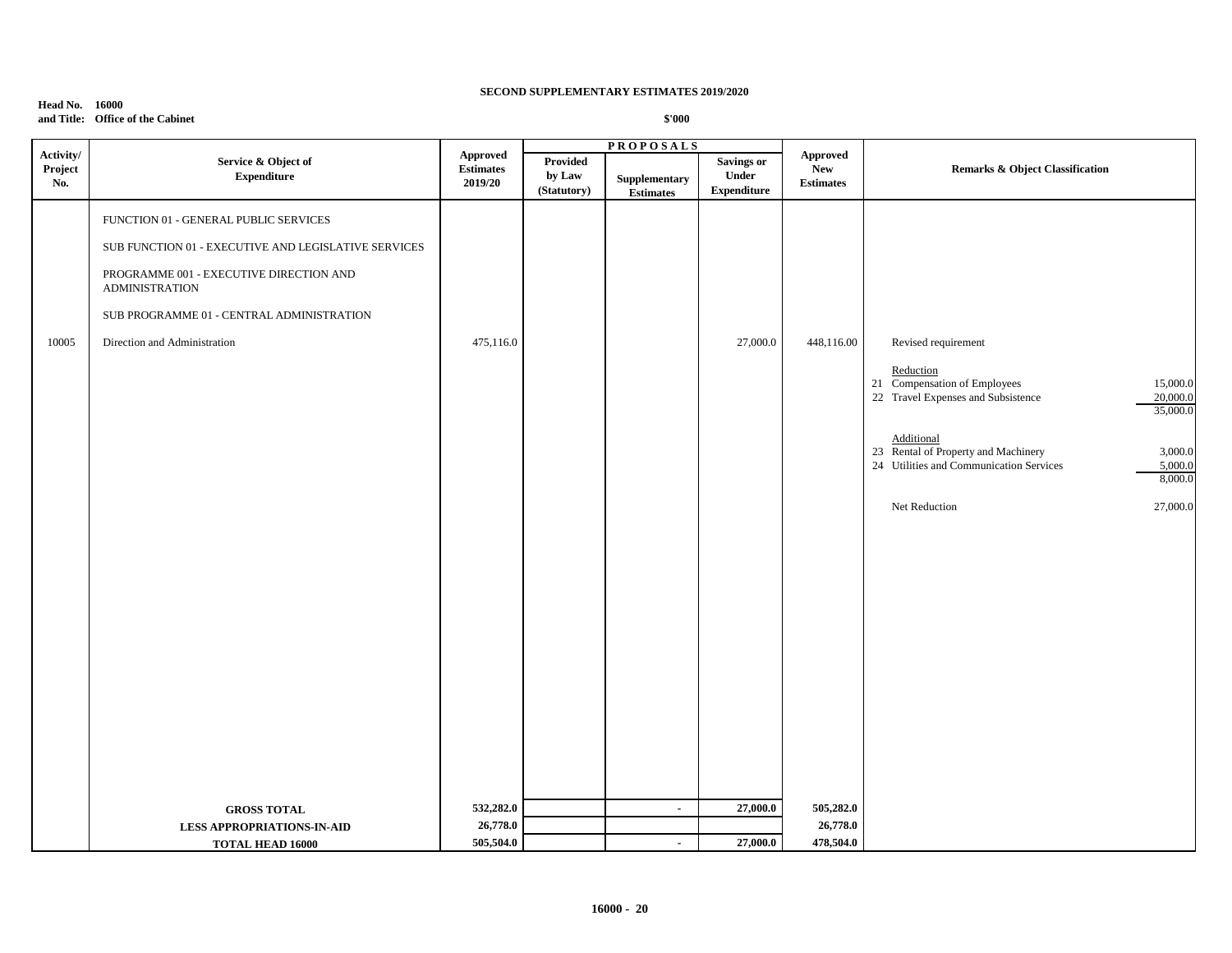**SECOND SUPPLEMENTARY ESTIMATES 2019/2020**

**Head No. 16000**
**and Title: Office of the Cabinet**

**$'000**

| Activity/ Project No. | Service & Object of Expenditure | Approved Estimates 2019/20 | PROPOSALS Provided by Law (Statutory) | Supplementary Estimates | Savings or Under Expenditure | Approved New Estimates | Remarks & Object Classification | |
|---|---|---|---|---|---|---|---|---|
| | FUNCTION 01 - GENERAL PUBLIC SERVICES | | | | | | | |
| | SUB FUNCTION 01 - EXECUTIVE AND LEGISLATIVE SERVICES | | | | | | | |
| | PROGRAMME 001 - EXECUTIVE DIRECTION AND ADMINISTRATION | | | | | | | |
| | SUB PROGRAMME 01 - CENTRAL ADMINISTRATION | | | | | | | |
| 10005 | Direction and Administration | 475,116.0 | | | 27,000.0 | 448,116.00 | Revised requirement | |
| | | | | | | | Reduction | |
| | | | | | | | 21 Compensation of Employees | 15,000.0 |
| | | | | | | | 22 Travel Expenses and Subsistence | 20,000.0 |
| | | | | | | | | 35,000.0 |
| | | | | | | | Additional | |
| | | | | | | | 23 Rental of Property and Machinery | 3,000.0 |
| | | | | | | | 24 Utilities and Communication Services | 5,000.0 |
| | | | | | | | | 8,000.0 |
| | | | | | | | Net Reduction | 27,000.0 |
| | **GROSS TOTAL** | **532,282.0** | | **-** | **27,000.0** | **505,282.0** | | |
| | **LESS APPROPRIATIONS-IN-AID** | **26,778.0** | | | | **26,778.0** | | |
| | **TOTAL HEAD 16000** | **505,504.0** | | **-** | **27,000.0** | **478,504.0** | | |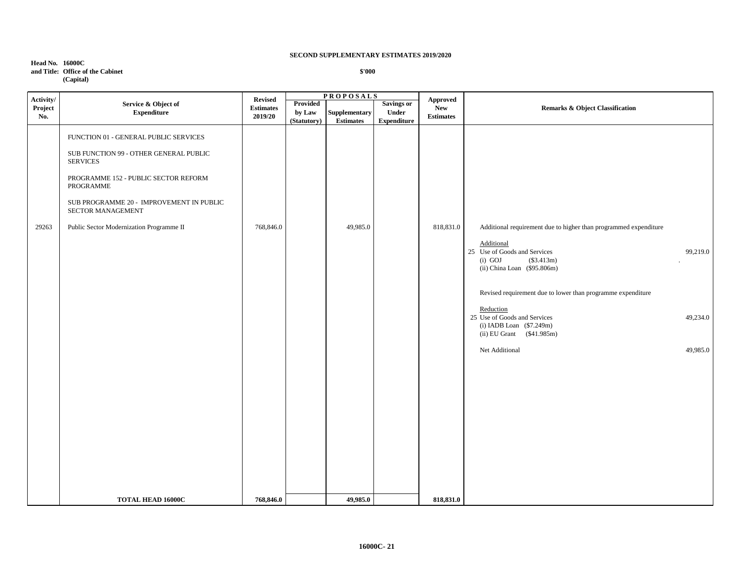**SECOND SUPPLEMENTARY ESTIMATES 2019/2020**

**Head No. 16000C**
**and Title: Office of the Cabinet**
**(Capital)**

**$'000**

| Activity/ Project No. | Service & Object of Expenditure | Revised Estimates 2019/20 | PROPOSALS Provided by Law (Statutory) | Supplementary Estimates | Savings or Under Expenditure | Approved New Estimates | Remarks & Object Classification |
|---|---|---|---|---|---|---|---|
| | FUNCTION 01 - GENERAL PUBLIC SERVICES | | | | | | |
| | SUB FUNCTION 99 - OTHER GENERAL PUBLIC SERVICES | | | | | | |
| | PROGRAMME 152 - PUBLIC SECTOR REFORM PROGRAMME | | | | | | |
| | SUB PROGRAMME 20 - IMPROVEMENT IN PUBLIC SECTOR MANAGEMENT | | | | | | |
| 29263 | Public Sector Modernization Programme II | 768,846.0 | | 49,985.0 | | 818,831.0 | Additional requirement due to higher than programmed expenditure<br><br>Additional<br>25 Use of Goods and Services 99,219.0<br>(i) GOJ ($3.413m)<br>(ii) China Loan ($95.806m)<br><br>Revised requirement due to lower than programme expenditure<br><br>Reduction<br>25 Use of Goods and Services 49,234.0<br>(i) IADB Loan ($7.249m)<br>(ii) EU Grant ($41.985m)<br><br>Net Additional 49,985.0 |
| | **TOTAL HEAD 16000C** | **768,846.0** | | **49,985.0** | | **818,831.0** | |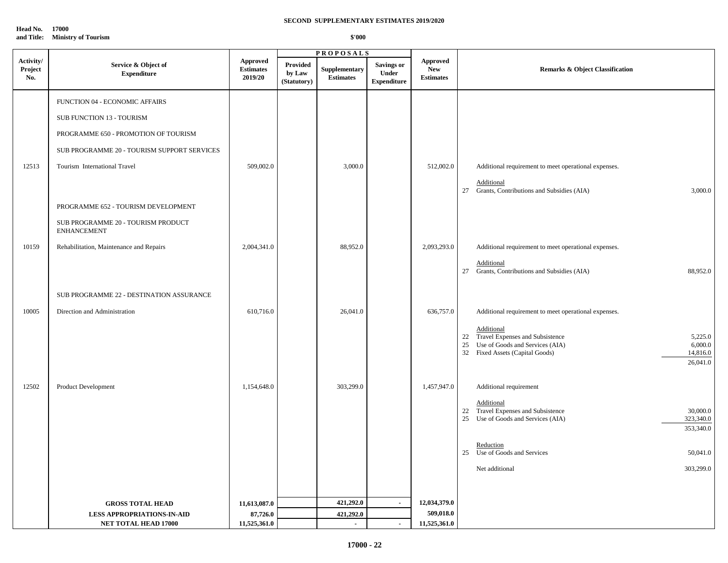**SECOND SUPPLEMENTARY ESTIMATES 2019/2020**

**Head No. 17000**
**and Title: Ministry of Tourism**

**$'000**

| Activity/ Project No. | Service & Object of Expenditure | Approved Estimates 2019/20 | PROPOSALS Provided by Law (Statutory) | Supplementary Estimates | Savings or Under Expenditure | Approved New Estimates | Remarks & Object Classification | |
|---|---|---|---|---|---|---|---|---|
| | FUNCTION 04 - ECONOMIC AFFAIRS | | | | | | | |
| | SUB FUNCTION 13 - TOURISM | | | | | | | |
| | PROGRAMME 650 - PROMOTION OF TOURISM | | | | | | | |
| | SUB PROGRAMME 20 - TOURISM SUPPORT SERVICES | | | | | | | |
| 12513 | Tourism International Travel | 509,002.0 | | 3,000.0 | | 512,002.0 | Additional requirement to meet operational expenses. | |
| | | | | | | | Additional | |
| | | | | | | | 27 Grants, Contributions and Subsidies (AIA) | 3,000.0 |
| | PROGRAMME 652 - TOURISM DEVELOPMENT | | | | | | | |
| | SUB PROGRAMME 20 - TOURISM PRODUCT ENHANCEMENT | | | | | | | |
| 10159 | Rehabilitation, Maintenance and Repairs | 2,004,341.0 | | 88,952.0 | | 2,093,293.0 | Additional requirement to meet operational expenses. | |
| | | | | | | | Additional | |
| | | | | | | | 27 Grants, Contributions and Subsidies (AIA) | 88,952.0 |
| | SUB PROGRAMME 22 - DESTINATION ASSURANCE | | | | | | | |
| 10005 | Direction and Administration | 610,716.0 | | 26,041.0 | | 636,757.0 | Additional requirement to meet operational expenses. | |
| | | | | | | | Additional | |
| | | | | | | | 22 Travel Expenses and Subsistence | 5,225.0 |
| | | | | | | | 25 Use of Goods and Services (AIA) | 6,000.0 |
| | | | | | | | 32 Fixed Assets (Capital Goods) | 14,816.0 |
| | | | | | | | | 26,041.0 |
| 12502 | Product Development | 1,154,648.0 | | 303,299.0 | | 1,457,947.0 | Additional requirement | |
| | | | | | | | Additional | |
| | | | | | | | 22 Travel Expenses and Subsistence | 30,000.0 |
| | | | | | | | 25 Use of Goods and Services (AIA) | 323,340.0 |
| | | | | | | | | 353,340.0 |
| | | | | | | | Reduction | |
| | | | | | | | 25 Use of Goods and Services | 50,041.0 |
| | | | | | | | Net additional | 303,299.0 |
| | **GROSS TOTAL HEAD** | **11,613,087.0** | | **421,292.0** | **-** | **12,034,379.0** | | |
| | **LESS APPROPRIATIONS-IN-AID** | **87,726.0** | | **421,292.0** | | **509,018.0** | | |
| | **NET TOTAL HEAD 17000** | **11,525,361.0** | | **-** | **-** | **11,525,361.0** | | |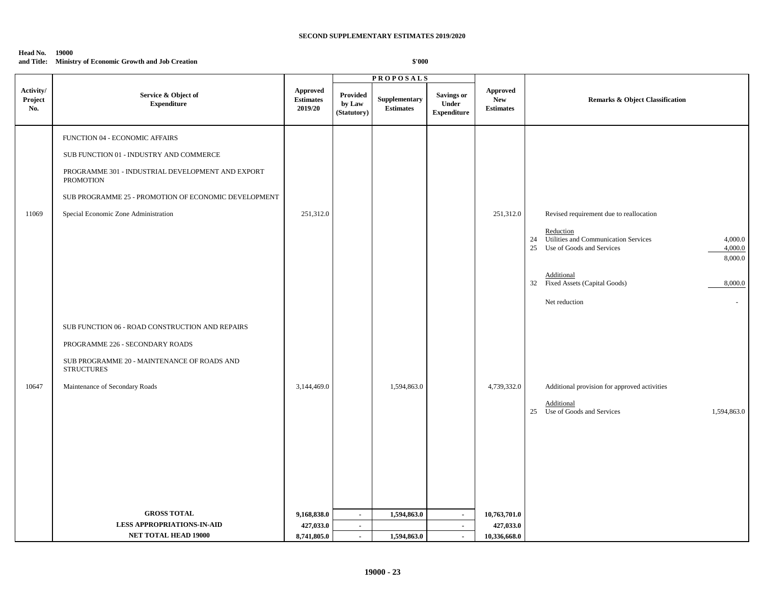**SECOND SUPPLEMENTARY ESTIMATES 2019/2020**

**Head No. 19000**
**and Title: Ministry of Economic Growth and Job Creation**

**$'000**

| Activity/ Project No. | Service & Object of Expenditure | Approved Estimates 2019/20 | PROPOSALS Provided by Law (Statutory) | Supplementary Estimates | Savings or Under Expenditure | Approved New Estimates | Remarks & Object Classification | |
|---|---|---|---|---|---|---|---|---|
| | FUNCTION 04 - ECONOMIC AFFAIRS | | | | | | | |
| | SUB FUNCTION 01 - INDUSTRY AND COMMERCE | | | | | | | |
| | PROGRAMME 301 - INDUSTRIAL DEVELOPMENT AND EXPORT PROMOTION | | | | | | | |
| | SUB PROGRAMME 25 - PROMOTION OF ECONOMIC DEVELOPMENT | | | | | | | |
| 11069 | Special Economic Zone Administration | 251,312.0 | | | | 251,312.0 | Revised requirement due to reallocation | |
| | | | | | | | Reduction | |
| | | | | | | | 24 Utilities and Communication Services | 4,000.0 |
| | | | | | | | 25 Use of Goods and Services | 4,000.0 |
| | | | | | | | | 8,000.0 |
| | | | | | | | Additional | |
| | | | | | | | 32 Fixed Assets (Capital Goods) | 8,000.0 |
| | | | | | | | Net reduction | - |
| | SUB FUNCTION 06 - ROAD CONSTRUCTION AND REPAIRS | | | | | | | |
| | PROGRAMME 226 - SECONDARY ROADS | | | | | | | |
| | SUB PROGRAMME 20 - MAINTENANCE OF ROADS AND STRUCTURES | | | | | | | |
| 10647 | Maintenance of Secondary Roads | 3,144,469.0 | | 1,594,863.0 | | 4,739,332.0 | Additional provision for approved activities | |
| | | | | | | | Additional | |
| | | | | | | | 25 Use of Goods and Services | 1,594,863.0 |
| | **GROSS TOTAL** | **9,168,838.0** | - | **1,594,863.0** | - | **10,763,701.0** | | |
| | **LESS APPROPRIATIONS-IN-AID** | **427,033.0** | - | | - | **427,033.0** | | |
| | **NET TOTAL HEAD 19000** | **8,741,805.0** | - | **1,594,863.0** | - | **10,336,668.0** | | |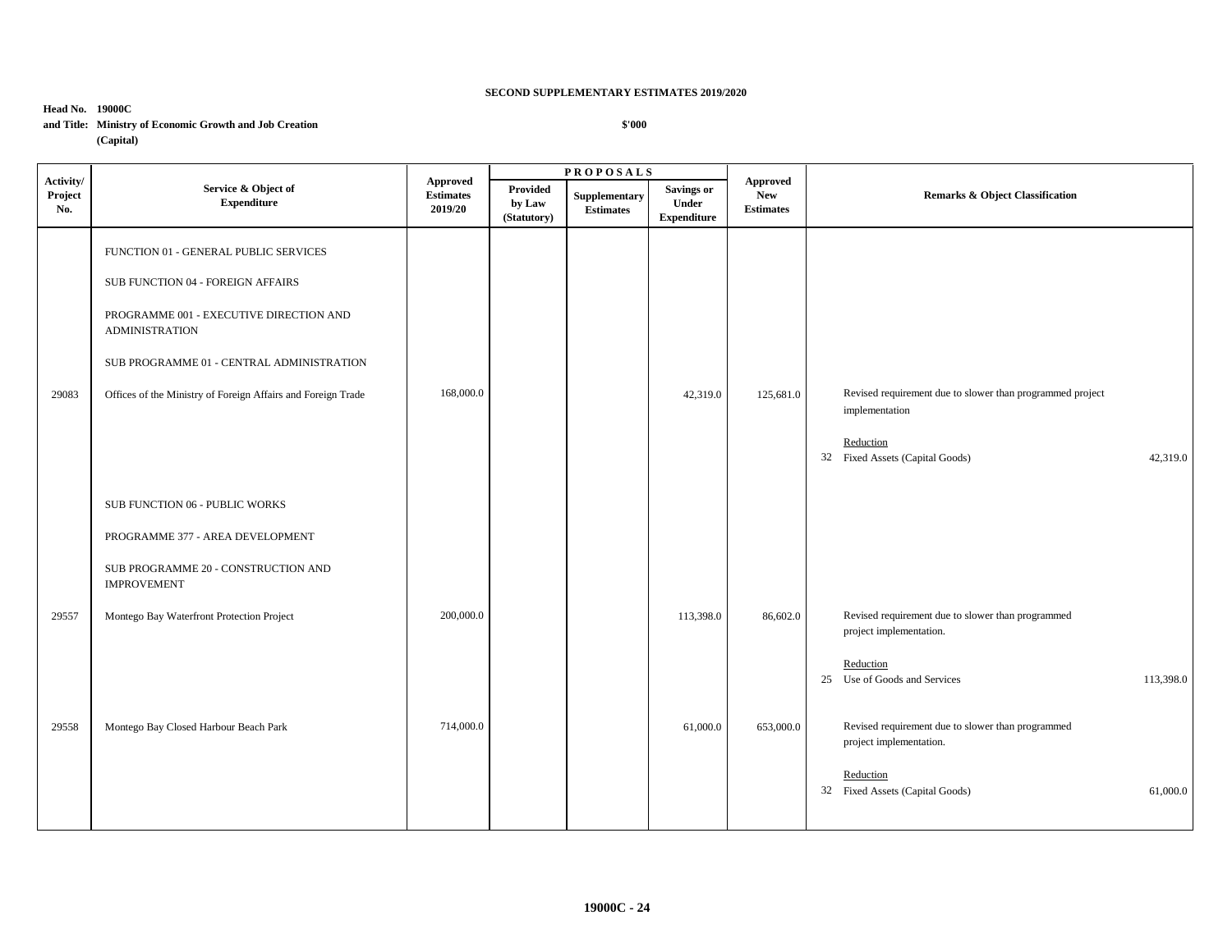**SECOND SUPPLEMENTARY ESTIMATES 2019/2020**

**Head No. 19000C**
**and Title: Ministry of Economic Growth and Job Creation (Capital)**

**$'000**

| Activity/ Project No. | Service & Object of Expenditure | Approved Estimates 2019/20 | PROPOSALS | | | Approved New Estimates | Remarks & Object Classification | |
|---|---|---|---|---|---|---|---|---|
| | | | Provided by Law (Statutory) | Supplementary Estimates | Savings or Under Expenditure | | | |
| | FUNCTION 01 - GENERAL PUBLIC SERVICES | | | | | | | |
| | SUB FUNCTION 04 - FOREIGN AFFAIRS | | | | | | | |
| | PROGRAMME 001 - EXECUTIVE DIRECTION AND ADMINISTRATION | | | | | | | |
| | SUB PROGRAMME 01 - CENTRAL ADMINISTRATION | | | | | | | |
| 29083 | Offices of the Ministry of Foreign Affairs and Foreign Trade | 168,000.0 | | | 42,319.0 | 125,681.0 | Revised requirement due to slower than programmed project implementation | |
| | | | | | | | Reduction | |
| | | | | | | | 32 Fixed Assets (Capital Goods) | 42,319.0 |
| | SUB FUNCTION 06 - PUBLIC WORKS | | | | | | | |
| | PROGRAMME 377 - AREA DEVELOPMENT | | | | | | | |
| | SUB PROGRAMME 20 - CONSTRUCTION AND IMPROVEMENT | | | | | | | |
| 29557 | Montego Bay Waterfront Protection Project | 200,000.0 | | | 113,398.0 | 86,602.0 | Revised requirement due to slower than programmed project implementation. | |
| | | | | | | | Reduction | |
| | | | | | | | 25 Use of Goods and Services | 113,398.0 |
| 29558 | Montego Bay Closed Harbour Beach Park | 714,000.0 | | | 61,000.0 | 653,000.0 | Revised requirement due to slower than programmed project implementation. | |
| | | | | | | | Reduction | |
| | | | | | | | 32 Fixed Assets (Capital Goods) | 61,000.0 |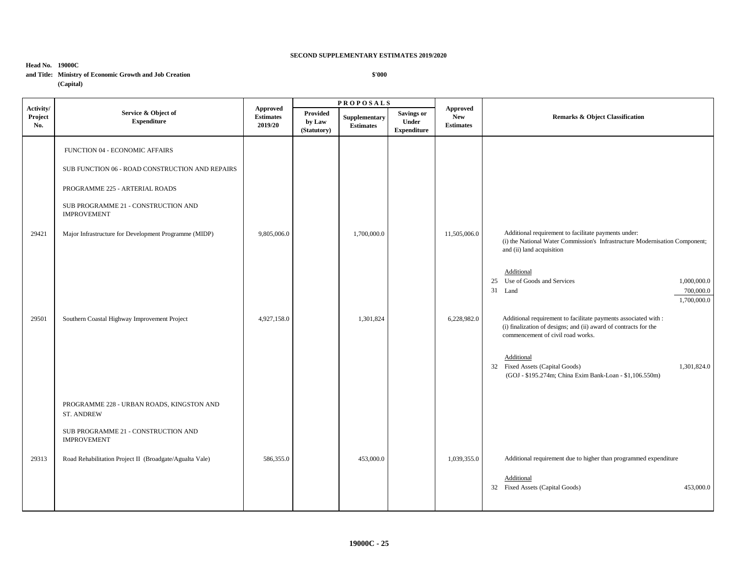**SECOND SUPPLEMENTARY ESTIMATES 2019/2020**

**Head No. 19000C**
**and Title: Ministry of Economic Growth and Job Creation**
**(Capital)**

**$'000**

| Activity/ Project No. | Service & Object of Expenditure | Approved Estimates 2019/20 | PROPOSALS | | | Approved New Estimates | Remarks & Object Classification | |
|---|---|---|---|---|---|---|---|---|
| | | | Provided by Law (Statutory) | Supplementary Estimates | Savings or Under Expenditure | | | |
| | FUNCTION 04 - ECONOMIC AFFAIRS | | | | | | | |
| | SUB FUNCTION 06 - ROAD CONSTRUCTION AND REPAIRS | | | | | | | |
| | PROGRAMME 225 - ARTERIAL ROADS | | | | | | | |
| | SUB PROGRAMME 21 - CONSTRUCTION AND IMPROVEMENT | | | | | | | |
| 29421 | Major Infrastructure for Development Programme (MIDP) | 9,805,006.0 | | 1,700,000.0 | | 11,505,006.0 | Additional requirement to facilitate payments under: (i) the National Water Commission's Infrastructure Modernisation Component; and (ii) land acquisition | |
| | | | | | | | Additional | |
| | | | | | | | 25 Use of Goods and Services | 1,000,000.0 |
| | | | | | | | 31 Land | 700,000.0 |
| | | | | | | | | 1,700,000.0 |
| 29501 | Southern Coastal Highway Improvement Project | 4,927,158.0 | | 1,301,824 | | 6,228,982.0 | Additional requirement to facilitate payments associated with : (i) finalization of designs; and (ii) award of contracts for the commencement of civil road works. | |
| | | | | | | | Additional | |
| | | | | | | | 32 Fixed Assets (Capital Goods) (GOJ - $195.274m; China Exim Bank-Loan - $1,106.550m) | 1,301,824.0 |
| | PROGRAMME 228 - URBAN ROADS, KINGSTON AND ST. ANDREW | | | | | | | |
| | SUB PROGRAMME 21 - CONSTRUCTION AND IMPROVEMENT | | | | | | | |
| 29313 | Road Rehabilitation Project II (Broadgate/Agualta Vale) | 586,355.0 | | 453,000.0 | | 1,039,355.0 | Additional requirement due to higher than programmed expenditure | |
| | | | | | | | Additional | |
| | | | | | | | 32 Fixed Assets (Capital Goods) | 453,000.0 |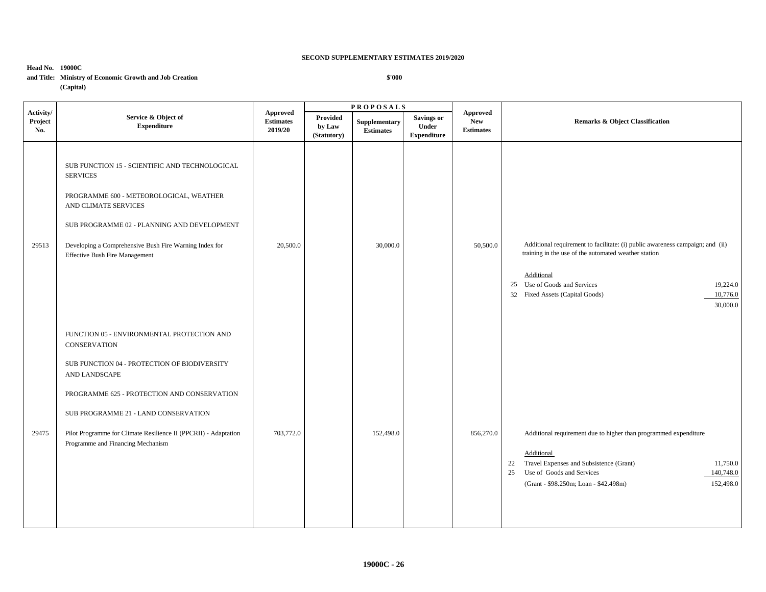**SECOND SUPPLEMENTARY ESTIMATES 2019/2020**

**Head No. 19000C**
**and Title: Ministry of Economic Growth and Job Creation**
**(Capital)**

**$'000**

| Activity/ Project No. | Service & Object of Expenditure | Approved Estimates 2019/20 | PROPOSALS | | | Approved New Estimates | Remarks & Object Classification |
|---|---|---|---|---|---|---|---|
| | | | Provided by Law (Statutory) | Supplementary Estimates | Savings or Under Expenditure | | |
| | SUB FUNCTION 15 - SCIENTIFIC AND TECHNOLOGICAL SERVICES | | | | | | |
| | PROGRAMME 600 - METEOROLOGICAL, WEATHER AND CLIMATE SERVICES | | | | | | |
| | SUB PROGRAMME 02 - PLANNING AND DEVELOPMENT | | | | | | |
| 29513 | Developing a Comprehensive Bush Fire Warning Index for Effective Bush Fire Management | 20,500.0 | | 30,000.0 | | 50,500.0 | Additional requirement to facilitate: (i) public awareness campaign; and (ii) training in the use of the automated weather station<br><br>Additional<br>25 Use of Goods and Services 19,224.0<br>32 Fixed Assets (Capital Goods) 10,776.0<br>30,000.0 |
| | FUNCTION 05 - ENVIRONMENTAL PROTECTION AND CONSERVATION | | | | | | |
| | SUB FUNCTION 04 - PROTECTION OF BIODIVERSITY AND LANDSCAPE | | | | | | |
| | PROGRAMME 625 - PROTECTION AND CONSERVATION | | | | | | |
| | SUB PROGRAMME 21 - LAND CONSERVATION | | | | | | |
| 29475 | Pilot Programme for Climate Resilience II (PPCRII) - Adaptation Programme and Financing Mechanism | 703,772.0 | | 152,498.0 | | 856,270.0 | Additional requirement due to higher than programmed expenditure<br><br>Additional<br>22 Travel Expenses and Subsistence (Grant) 11,750.0<br>25 Use of Goods and Services 140,748.0<br>(Grant - $98.250m; Loan - $42.498m) 152,498.0 |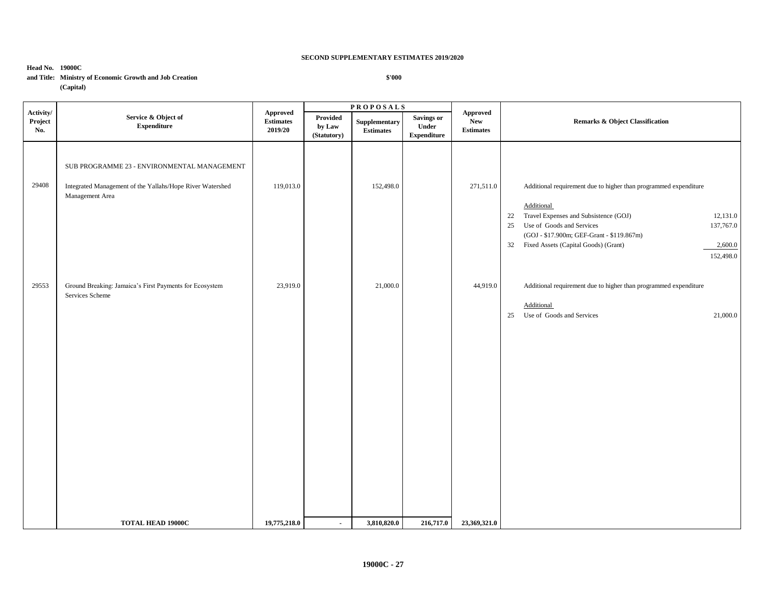**SECOND SUPPLEMENTARY ESTIMATES 2019/2020**

**Head No. 19000C**
**and Title: Ministry of Economic Growth and Job Creation**
**(Capital)**

**$'000**

| Activity/ Project No. | Service & Object of Expenditure | Approved Estimates 2019/20 | PROPOSALS Provided by Law (Statutory) | Supplementary Estimates | Savings or Under Expenditure | Approved New Estimates | Remarks & Object Classification |
|---|---|---|---|---|---|---|---|
| | SUB PROGRAMME 23 - ENVIRONMENTAL MANAGEMENT | | | | | | |
| 29408 | Integrated Management of the Yallahs/Hope River Watershed Management Area | 119,013.0 | | 152,498.0 | | 271,511.0 | Additional requirement due to higher than programmed expenditure<br><br>Additional<br>22 Travel Expenses and Subsistence (GOJ) 12,131.0<br>25 Use of Goods and Services 137,767.0<br>(GOJ - $17.900m; GEF-Grant - $119.867m)<br>32 Fixed Assets (Capital Goods) (Grant) 2,600.0<br>152,498.0 |
| 29553 | Ground Breaking: Jamaica's First Payments for Ecosystem Services Scheme | 23,919.0 | | 21,000.0 | | 44,919.0 | Additional requirement due to higher than programmed expenditure<br><br>Additional<br>25 Use of Goods and Services 21,000.0 |
| | **TOTAL HEAD 19000C** | **19,775,218.0** | **-** | **3,810,820.0** | **216,717.0** | **23,369,321.0** | |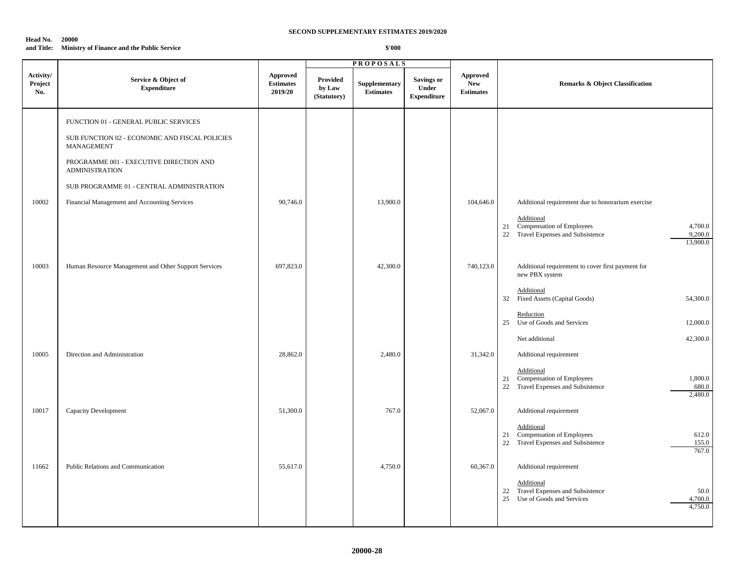**SECOND SUPPLEMENTARY ESTIMATES 2019/2020**

**Head No. 20000**
**and Title: Ministry of Finance and the Public Service**

**$'000**

| Activity/ Project No. | Service & Object of Expenditure | Approved Estimates 2019/20 | PROPOSALS | | | Approved New Estimates | Remarks & Object Classification | |
|---|---|---|---|---|---|---|---|---|
| | | | Provided by Law (Statutory) | Supplementary Estimates | Savings or Under Expenditure | | | |
| | FUNCTION 01 - GENERAL PUBLIC SERVICES | | | | | | | |
| | SUB FUNCTION 02 - ECONOMIC AND FISCAL POLICIES MANAGEMENT | | | | | | | |
| | PROGRAMME 001 - EXECUTIVE DIRECTION AND ADMINISTRATION | | | | | | | |
| | SUB PROGRAMME 01 - CENTRAL ADMINISTRATION | | | | | | | |
| 10002 | Financial Management and Accounting Services | 90,746.0 | | 13,900.0 | | 104,646.0 | Additional requirement due to honorarium exercise | |
| | | | | | | | Additional | |
| | | | | | | | 21 Compensation of Employees | 4,700.0 |
| | | | | | | | 22 Travel Expenses and Subsistence | 9,200.0 |
| | | | | | | | | 13,900.0 |
| 10003 | Human Resource Management and Other Support Services | 697,823.0 | | 42,300.0 | | 740,123.0 | Additional requirement to cover first payment for new PBX system | |
| | | | | | | | Additional | |
| | | | | | | | 32 Fixed Assets (Capital Goods) | 54,300.0 |
| | | | | | | | Reduction | |
| | | | | | | | 25 Use of Goods and Services | 12,000.0 |
| | | | | | | | Net additional | 42,300.0 |
| 10005 | Direction and Administration | 28,862.0 | | 2,480.0 | | 31,342.0 | Additional requirement | |
| | | | | | | | Additional | |
| | | | | | | | 21 Compensation of Employees | 1,800.0 |
| | | | | | | | 22 Travel Expenses and Subsistence | 680.0 |
| | | | | | | | | 2,480.0 |
| 10017 | Capacity Development | 51,300.0 | | 767.0 | | 52,067.0 | Additional requirement | |
| | | | | | | | Additional | |
| | | | | | | | 21 Compensation of Employees | 612.0 |
| | | | | | | | 22 Travel Expenses and Subsistence | 155.0 |
| | | | | | | | | 767.0 |
| 11662 | Public Relations and Communication | 55,617.0 | | 4,750.0 | | 60,367.0 | Additional requirement | |
| | | | | | | | Additional | |
| | | | | | | | 22 Travel Expenses and Subsistence | 50.0 |
| | | | | | | | 25 Use of Goods and Services | 4,700.0 |
| | | | | | | | | 4,750.0 |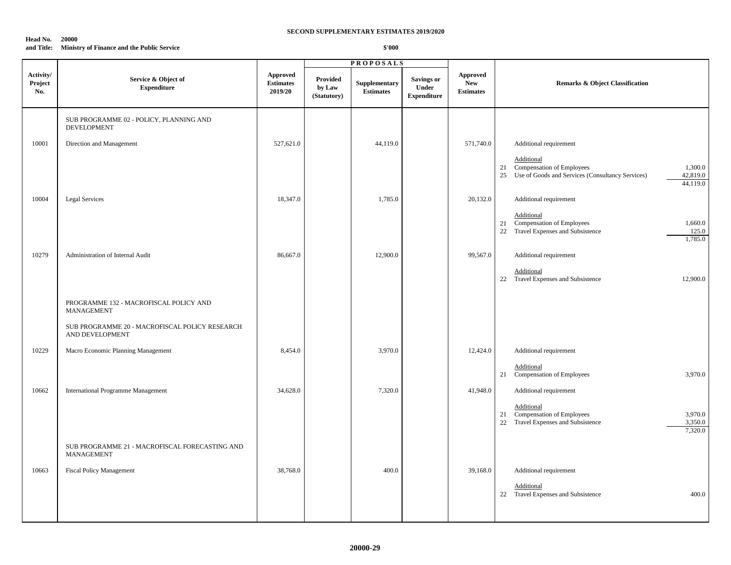**SECOND SUPPLEMENTARY ESTIMATES 2019/2020**

**Head No. 20000**
**and Title: Ministry of Finance and the Public Service**

**$'000**

| Activity/ Project No. | Service & Object of Expenditure | Approved Estimates 2019/20 | PROPOSALS Provided by Law (Statutory) | Supplementary Estimates | Savings or Under Expenditure | Approved New Estimates | Remarks & Object Classification |
|---|---|---|---|---|---|---|---|
| | SUB PROGRAMME 02 - POLICY, PLANNING AND DEVELOPMENT | | | | | | |
| 10001 | Direction and Management | 527,621.0 | | 44,119.0 | | 571,740.0 | Additional requirement<br><br>Additional<br>21 Compensation of Employees 1,300.0<br>25 Use of Goods and Services (Consultancy Services) 42,819.0<br>44,119.0 |
| 10004 | Legal Services | 18,347.0 | | 1,785.0 | | 20,132.0 | Additional requirement<br><br>Additional<br>21 Compensation of Employees 1,660.0<br>22 Travel Expenses and Subsistence 125.0<br>1,785.0 |
| 10279 | Administration of Internal Audit | 86,667.0 | | 12,900.0 | | 99,567.0 | Additional requirement<br><br>Additional<br>22 Travel Expenses and Subsistence 12,900.0 |
| | PROGRAMME 132 - MACROFISCAL POLICY AND MANAGEMENT | | | | | | |
| | SUB PROGRAMME 20 - MACROFISCAL POLICY RESEARCH AND DEVELOPMENT | | | | | | |
| 10229 | Macro Economic Planning Management | 8,454.0 | | 3,970.0 | | 12,424.0 | Additional requirement<br><br>Additional<br>21 Compensation of Employees 3,970.0 |
| 10662 | International Programme Management | 34,628.0 | | 7,320.0 | | 41,948.0 | Additional requirement<br><br>Additional<br>21 Compensation of Employees 3,970.0<br>22 Travel Expenses and Subsistence 3,350.0<br>7,320.0 |
| | SUB PROGRAMME 21 - MACROFISCAL FORECASTING AND MANAGEMENT | | | | | | |
| 10663 | Fiscal Policy Management | 38,768.0 | | 400.0 | | 39,168.0 | Additional requirement<br><br>Additional<br>22 Travel Expenses and Subsistence 400.0 |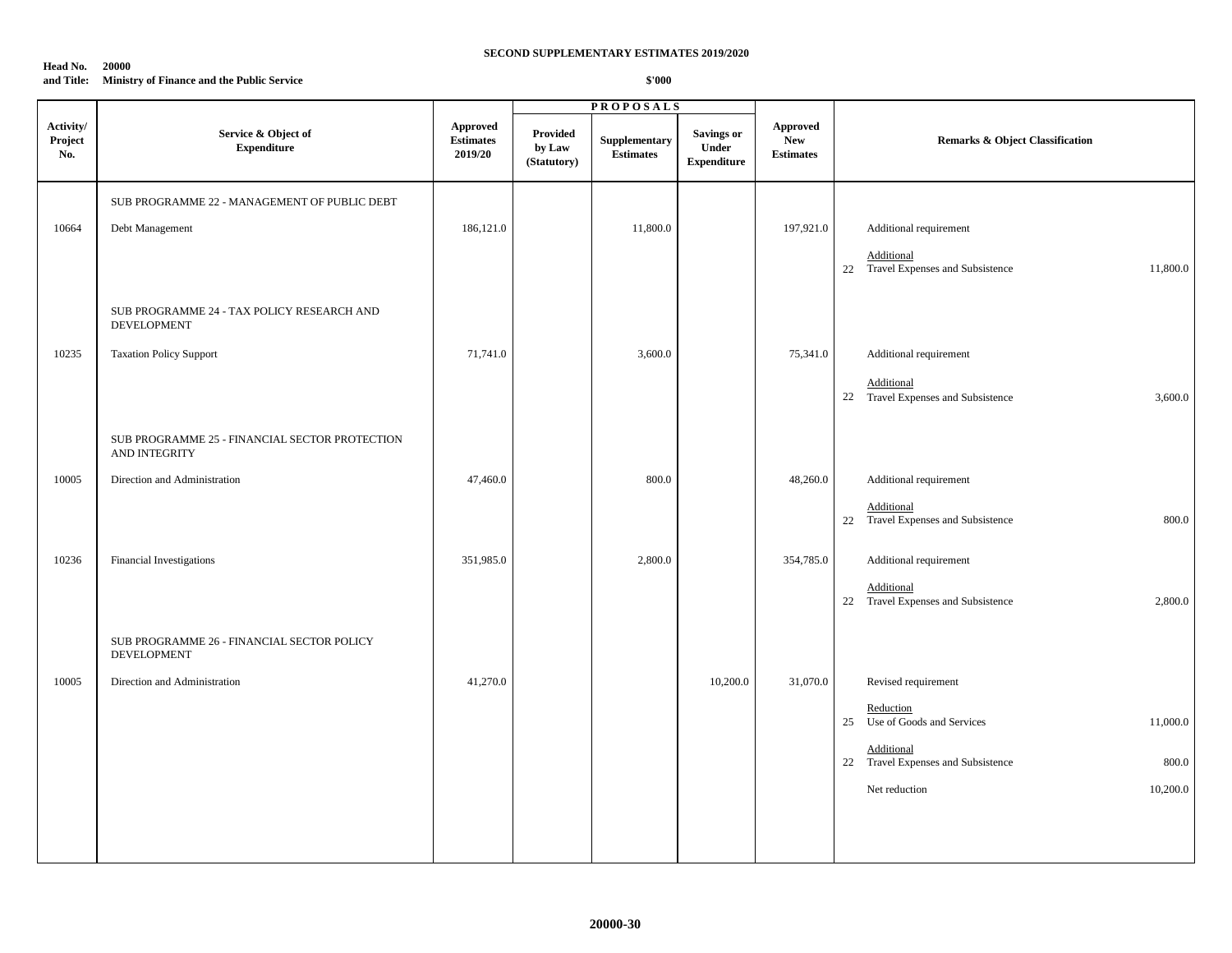**SECOND SUPPLEMENTARY ESTIMATES 2019/2020**

**Head No. 20000**
**and Title: Ministry of Finance and the Public Service**

**$'000**

| Activity/ Project No. | Service & Object of Expenditure | Approved Estimates 2019/20 | PROPOSALS Provided by Law (Statutory) | Supplementary Estimates | Savings or Under Expenditure | Approved New Estimates | Remarks & Object Classification |
|---|---|---|---|---|---|---|---|
| | SUB PROGRAMME 22 - MANAGEMENT OF PUBLIC DEBT | | | | | | |
| 10664 | Debt Management | 186,121.0 | | 11,800.0 | | 197,921.0 | Additional requirement |
| | | | | | | | Additional |
| | | | | | | | 22 Travel Expenses and Subsistence 11,800.0 |
| | SUB PROGRAMME 24 - TAX POLICY RESEARCH AND DEVELOPMENT | | | | | | |
| 10235 | Taxation Policy Support | 71,741.0 | | 3,600.0 | | 75,341.0 | Additional requirement |
| | | | | | | | Additional |
| | | | | | | | 22 Travel Expenses and Subsistence 3,600.0 |
| | SUB PROGRAMME 25 - FINANCIAL SECTOR PROTECTION AND INTEGRITY | | | | | | |
| 10005 | Direction and Administration | 47,460.0 | | 800.0 | | 48,260.0 | Additional requirement |
| | | | | | | | Additional |
| | | | | | | | 22 Travel Expenses and Subsistence 800.0 |
| 10236 | Financial Investigations | 351,985.0 | | 2,800.0 | | 354,785.0 | Additional requirement |
| | | | | | | | Additional |
| | | | | | | | 22 Travel Expenses and Subsistence 2,800.0 |
| | SUB PROGRAMME 26 - FINANCIAL SECTOR POLICY DEVELOPMENT | | | | | | |
| 10005 | Direction and Administration | 41,270.0 | | | 10,200.0 | 31,070.0 | Revised requirement |
| | | | | | | | Reduction |
| | | | | | | | 25 Use of Goods and Services 11,000.0 |
| | | | | | | | Additional |
| | | | | | | | 22 Travel Expenses and Subsistence 800.0 |
| | | | | | | | Net reduction 10,200.0 |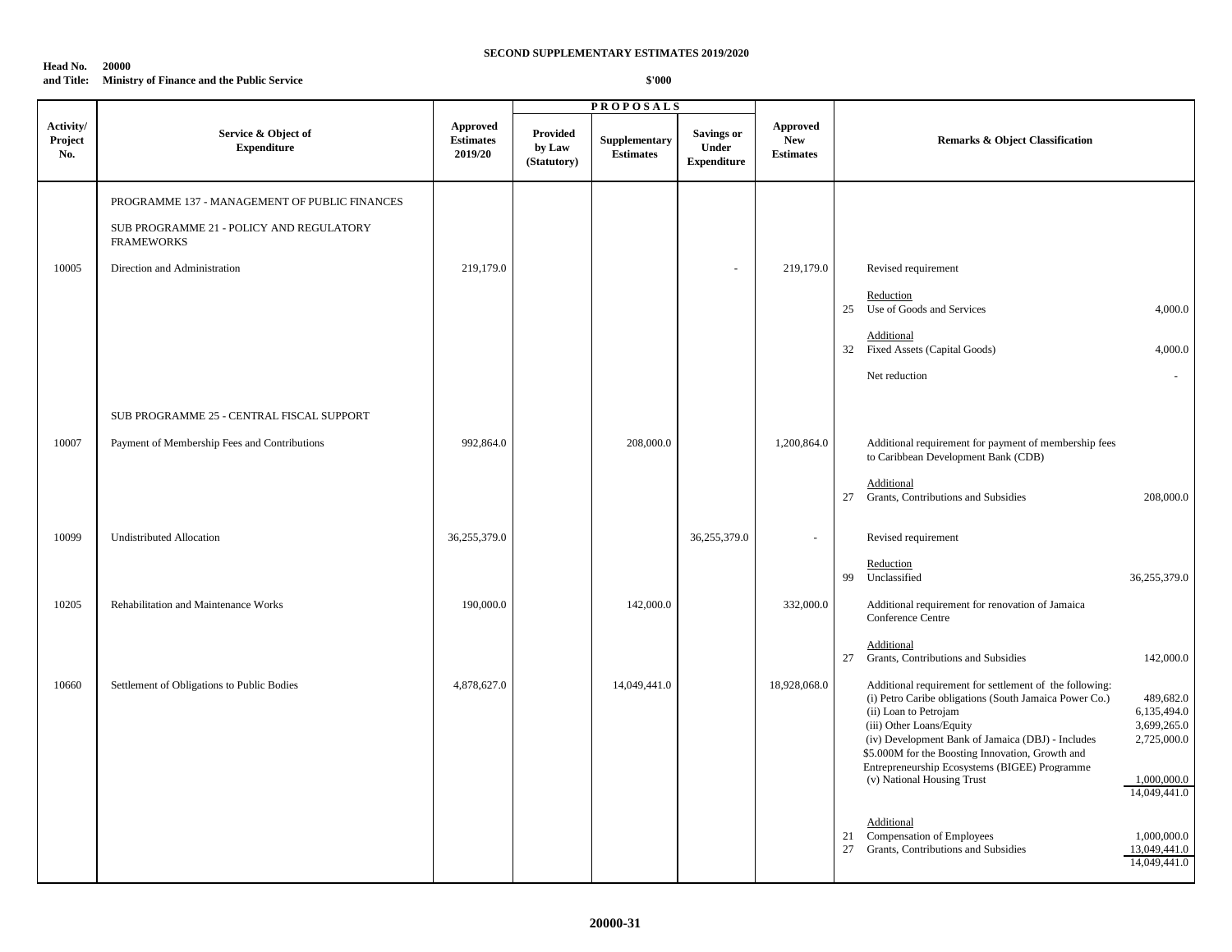**SECOND SUPPLEMENTARY ESTIMATES 2019/2020**

**Head No. 20000**
**and Title: Ministry of Finance and the Public Service**

**$'000**

| Activity/ Project No. | Service & Object of Expenditure | Approved Estimates 2019/20 | PROPOSALS Provided by Law (Statutory) | Supplementary Estimates | Savings or Under Expenditure | Approved New Estimates | Remarks & Object Classification | |
|---|---|---|---|---|---|---|---|---|
| | PROGRAMME 137 - MANAGEMENT OF PUBLIC FINANCES | | | | | | | |
| | SUB PROGRAMME 21 - POLICY AND REGULATORY FRAMEWORKS | | | | | | | |
| 10005 | Direction and Administration | 219,179.0 | | | - | 219,179.0 | Revised requirement | |
| | | | | | | | Reduction | |
| | | | | | | | 25 Use of Goods and Services | 4,000.0 |
| | | | | | | | Additional | |
| | | | | | | | 32 Fixed Assets (Capital Goods) | 4,000.0 |
| | | | | | | | Net reduction | - |
| | SUB PROGRAMME 25 - CENTRAL FISCAL SUPPORT | | | | | | | |
| 10007 | Payment of Membership Fees and Contributions | 992,864.0 | | 208,000.0 | | 1,200,864.0 | Additional requirement for payment of membership fees to Caribbean Development Bank (CDB) | |
| | | | | | | | Additional | |
| | | | | | | | 27 Grants, Contributions and Subsidies | 208,000.0 |
| 10099 | Undistributed Allocation | 36,255,379.0 | | | 36,255,379.0 | - | Revised requirement | |
| | | | | | | | Reduction | |
| | | | | | | | 99 Unclassified | 36,255,379.0 |
| 10205 | Rehabilitation and Maintenance Works | 190,000.0 | | 142,000.0 | | 332,000.0 | Additional requirement for renovation of Jamaica Conference Centre | |
| | | | | | | | Additional | |
| | | | | | | | 27 Grants, Contributions and Subsidies | 142,000.0 |
| 10660 | Settlement of Obligations to Public Bodies | 4,878,627.0 | | 14,049,441.0 | | 18,928,068.0 | Additional requirement for settlement of the following: | |
| | | | | | | | (i) Petro Caribe obligations (South Jamaica Power Co.) | 489,682.0 |
| | | | | | | | (ii) Loan to Petrojam | 6,135,494.0 |
| | | | | | | | (iii) Other Loans/Equity | 3,699,265.0 |
| | | | | | | | (iv) Development Bank of Jamaica (DBJ) - Includes $5.000M for the Boosting Innovation, Growth and Entrepreneurship Ecosystems (BIGEE) Programme | 2,725,000.0 |
| | | | | | | | (v) National Housing Trust | 1,000,000.0 |
| | | | | | | | | 14,049,441.0 |
| | | | | | | | Additional | |
| | | | | | | | 21 Compensation of Employees | 1,000,000.0 |
| | | | | | | | 27 Grants, Contributions and Subsidies | 13,049,441.0 |
| | | | | | | | | 14,049,441.0 |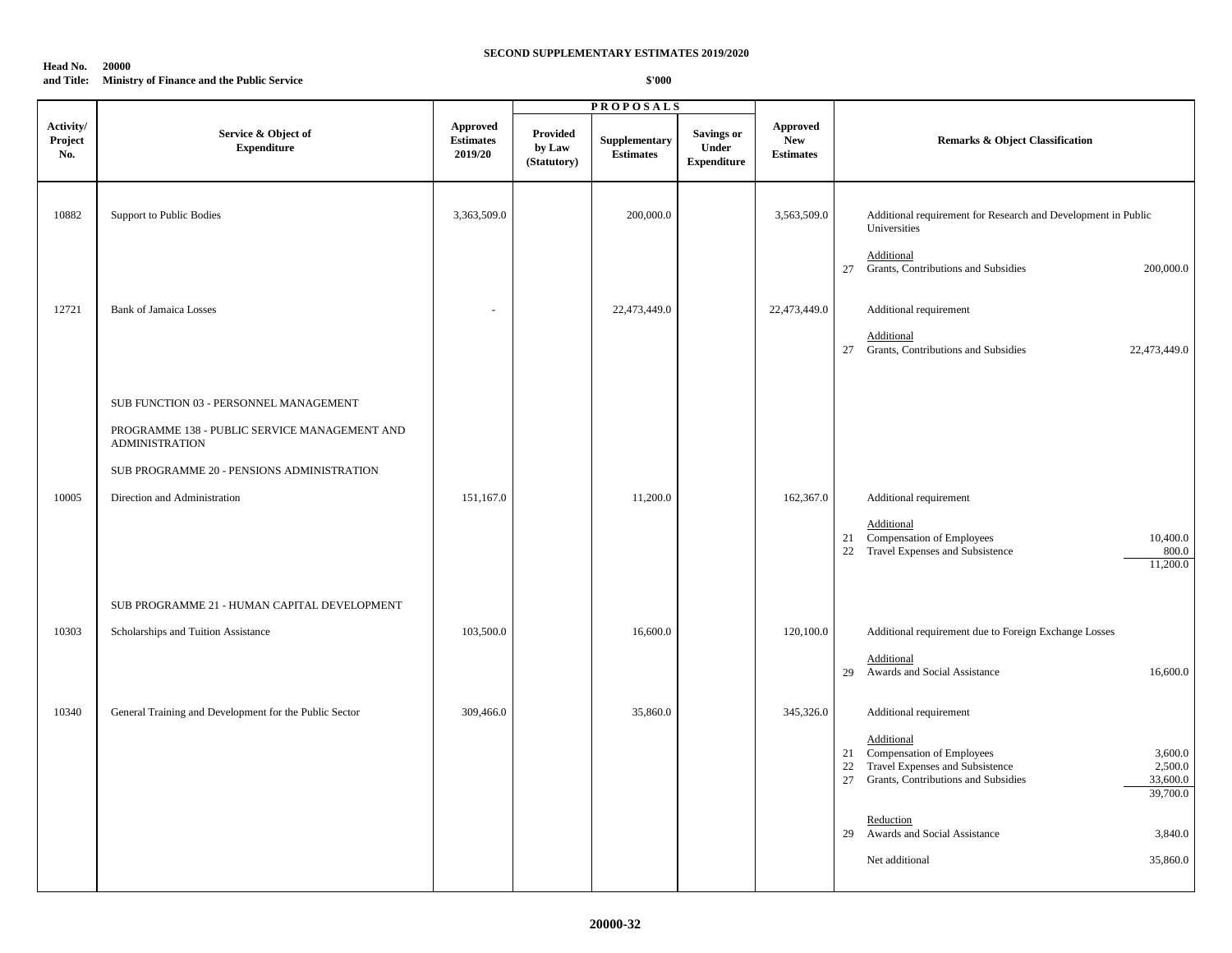**SECOND SUPPLEMENTARY ESTIMATES 2019/2020**

**Head No. 20000**
**and Title: Ministry of Finance and the Public Service**

**$'000**

| Activity/ Project No. | Service & Object of Expenditure | Approved Estimates 2019/20 | PROPOSALS Provided by Law (Statutory) | Supplementary Estimates | Savings or Under Expenditure | Approved New Estimates | Remarks & Object Classification |
|---|---|---|---|---|---|---|---|
| 10882 | Support to Public Bodies | 3,363,509.0 | | 200,000.0 | | 3,563,509.0 | Additional requirement for Research and Development in Public Universities<br><br>Additional<br>27 Grants, Contributions and Subsidies 200,000.0 |
| 12721 | Bank of Jamaica Losses | - | | 22,473,449.0 | | 22,473,449.0 | Additional requirement<br><br>Additional<br>27 Grants, Contributions and Subsidies 22,473,449.0 |
| | SUB FUNCTION 03 - PERSONNEL MANAGEMENT<br><br>PROGRAMME 138 - PUBLIC SERVICE MANAGEMENT AND ADMINISTRATION<br><br>SUB PROGRAMME 20 - PENSIONS ADMINISTRATION | | | | | | |
| 10005 | Direction and Administration | 151,167.0 | | 11,200.0 | | 162,367.0 | Additional requirement<br><br>Additional<br>21 Compensation of Employees 10,400.0<br>22 Travel Expenses and Subsistence 800.0<br>11,200.0 |
| | SUB PROGRAMME 21 - HUMAN CAPITAL DEVELOPMENT | | | | | | |
| 10303 | Scholarships and Tuition Assistance | 103,500.0 | | 16,600.0 | | 120,100.0 | Additional requirement due to Foreign Exchange Losses<br><br>Additional<br>29 Awards and Social Assistance 16,600.0 |
| 10340 | General Training and Development for the Public Sector | 309,466.0 | | 35,860.0 | | 345,326.0 | Additional requirement<br><br>Additional<br>21 Compensation of Employees 3,600.0<br>22 Travel Expenses and Subsistence 2,500.0<br>27 Grants, Contributions and Subsidies 33,600.0<br>39,700.0<br><br>Reduction<br>29 Awards and Social Assistance 3,840.0<br><br>Net additional 35,860.0 |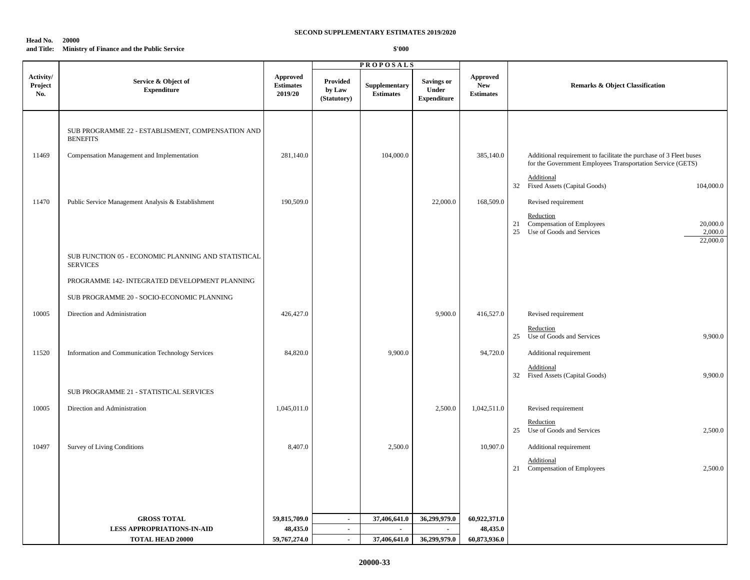**SECOND SUPPLEMENTARY ESTIMATES 2019/2020**

**Head No. 20000**
**and Title: Ministry of Finance and the Public Service**

**$'000**

| Activity/ Project No. | Service & Object of Expenditure | Approved Estimates 2019/20 | PROPOSALS | | | Approved New Estimates | Remarks & Object Classification | |
|---|---|---|---|---|---|---|---|---|
| | | | Provided by Law (Statutory) | Supplementary Estimates | Savings or Under Expenditure | | | |
| | SUB PROGRAMME 22 - ESTABLISMENT, COMPENSATION AND BENEFITS | | | | | | | |
| 11469 | Compensation Management and Implementation | 281,140.0 | | 104,000.0 | | 385,140.0 | Additional requirement to facilitate the purchase of 3 Fleet buses for the Government Employees Transportation Service (GETS) | |
| | | | | | | | Additional | |
| | | | | | | | 32 Fixed Assets (Capital Goods) | 104,000.0 |
| 11470 | Public Service Management Analysis & Establishment | 190,509.0 | | | 22,000.0 | 168,509.0 | Revised requirement | |
| | | | | | | | Reduction | |
| | | | | | | | 21 Compensation of Employees | 20,000.0 |
| | | | | | | | 25 Use of Goods and Services | 2,000.0 |
| | | | | | | | | 22,000.0 |
| | SUB FUNCTION 05 - ECONOMIC PLANNING AND STATISTICAL SERVICES | | | | | | | |
| | PROGRAMME 142- INTEGRATED DEVELOPMENT PLANNING | | | | | | | |
| | SUB PROGRAMME 20 - SOCIO-ECONOMIC PLANNING | | | | | | | |
| 10005 | Direction and Administration | 426,427.0 | | | 9,900.0 | 416,527.0 | Revised requirement | |
| | | | | | | | Reduction | |
| | | | | | | | 25 Use of Goods and Services | 9,900.0 |
| 11520 | Information and Communication Technology Services | 84,820.0 | | 9,900.0 | | 94,720.0 | Additional requirement | |
| | | | | | | | Additional | |
| | | | | | | | 32 Fixed Assets (Capital Goods) | 9,900.0 |
| | SUB PROGRAMME 21 - STATISTICAL SERVICES | | | | | | | |
| 10005 | Direction and Administration | 1,045,011.0 | | | 2,500.0 | 1,042,511.0 | Revised requirement | |
| | | | | | | | Reduction | |
| | | | | | | | 25 Use of Goods and Services | 2,500.0 |
| 10497 | Survey of Living Conditions | 8,407.0 | | 2,500.0 | | 10,907.0 | Additional requirement | |
| | | | | | | | Additional | |
| | | | | | | | 21 Compensation of Employees | 2,500.0 |
| | **GROSS TOTAL** | **59,815,709.0** | **-** | **37,406,641.0** | **36,299,979.0** | **60,922,371.0** | | |
| | **LESS APPROPRIATIONS-IN-AID** | **48,435.0** | **-** | **-** | **-** | **48,435.0** | | |
| | **TOTAL HEAD 20000** | **59,767,274.0** | **-** | **37,406,641.0** | **36,299,979.0** | **60,873,936.0** | | |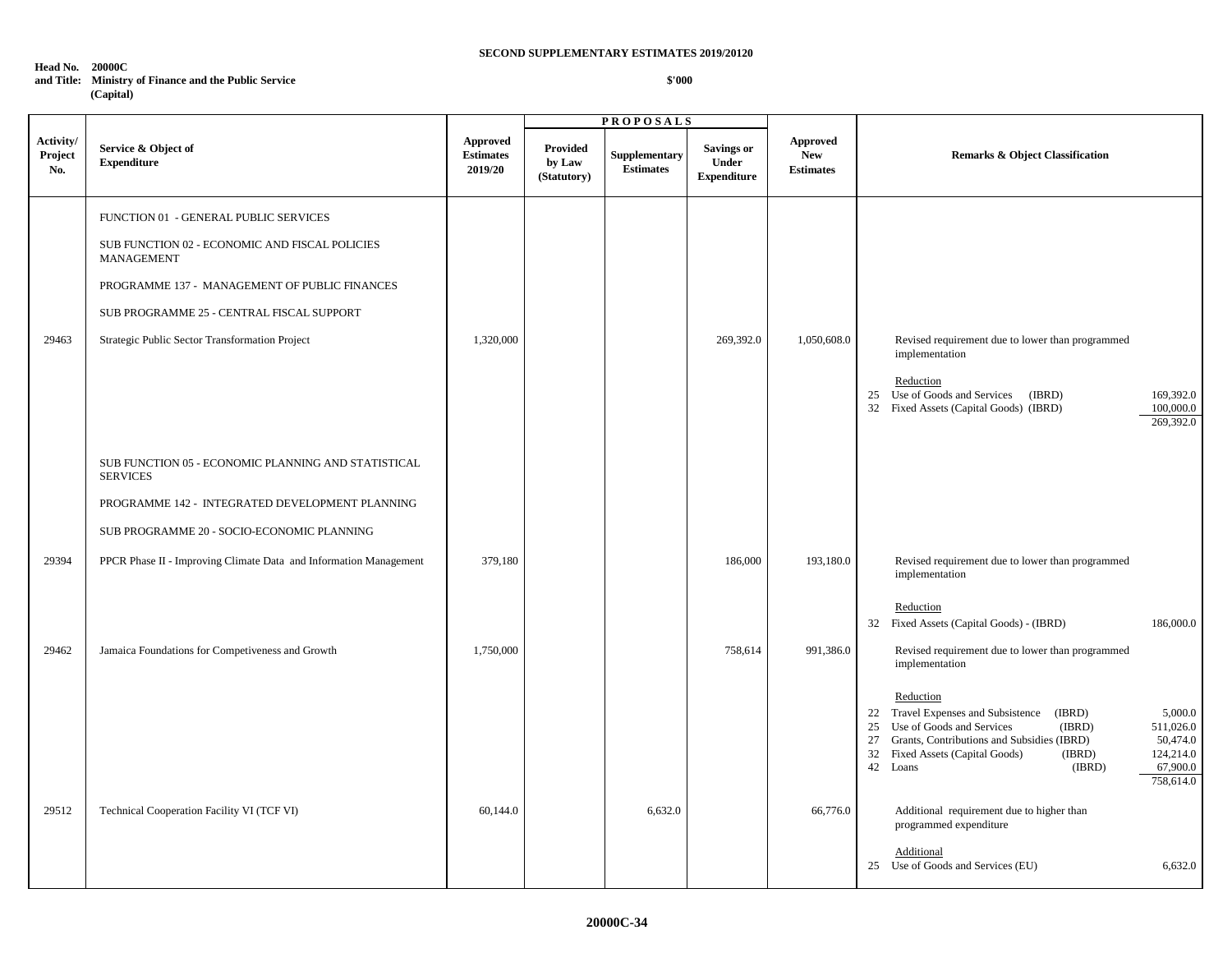**SECOND SUPPLEMENTARY ESTIMATES 2019/20120**

**Head No. 20000C**
**and Title: Ministry of Finance and the Public Service (Capital)**

**$'000**

| Activity/ Project No. | Service & Object of Expenditure | Approved Estimates 2019/20 | PROPOSALS Provided by Law (Statutory) | Supplementary Estimates | Savings or Under Expenditure | Approved New Estimates | Remarks & Object Classification |
|---|---|---|---|---|---|---|---|
| | FUNCTION 01 - GENERAL PUBLIC SERVICES | | | | | | |
| | SUB FUNCTION 02 - ECONOMIC AND FISCAL POLICIES MANAGEMENT | | | | | | |
| | PROGRAMME 137 - MANAGEMENT OF PUBLIC FINANCES | | | | | | |
| | SUB PROGRAMME 25 - CENTRAL FISCAL SUPPORT | | | | | | |
| 29463 | Strategic Public Sector Transformation Project | 1,320,000 | | | 269,392.0 | 1,050,608.0 | Revised requirement due to lower than programmed implementation |
| | | | | | | | Reduction |
| | | | | | | | 25 Use of Goods and Services (IBRD) 169,392.0 |
| | | | | | | | 32 Fixed Assets (Capital Goods) (IBRD) 100,000.0 |
| | | | | | | | 269,392.0 |
| | SUB FUNCTION 05 - ECONOMIC PLANNING AND STATISTICAL SERVICES | | | | | | |
| | PROGRAMME 142 - INTEGRATED DEVELOPMENT PLANNING | | | | | | |
| | SUB PROGRAMME 20 - SOCIO-ECONOMIC PLANNING | | | | | | |
| 29394 | PPCR Phase II - Improving Climate Data and Information Management | 379,180 | | | 186,000 | 193,180.0 | Revised requirement due to lower than programmed implementation |
| | | | | | | | Reduction |
| | | | | | | | 32 Fixed Assets (Capital Goods) - (IBRD) 186,000.0 |
| 29462 | Jamaica Foundations for Competiveness and Growth | 1,750,000 | | | 758,614 | 991,386.0 | Revised requirement due to lower than programmed implementation |
| | | | | | | | Reduction |
| | | | | | | | 22 Travel Expenses and Subsistence (IBRD) 5,000.0 |
| | | | | | | | 25 Use of Goods and Services (IBRD) 511,026.0 |
| | | | | | | | 27 Grants, Contributions and Subsidies (IBRD) 50,474.0 |
| | | | | | | | 32 Fixed Assets (Capital Goods) (IBRD) 124,214.0 |
| | | | | | | | 42 Loans (IBRD) 67,900.0 |
| | | | | | | | 758,614.0 |
| 29512 | Technical Cooperation Facility VI (TCF VI) | 60,144.0 | | 6,632.0 | | 66,776.0 | Additional requirement due to higher than programmed expenditure |
| | | | | | | | Additional |
| | | | | | | | 25 Use of Goods and Services (EU) 6,632.0 |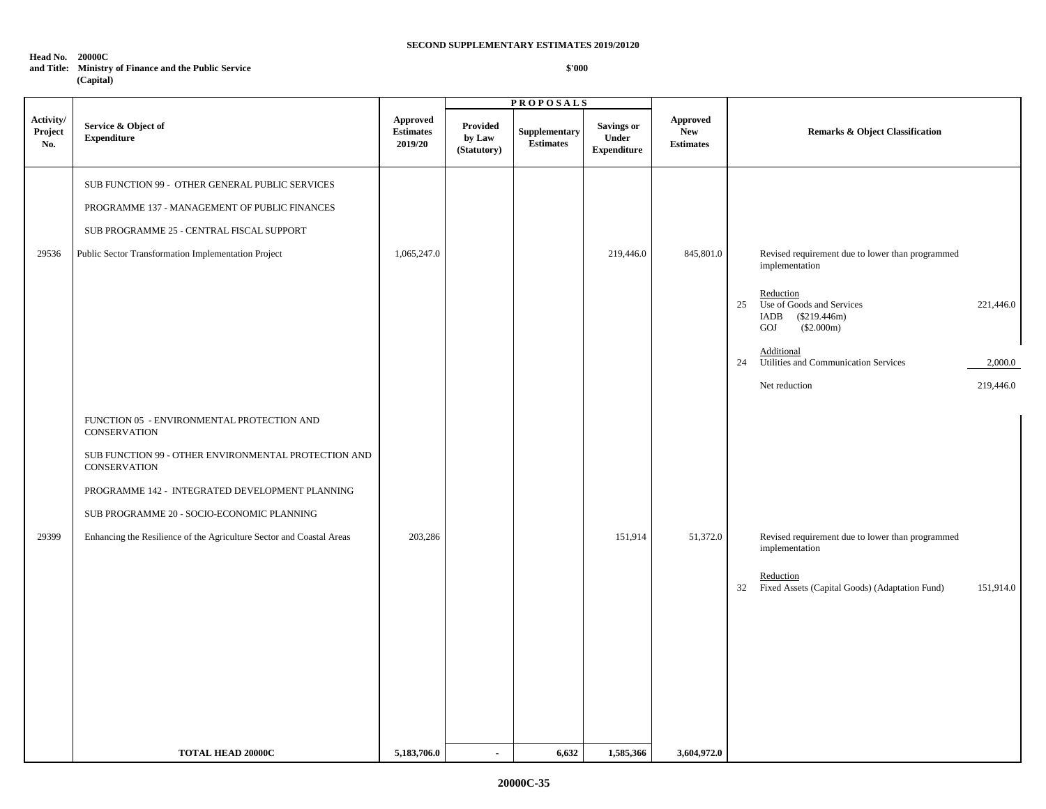**SECOND SUPPLEMENTARY ESTIMATES 2019/20120**

**Head No. 20000C**
**and Title: Ministry of Finance and the Public Service**
**(Capital)**

**$'000**

| Activity/ Project No. | Service & Object of Expenditure | Approved Estimates 2019/20 | PROPOSALS Provided by Law (Statutory) | Supplementary Estimates | Savings or Under Expenditure | Approved New Estimates | Remarks & Object Classification |
|---|---|---|---|---|---|---|---|
| | SUB FUNCTION 99 - OTHER GENERAL PUBLIC SERVICES | | | | | | |
| | PROGRAMME 137 - MANAGEMENT OF PUBLIC FINANCES | | | | | | |
| | SUB PROGRAMME 25 - CENTRAL FISCAL SUPPORT | | | | | | |
| 29536 | Public Sector Transformation Implementation Project | 1,065,247.0 | | | 219,446.0 | 845,801.0 | Revised requirement due to lower than programmed implementation |
| | | | | | | | Reduction |
| | | | | | | | 25 Use of Goods and Services 221,446.0 |
| | | | | | | | IADB ($219.446m) |
| | | | | | | | GOJ ($2.000m) |
| | | | | | | | Additional |
| | | | | | | | 24 Utilities and Communication Services 2,000.0 |
| | | | | | | | Net reduction 219,446.0 |
| | FUNCTION 05 - ENVIRONMENTAL PROTECTION AND CONSERVATION | | | | | | |
| | SUB FUNCTION 99 - OTHER ENVIRONMENTAL PROTECTION AND CONSERVATION | | | | | | |
| | PROGRAMME 142 - INTEGRATED DEVELOPMENT PLANNING | | | | | | |
| | SUB PROGRAMME 20 - SOCIO-ECONOMIC PLANNING | | | | | | |
| 29399 | Enhancing the Resilience of the Agriculture Sector and Coastal Areas | 203,286 | | | 151,914 | 51,372.0 | Revised requirement due to lower than programmed implementation |
| | | | | | | | Reduction |
| | | | | | | | 32 Fixed Assets (Capital Goods) (Adaptation Fund) 151,914.0 |
| | **TOTAL HEAD 20000C** | **5,183,706.0** | **-** | **6,632** | **1,585,366** | **3,604,972.0** | |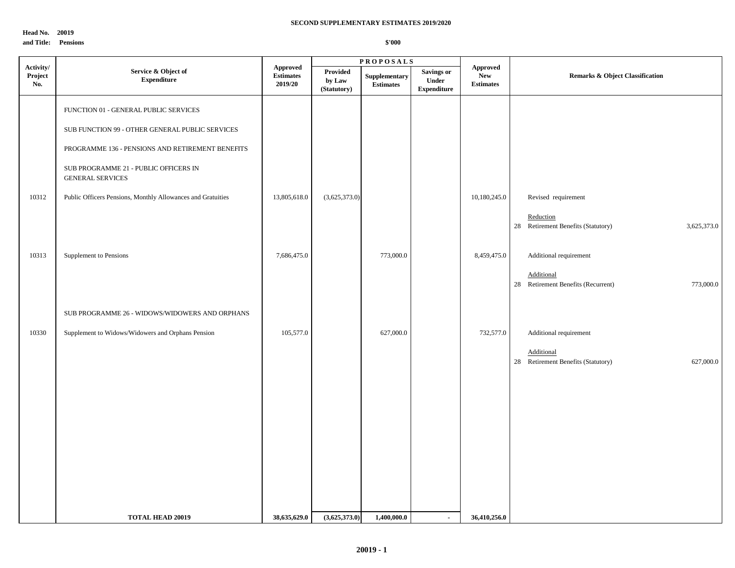**SECOND SUPPLEMENTARY ESTIMATES 2019/2020**

**Head No. 20019**
**and Title: Pensions**

**$'000**

| Activity/ Project No. | Service & Object of Expenditure | Approved Estimates 2019/20 | PROPOSALS | | | Approved New Estimates | Remarks & Object Classification | |
|---|---|---|---|---|---|---|---|---|
| | | | Provided by Law (Statutory) | Supplementary Estimates | Savings or Under Expenditure | | | |
| | FUNCTION 01 - GENERAL PUBLIC SERVICES | | | | | | | |
| | SUB FUNCTION 99 - OTHER GENERAL PUBLIC SERVICES | | | | | | | |
| | PROGRAMME 136 - PENSIONS AND RETIREMENT BENEFITS | | | | | | | |
| | SUB PROGRAMME 21 - PUBLIC OFFICERS IN GENERAL SERVICES | | | | | | | |
| 10312 | Public Officers Pensions, Monthly Allowances and Gratuities | 13,805,618.0 | (3,625,373.0) | | | 10,180,245.0 | Revised requirement | |
| | | | | | | | Reduction | |
| | | | | | | | 28 Retirement Benefits (Statutory) | 3,625,373.0 |
| 10313 | Supplement to Pensions | 7,686,475.0 | | 773,000.0 | | 8,459,475.0 | Additional requirement | |
| | | | | | | | Additional | |
| | | | | | | | 28 Retirement Benefits (Recurrent) | 773,000.0 |
| | SUB PROGRAMME 26 - WIDOWS/WIDOWERS AND ORPHANS | | | | | | | |
| 10330 | Supplement to Widows/Widowers and Orphans Pension | 105,577.0 | | 627,000.0 | | 732,577.0 | Additional requirement | |
| | | | | | | | Additional | |
| | | | | | | | 28 Retirement Benefits (Statutory) | 627,000.0 |
| | **TOTAL HEAD 20019** | **38,635,629.0** | **(3,625,373.0)** | **1,400,000.0** | - | **36,410,256.0** | | |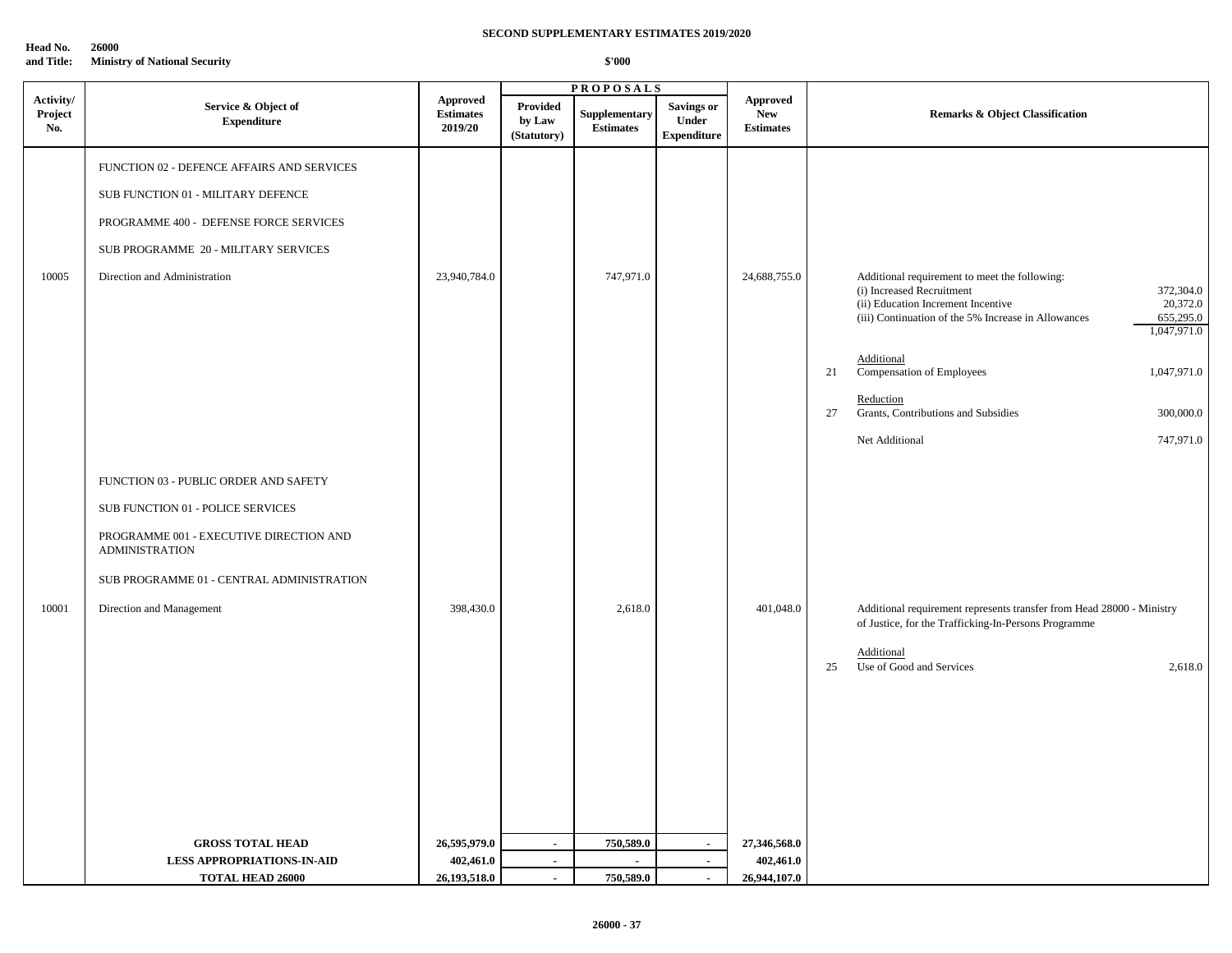**SECOND SUPPLEMENTARY ESTIMATES 2019/2020**

**Head No. 26000**
**and Title: Ministry of National Security**

**$'000**

| Activity/ Project No. | Service & Object of Expenditure | Approved Estimates 2019/20 | PROPOSALS Provided by Law (Statutory) | Supplementary Estimates | Savings or Under Expenditure | Approved New Estimates | Remarks & Object Classification |
|---|---|---|---|---|---|---|---|
| | FUNCTION 02 - DEFENCE AFFAIRS AND SERVICES | | | | | | |
| | SUB FUNCTION 01 - MILITARY DEFENCE | | | | | | |
| | PROGRAMME 400 - DEFENSE FORCE SERVICES | | | | | | |
| | SUB PROGRAMME 20 - MILITARY SERVICES | | | | | | |
| 10005 | Direction and Administration | 23,940,784.0 | | 747,971.0 | | 24,688,755.0 | Additional requirement to meet the following: (i) Increased Recruitment 372,304.0; (ii) Education Increment Incentive 20,372.0; (iii) Continuation of the 5% Increase in Allowances 655,295.0; Total 1,047,971.0. Additional: 21 Compensation of Employees 1,047,971.0. Reduction: 27 Grants, Contributions and Subsidies 300,000.0. Net Additional 747,971.0 |
| | FUNCTION 03 - PUBLIC ORDER AND SAFETY | | | | | | |
| | SUB FUNCTION 01 - POLICE SERVICES | | | | | | |
| | PROGRAMME 001 - EXECUTIVE DIRECTION AND ADMINISTRATION | | | | | | |
| | SUB PROGRAMME 01 - CENTRAL ADMINISTRATION | | | | | | |
| 10001 | Direction and Management | 398,430.0 | | 2,618.0 | | 401,048.0 | Additional requirement represents transfer from Head 28000 - Ministry of Justice, for the Trafficking-In-Persons Programme. Additional: 25 Use of Good and Services 2,618.0 |
| | **GROSS TOTAL HEAD** | **26,595,979.0** | **-** | **750,589.0** | **-** | **27,346,568.0** | |
| | **LESS APPROPRIATIONS-IN-AID** | **402,461.0** | **-** | **-** | **-** | **402,461.0** | |
| | **TOTAL HEAD 26000** | **26,193,518.0** | **-** | **750,589.0** | **-** | **26,944,107.0** | |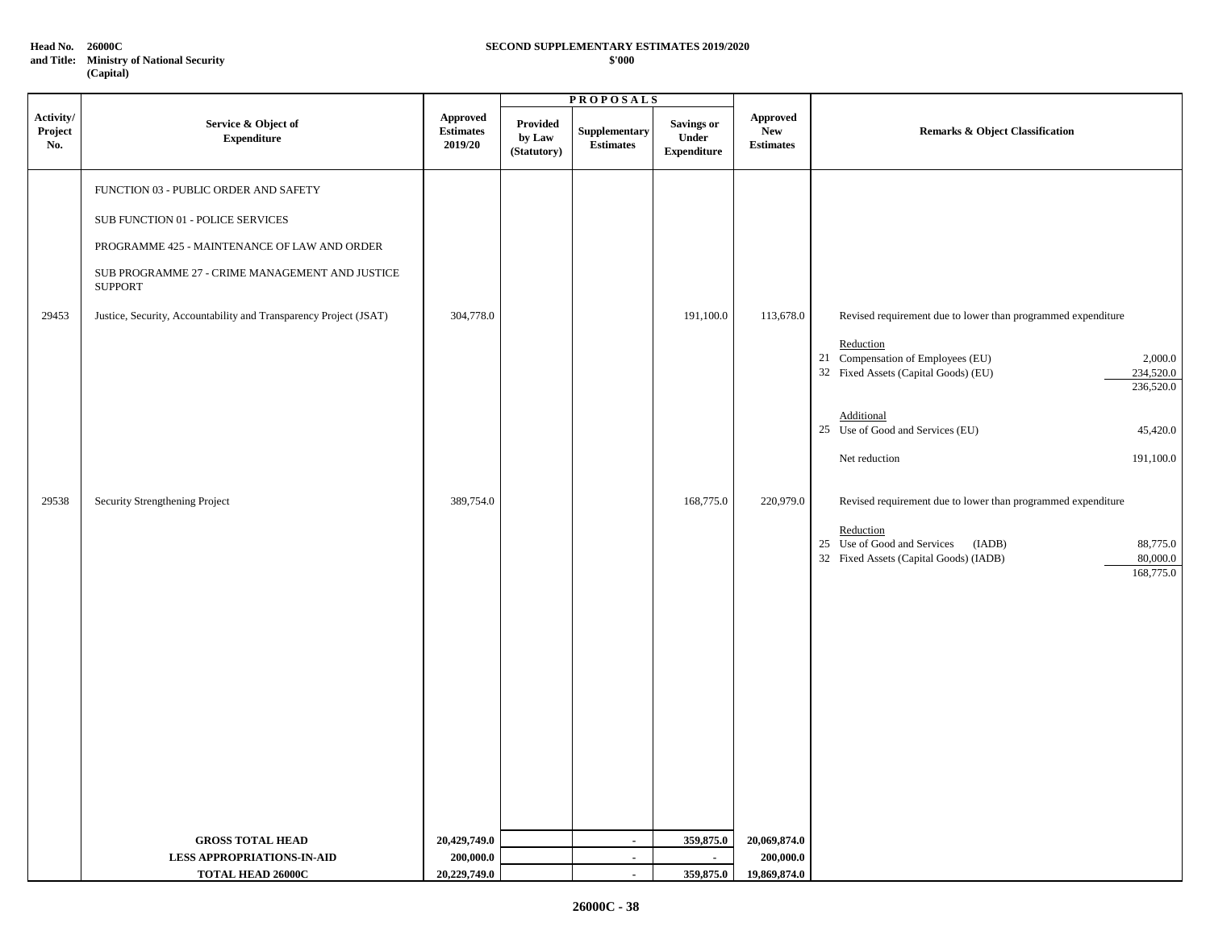**Head No. 26000C**
**and Title: Ministry of National Security (Capital)**

**SECOND SUPPLEMENTARY ESTIMATES 2019/2020**
**$'000**

| Activity/ Project No. | Service & Object of Expenditure | Approved Estimates 2019/20 | PROPOSALS Provided by Law (Statutory) | Supplementary Estimates | Savings or Under Expenditure | Approved New Estimates | Remarks & Object Classification |
|---|---|---|---|---|---|---|---|
| | FUNCTION 03 - PUBLIC ORDER AND SAFETY | | | | | | |
| | SUB FUNCTION 01 - POLICE SERVICES | | | | | | |
| | PROGRAMME 425 - MAINTENANCE OF LAW AND ORDER | | | | | | |
| | SUB PROGRAMME 27 - CRIME MANAGEMENT AND JUSTICE SUPPORT | | | | | | |
| 29453 | Justice, Security, Accountability and Transparency Project (JSAT) | 304,778.0 | | | 191,100.0 | 113,678.0 | Revised requirement due to lower than programmed expenditure |
| | | | | | | | Reduction |
| | | | | | | | 21 Compensation of Employees (EU) 2,000.0 |
| | | | | | | | 32 Fixed Assets (Capital Goods) (EU) 234,520.0 |
| | | | | | | | 236,520.0 |
| | | | | | | | Additional |
| | | | | | | | 25 Use of Good and Services (EU) 45,420.0 |
| | | | | | | | Net reduction 191,100.0 |
| 29538 | Security Strengthening Project | 389,754.0 | | | 168,775.0 | 220,979.0 | Revised requirement due to lower than programmed expenditure |
| | | | | | | | Reduction |
| | | | | | | | 25 Use of Good and Services (IADB) 88,775.0 |
| | | | | | | | 32 Fixed Assets (Capital Goods) (IADB) 80,000.0 |
| | | | | | | | 168,775.0 |
| | **GROSS TOTAL HEAD** | **20,429,749.0** | | **-** | **359,875.0** | **20,069,874.0** | |
| | **LESS APPROPRIATIONS-IN-AID** | **200,000.0** | | **-** | **-** | **200,000.0** | |
| | **TOTAL HEAD 26000C** | **20,229,749.0** | | **-** | **359,875.0** | **19,869,874.0** | |

**26000C - 38**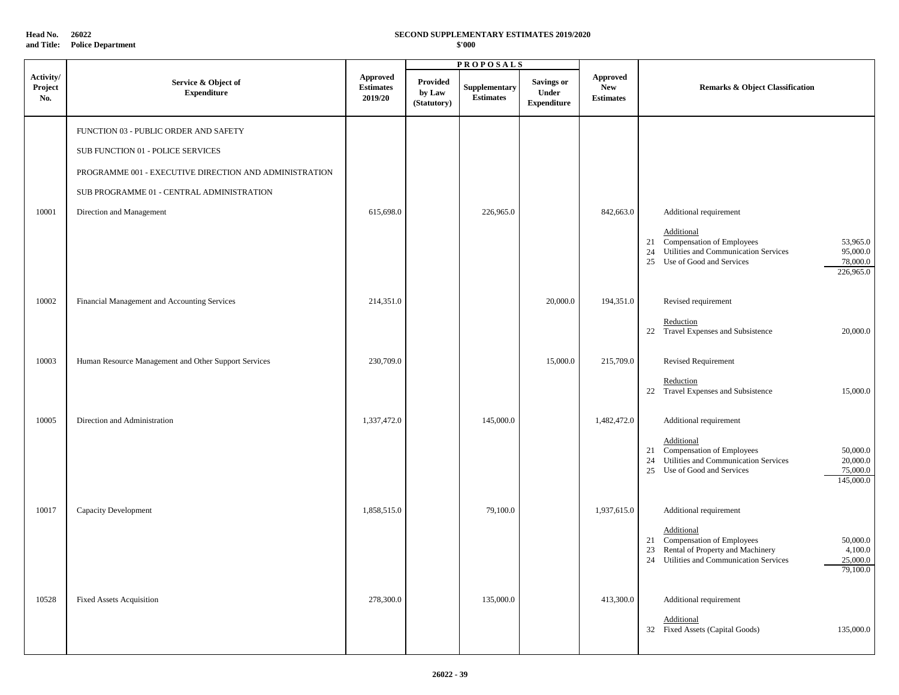**Head No. 26022**
**and Title: Police Department**

**SECOND SUPPLEMENTARY ESTIMATES 2019/2020**
**$'000**

| Activity/ Project No. | Service & Object of Expenditure | Approved Estimates 2019/20 | PROPOSALS Provided by Law (Statutory) | Supplementary Estimates | Savings or Under Expenditure | Approved New Estimates | Remarks & Object Classification |
|---|---|---|---|---|---|---|---|
| | FUNCTION 03 - PUBLIC ORDER AND SAFETY | | | | | | |
| | SUB FUNCTION 01 - POLICE SERVICES | | | | | | |
| | PROGRAMME 001 - EXECUTIVE DIRECTION AND ADMINISTRATION | | | | | | |
| | SUB PROGRAMME 01 - CENTRAL ADMINISTRATION | | | | | | |
| 10001 | Direction and Management | 615,698.0 | | 226,965.0 | | 842,663.0 | Additional requirement<br><br>Additional<br>21 Compensation of Employees 53,965.0<br>24 Utilities and Communication Services 95,000.0<br>25 Use of Good and Services 78,000.0<br>226,965.0 |
| 10002 | Financial Management and Accounting Services | 214,351.0 | | | 20,000.0 | 194,351.0 | Revised requirement<br><br>Reduction<br>22 Travel Expenses and Subsistence 20,000.0 |
| 10003 | Human Resource Management and Other Support Services | 230,709.0 | | | 15,000.0 | 215,709.0 | Revised Requirement<br><br>Reduction<br>22 Travel Expenses and Subsistence 15,000.0 |
| 10005 | Direction and Administration | 1,337,472.0 | | 145,000.0 | | 1,482,472.0 | Additional requirement<br><br>Additional<br>21 Compensation of Employees 50,000.0<br>24 Utilities and Communication Services 20,000.0<br>25 Use of Good and Services 75,000.0<br>145,000.0 |
| 10017 | Capacity Development | 1,858,515.0 | | 79,100.0 | | 1,937,615.0 | Additional requirement<br><br>Additional<br>21 Compensation of Employees 50,000.0<br>23 Rental of Property and Machinery 4,100.0<br>24 Utilities and Communication Services 25,000.0<br>79,100.0 |
| 10528 | Fixed Assets Acquisition | 278,300.0 | | 135,000.0 | | 413,300.0 | Additional requirement<br><br>Additional<br>32 Fixed Assets (Capital Goods) 135,000.0 |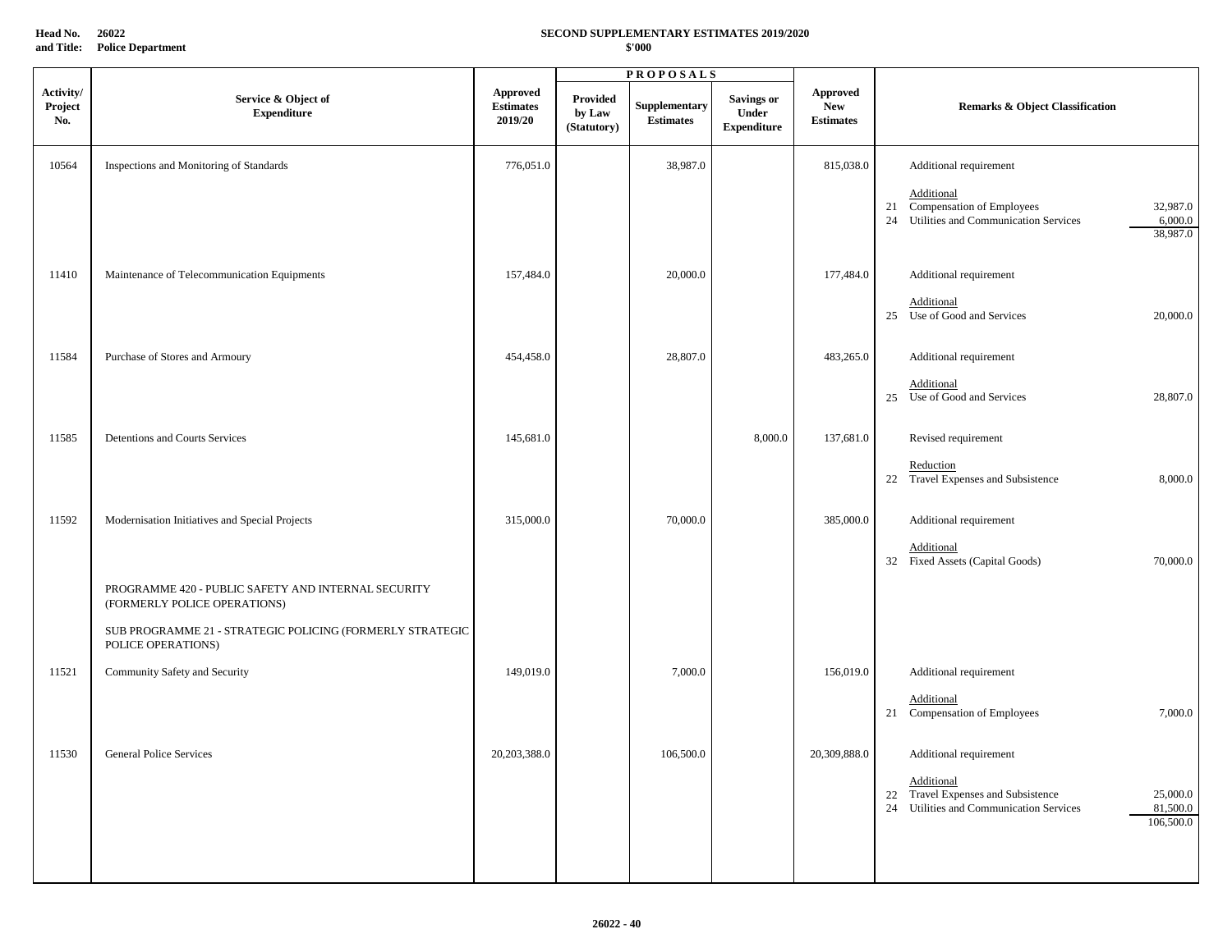**Head No. 26022**
**and Title: Police Department**

**SECOND SUPPLEMENTARY ESTIMATES 2019/2020**
**$'000**

| Activity/ Project No. | Service & Object of Expenditure | Approved Estimates 2019/20 | PROPOSALS Provided by Law (Statutory) | Supplementary Estimates | Savings or Under Expenditure | Approved New Estimates | Remarks & Object Classification |
|---|---|---|---|---|---|---|---|
| 10564 | Inspections and Monitoring of Standards | 776,051.0 | | 38,987.0 | | 815,038.0 | Additional requirement<br><br>Additional<br>21 Compensation of Employees 32,987.0<br>24 Utilities and Communication Services 6,000.0<br>38,987.0 |
| 11410 | Maintenance of Telecommunication Equipments | 157,484.0 | | 20,000.0 | | 177,484.0 | Additional requirement<br><br>Additional<br>25 Use of Good and Services 20,000.0 |
| 11584 | Purchase of Stores and Armoury | 454,458.0 | | 28,807.0 | | 483,265.0 | Additional requirement<br><br>Additional<br>25 Use of Good and Services 28,807.0 |
| 11585 | Detentions and Courts Services | 145,681.0 | | | 8,000.0 | 137,681.0 | Revised requirement<br><br>Reduction<br>22 Travel Expenses and Subsistence 8,000.0 |
| 11592 | Modernisation Initiatives and Special Projects | 315,000.0 | | 70,000.0 | | 385,000.0 | Additional requirement<br><br>Additional<br>32 Fixed Assets (Capital Goods) 70,000.0 |
| | PROGRAMME 420 - PUBLIC SAFETY AND INTERNAL SECURITY (FORMERLY POLICE OPERATIONS) | | | | | | |
| | SUB PROGRAMME 21 - STRATEGIC POLICING (FORMERLY STRATEGIC POLICE OPERATIONS) | | | | | | |
| 11521 | Community Safety and Security | 149,019.0 | | 7,000.0 | | 156,019.0 | Additional requirement<br><br>Additional<br>21 Compensation of Employees 7,000.0 |
| 11530 | General Police Services | 20,203,388.0 | | 106,500.0 | | 20,309,888.0 | Additional requirement<br><br>Additional<br>22 Travel Expenses and Subsistence 25,000.0<br>24 Utilities and Communication Services 81,500.0<br>106,500.0 |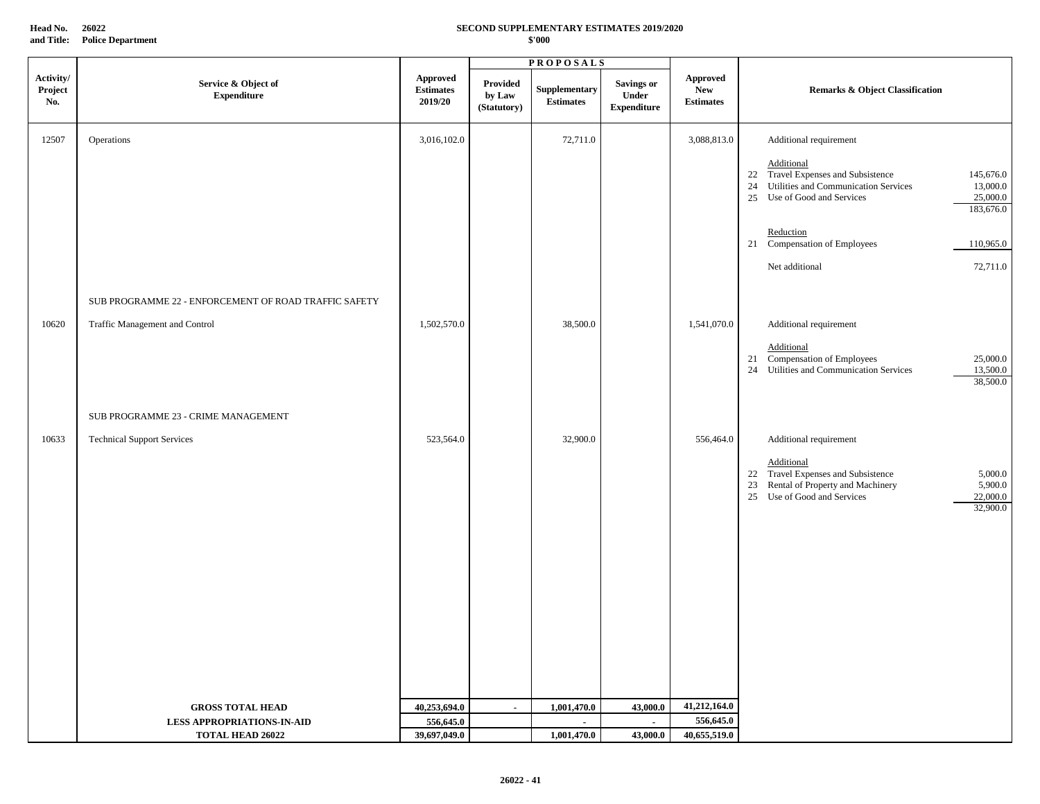**Head No. 26022**
**and Title: Police Department**

**SECOND SUPPLEMENTARY ESTIMATES 2019/2020**
**$'000**

| Activity/ Project No. | Service & Object of Expenditure | Approved Estimates 2019/20 | PROPOSALS Provided by Law (Statutory) | Supplementary Estimates | Savings or Under Expenditure | Approved New Estimates | Remarks & Object Classification | |
|---|---|---|---|---|---|---|---|---|
| 12507 | Operations | 3,016,102.0 | | 72,711.0 | | 3,088,813.0 | Additional requirement | |
| | | | | | | | Additional | |
| | | | | | | | 22 Travel Expenses and Subsistence | 145,676.0 |
| | | | | | | | 24 Utilities and Communication Services | 13,000.0 |
| | | | | | | | 25 Use of Good and Services | 25,000.0 |
| | | | | | | | | 183,676.0 |
| | | | | | | | Reduction | |
| | | | | | | | 21 Compensation of Employees | 110,965.0 |
| | | | | | | | Net additional | 72,711.0 |
| | SUB PROGRAMME 22 - ENFORCEMENT OF ROAD TRAFFIC SAFETY | | | | | | | |
| 10620 | Traffic Management and Control | 1,502,570.0 | | 38,500.0 | | 1,541,070.0 | Additional requirement | |
| | | | | | | | Additional | |
| | | | | | | | 21 Compensation of Employees | 25,000.0 |
| | | | | | | | 24 Utilities and Communication Services | 13,500.0 |
| | | | | | | | | 38,500.0 |
| | SUB PROGRAMME 23 - CRIME MANAGEMENT | | | | | | | |
| 10633 | Technical Support Services | 523,564.0 | | 32,900.0 | | 556,464.0 | Additional requirement | |
| | | | | | | | Additional | |
| | | | | | | | 22 Travel Expenses and Subsistence | 5,000.0 |
| | | | | | | | 23 Rental of Property and Machinery | 5,900.0 |
| | | | | | | | 25 Use of Good and Services | 22,000.0 |
| | | | | | | | | 32,900.0 |
| | **GROSS TOTAL HEAD** | **40,253,694.0** | **-** | **1,001,470.0** | **43,000.0** | **41,212,164.0** | | |
| | **LESS APPROPRIATIONS-IN-AID** | **556,645.0** | | **-** | **-** | **556,645.0** | | |
| | **TOTAL HEAD 26022** | **39,697,049.0** | | **1,001,470.0** | **43,000.0** | **40,655,519.0** | | |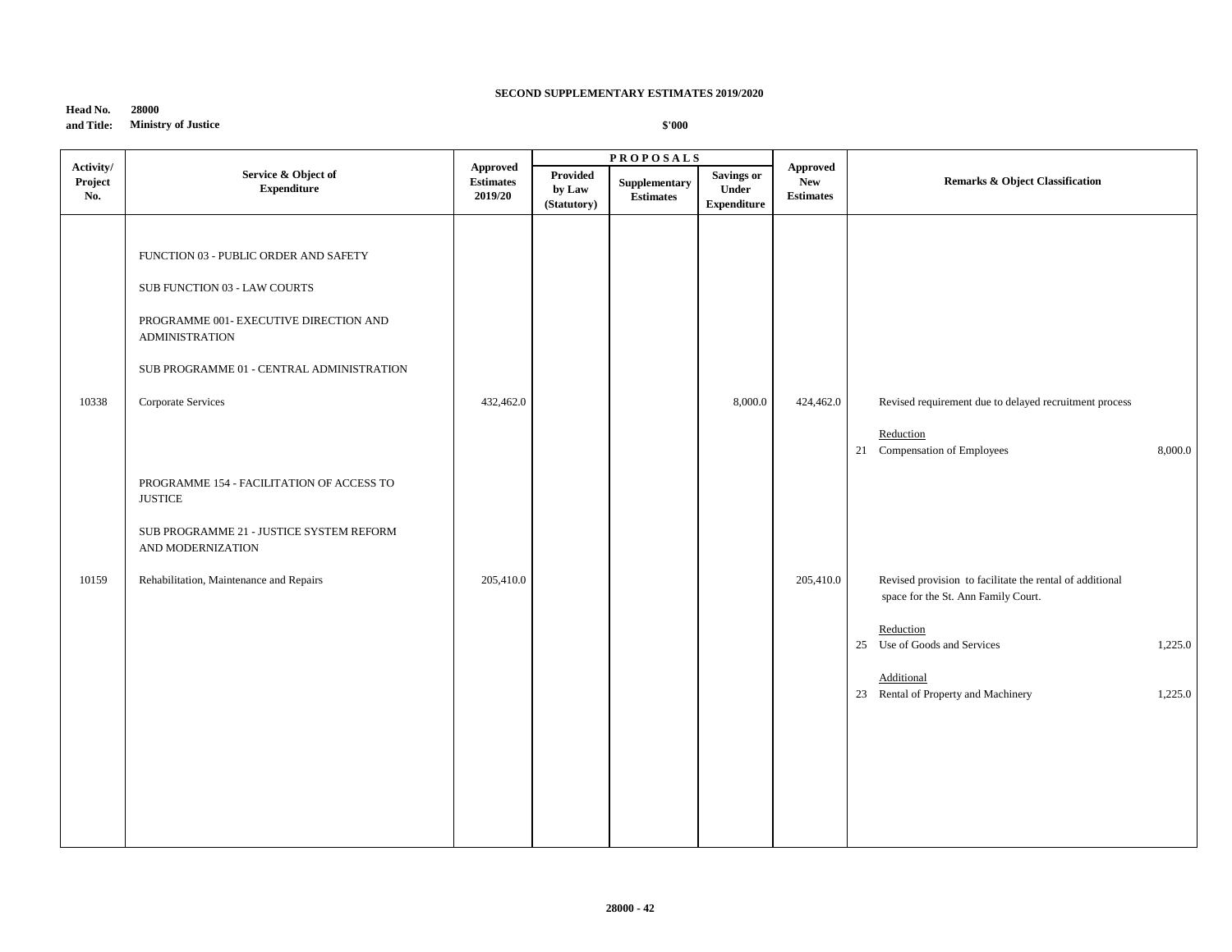**SECOND SUPPLEMENTARY ESTIMATES 2019/2020**

**Head No. 28000**
**and Title: Ministry of Justice**

**$'000**

| Activity/ Project No. | Service & Object of Expenditure | Approved Estimates 2019/20 | PROPOSALS | | | Approved New Estimates | Remarks & Object Classification |
|---|---|---|---|---|---|---|---|
| | | | Provided by Law (Statutory) | Supplementary Estimates | Savings or Under Expenditure | | |
| | FUNCTION 03 - PUBLIC ORDER AND SAFETY | | | | | | |
| | SUB FUNCTION 03 - LAW COURTS | | | | | | |
| | PROGRAMME 001- EXECUTIVE DIRECTION AND ADMINISTRATION | | | | | | |
| | SUB PROGRAMME 01 - CENTRAL ADMINISTRATION | | | | | | |
| 10338 | Corporate Services | 432,462.0 | | | 8,000.0 | 424,462.0 | Revised requirement due to delayed recruitment process<br><br>Reduction<br>21 Compensation of Employees 8,000.0 |
| | PROGRAMME 154 - FACILITATION OF ACCESS TO JUSTICE | | | | | | |
| | SUB PROGRAMME 21 - JUSTICE SYSTEM REFORM AND MODERNIZATION | | | | | | |
| 10159 | Rehabilitation, Maintenance and Repairs | 205,410.0 | | | | 205,410.0 | Revised provision to facilitate the rental of additional space for the St. Ann Family Court.<br><br>Reduction<br>25 Use of Goods and Services 1,225.0<br><br>Additional<br>23 Rental of Property and Machinery 1,225.0 |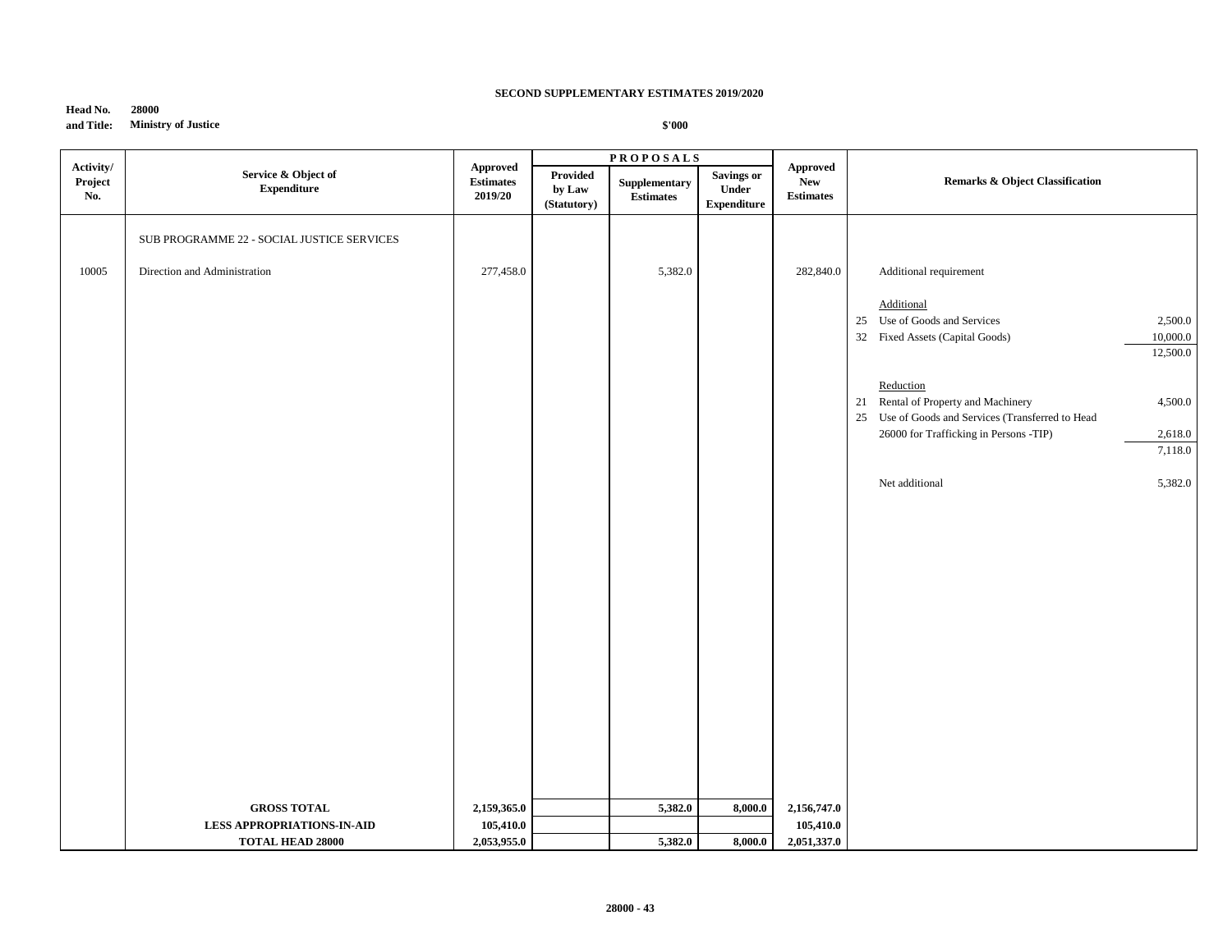**SECOND SUPPLEMENTARY ESTIMATES 2019/2020**

**Head No. and Title:** **28000 Ministry of Justice**

**$'000**

| Activity/ Project No. | Service & Object of Expenditure | Approved Estimates 2019/20 | PROPOSALS Provided by Law (Statutory) | Supplementary Estimates | Savings or Under Expenditure | Approved New Estimates | Remarks & Object Classification | |
|---|---|---|---|---|---|---|---|---|
| | SUB PROGRAMME 22 - SOCIAL JUSTICE SERVICES | | | | | | | |
| 10005 | Direction and Administration | 277,458.0 | | 5,382.0 | | 282,840.0 | Additional requirement | |
| | | | | | | | Additional | |
| | | | | | | | 25 Use of Goods and Services | 2,500.0 |
| | | | | | | | 32 Fixed Assets (Capital Goods) | 10,000.0 |
| | | | | | | | | 12,500.0 |
| | | | | | | | Reduction | |
| | | | | | | | 21 Rental of Property and Machinery | 4,500.0 |
| | | | | | | | 25 Use of Goods and Services (Transferred to Head 26000 for Trafficking in Persons -TIP) | 2,618.0 |
| | | | | | | | | 7,118.0 |
| | | | | | | | Net additional | 5,382.0 |
| | **GROSS TOTAL** | **2,159,365.0** | | **5,382.0** | **8,000.0** | **2,156,747.0** | | |
| | **LESS APPROPRIATIONS-IN-AID** | **105,410.0** | | | | **105,410.0** | | |
| | **TOTAL HEAD 28000** | **2,053,955.0** | | **5,382.0** | **8,000.0** | **2,051,337.0** | | |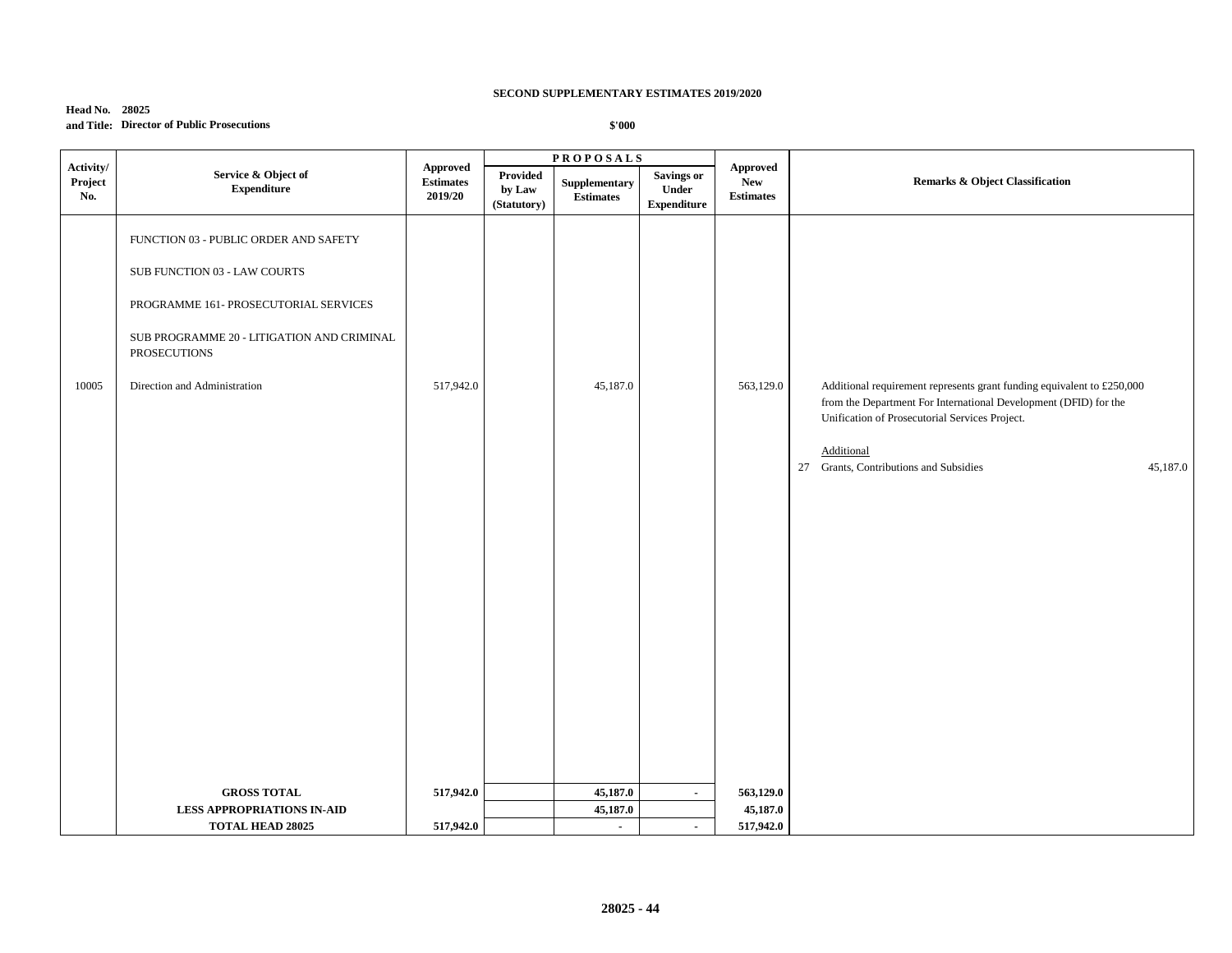**SECOND SUPPLEMENTARY ESTIMATES 2019/2020**

**Head No. 28025**
**and Title: Director of Public Prosecutions**

**$'000**

| Activity/ Project No. | Service & Object of Expenditure | Approved Estimates 2019/20 | PROPOSALS | | | Approved New Estimates | Remarks & Object Classification | |
|---|---|---|---|---|---|---|---|---|
| | | | Provided by Law (Statutory) | Supplementary Estimates | Savings or Under Expenditure | | | |
| | FUNCTION 03 - PUBLIC ORDER AND SAFETY | | | | | | | |
| | SUB FUNCTION 03 - LAW COURTS | | | | | | | |
| | PROGRAMME 161- PROSECUTORIAL SERVICES | | | | | | | |
| | SUB PROGRAMME 20 - LITIGATION AND CRIMINAL PROSECUTIONS | | | | | | | |
| 10005 | Direction and Administration | 517,942.0 | | 45,187.0 | | 563,129.0 | Additional requirement represents grant funding equivalent to £250,000 from the Department For International Development (DFID) for the Unification of Prosecutorial Services Project. | |
| | | | | | | | Additional | |
| | | | | | | | 27 Grants, Contributions and Subsidies | 45,187.0 |
| | **GROSS TOTAL** | **517,942.0** | | **45,187.0** | **-** | **563,129.0** | | |
| | **LESS APPROPRIATIONS IN-AID** | | | **45,187.0** | | **45,187.0** | | |
| | **TOTAL HEAD 28025** | **517,942.0** | | **-** | **-** | **517,942.0** | | |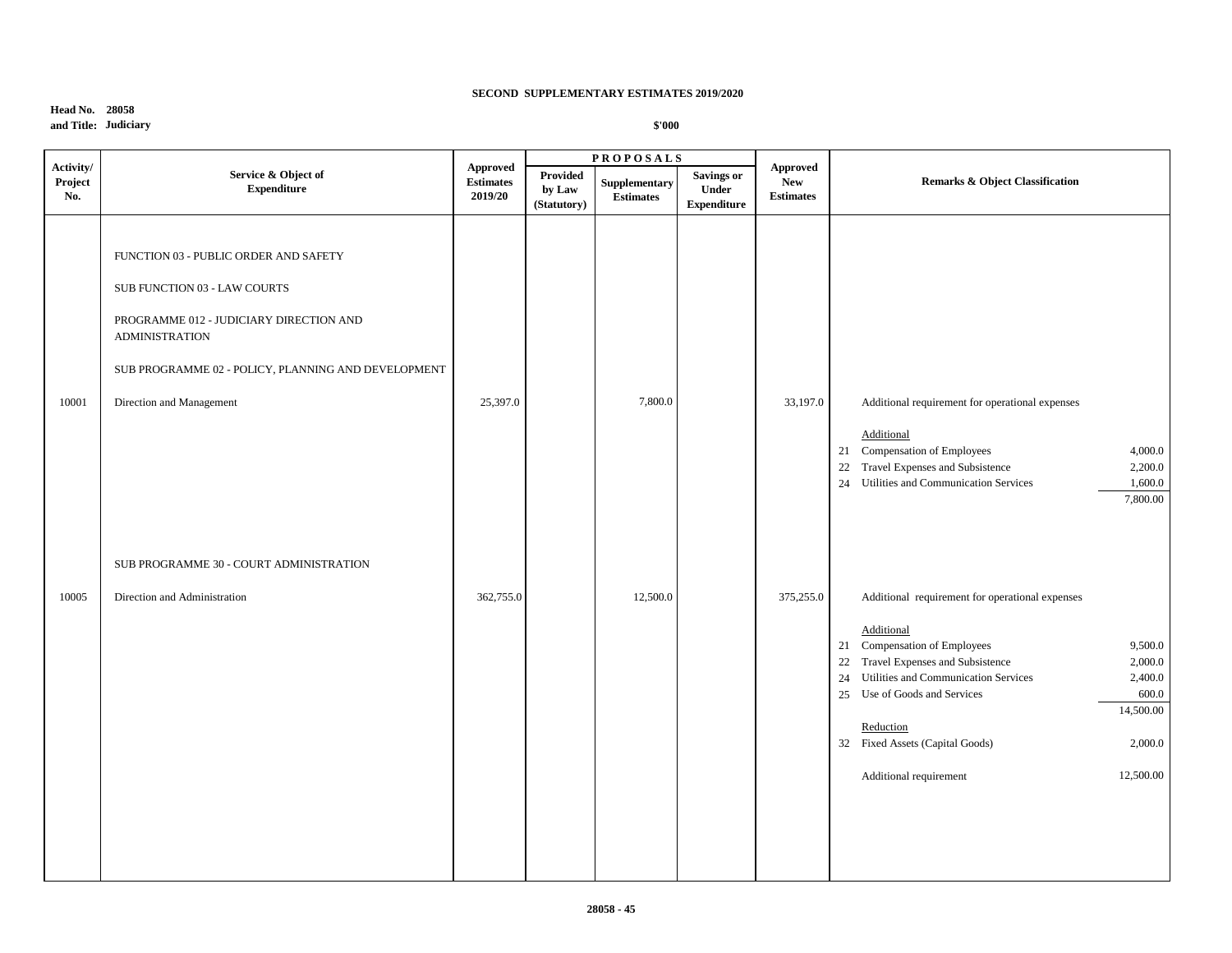**SECOND SUPPLEMENTARY ESTIMATES 2019/2020**

**Head No. 28058**
**and Title: Judiciary**

**$'000**

| Activity/ Project No. | Service & Object of Expenditure | Approved Estimates 2019/20 | PROPOSALS | | | Approved New Estimates | Remarks & Object Classification |
|---|---|---|---|---|---|---|---|
| | | | Provided by Law (Statutory) | Supplementary Estimates | Savings or Under Expenditure | | |
| | FUNCTION 03 - PUBLIC ORDER AND SAFETY | | | | | | |
| | SUB FUNCTION 03 - LAW COURTS | | | | | | |
| | PROGRAMME 012 - JUDICIARY DIRECTION AND ADMINISTRATION | | | | | | |
| | SUB PROGRAMME 02 - POLICY, PLANNING AND DEVELOPMENT | | | | | | |
| 10001 | Direction and Management | 25,397.0 | | 7,800.0 | | 33,197.0 | Additional requirement for operational expenses |
| | | | | | | | Additional |
| | | | | | | | 21 Compensation of Employees 4,000.0 |
| | | | | | | | 22 Travel Expenses and Subsistence 2,200.0 |
| | | | | | | | 24 Utilities and Communication Services 1,600.0 |
| | | | | | | | 7,800.00 |
| | SUB PROGRAMME 30 - COURT ADMINISTRATION | | | | | | |
| 10005 | Direction and Administration | 362,755.0 | | 12,500.0 | | 375,255.0 | Additional requirement for operational expenses |
| | | | | | | | Additional |
| | | | | | | | 21 Compensation of Employees 9,500.0 |
| | | | | | | | 22 Travel Expenses and Subsistence 2,000.0 |
| | | | | | | | 24 Utilities and Communication Services 2,400.0 |
| | | | | | | | 25 Use of Goods and Services 600.0 |
| | | | | | | | 14,500.00 |
| | | | | | | | Reduction |
| | | | | | | | 32 Fixed Assets (Capital Goods) 2,000.0 |
| | | | | | | | Additional requirement 12,500.00 |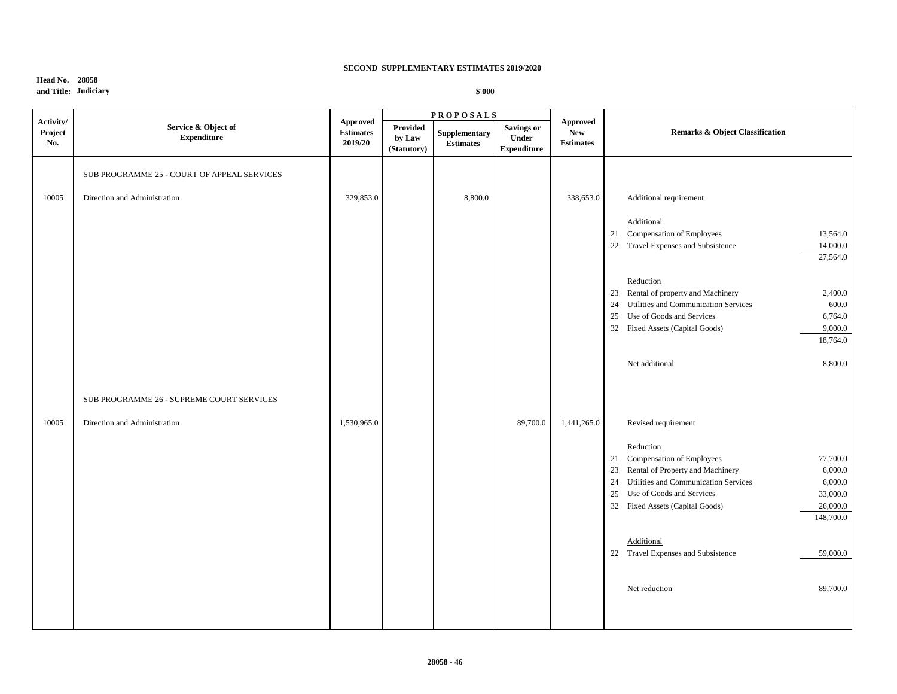**SECOND SUPPLEMENTARY ESTIMATES 2019/2020**

**Head No. 28058**
**and Title: Judiciary**

**$'000**

| Activity/ Project No. | Service & Object of Expenditure | Approved Estimates 2019/20 | PROPOSALS | | | Approved New Estimates | Remarks & Object Classification | |
|---|---|---|---|---|---|---|---|---|
| | | | Provided by Law (Statutory) | Supplementary Estimates | Savings or Under Expenditure | | | |
| | SUB PROGRAMME 25 - COURT OF APPEAL SERVICES | | | | | | | |
| 10005 | Direction and Administration | 329,853.0 | | 8,800.0 | | 338,653.0 | Additional requirement | |
| | | | | | | | Additional | |
| | | | | | | | 21 Compensation of Employees | 13,564.0 |
| | | | | | | | 22 Travel Expenses and Subsistence | 14,000.0 |
| | | | | | | | | 27,564.0 |
| | | | | | | | Reduction | |
| | | | | | | | 23 Rental of property and Machinery | 2,400.0 |
| | | | | | | | 24 Utilities and Communication Services | 600.0 |
| | | | | | | | 25 Use of Goods and Services | 6,764.0 |
| | | | | | | | 32 Fixed Assets (Capital Goods) | 9,000.0 |
| | | | | | | | | 18,764.0 |
| | | | | | | | Net additional | 8,800.0 |
| | SUB PROGRAMME 26 - SUPREME COURT SERVICES | | | | | | | |
| 10005 | Direction and Administration | 1,530,965.0 | | | 89,700.0 | 1,441,265.0 | Revised requirement | |
| | | | | | | | Reduction | |
| | | | | | | | 21 Compensation of Employees | 77,700.0 |
| | | | | | | | 23 Rental of Property and Machinery | 6,000.0 |
| | | | | | | | 24 Utilities and Communication Services | 6,000.0 |
| | | | | | | | 25 Use of Goods and Services | 33,000.0 |
| | | | | | | | 32 Fixed Assets (Capital Goods) | 26,000.0 |
| | | | | | | | | 148,700.0 |
| | | | | | | | Additional | |
| | | | | | | | 22 Travel Expenses and Subsistence | 59,000.0 |
| | | | | | | | Net reduction | 89,700.0 |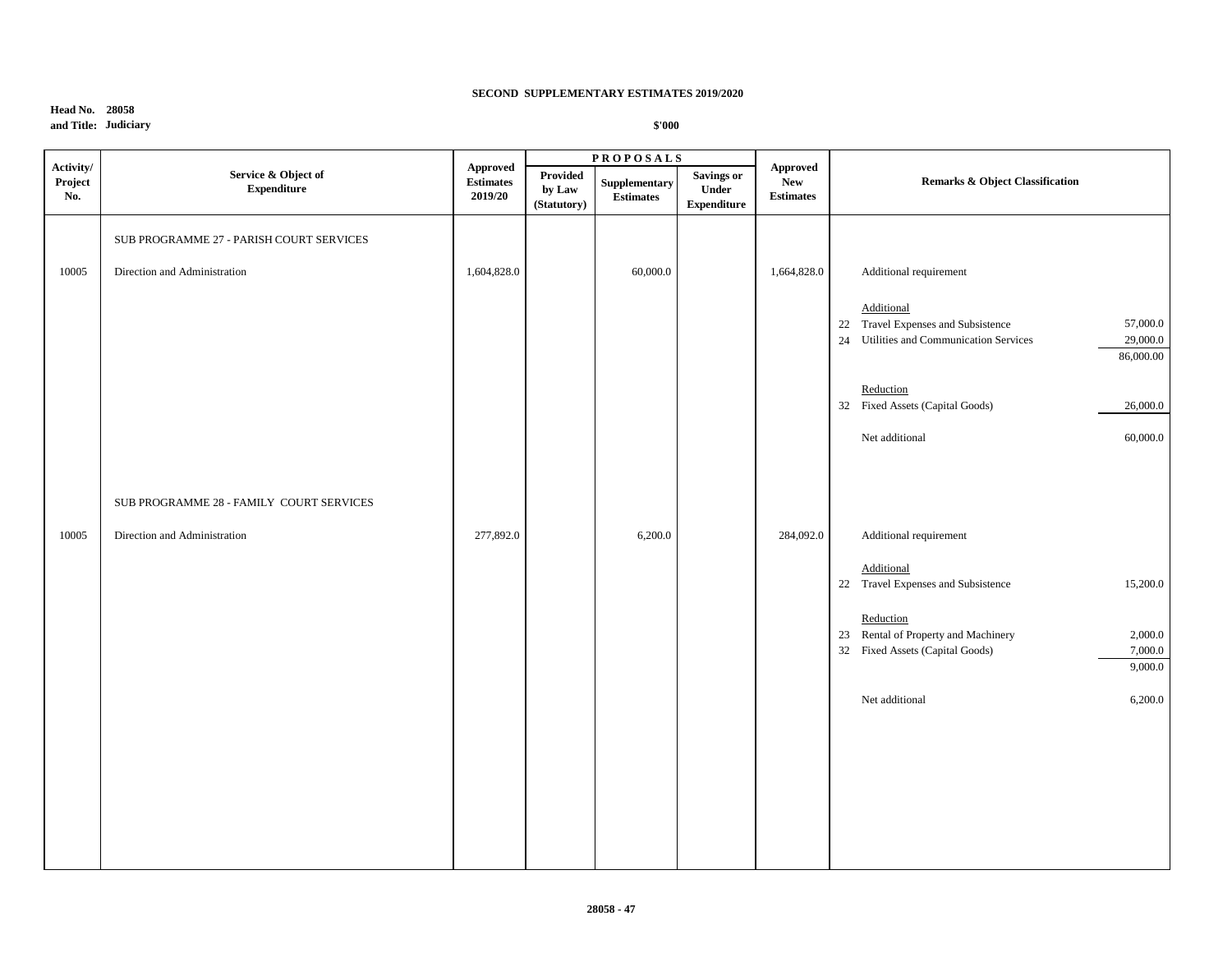**SECOND SUPPLEMENTARY ESTIMATES 2019/2020**

**Head No. 28058**
**and Title: Judiciary**

**$'000**

| Activity/ Project No. | Service & Object of Expenditure | Approved Estimates 2019/20 | PROPOSALS | | | Approved New Estimates | Remarks & Object Classification | |
|---|---|---|---|---|---|---|---|---|
| | | | Provided by Law (Statutory) | Supplementary Estimates | Savings or Under Expenditure | | | |
| | SUB PROGRAMME 27 - PARISH COURT SERVICES | | | | | | | |
| 10005 | Direction and Administration | 1,604,828.0 | | 60,000.0 | | 1,664,828.0 | Additional requirement | |
| | | | | | | | Additional | |
| | | | | | | | 22 Travel Expenses and Subsistence | 57,000.0 |
| | | | | | | | 24 Utilities and Communication Services | 29,000.0 |
| | | | | | | | | 86,000.00 |
| | | | | | | | Reduction | |
| | | | | | | | 32 Fixed Assets (Capital Goods) | 26,000.0 |
| | | | | | | | Net additional | 60,000.0 |
| | SUB PROGRAMME 28 - FAMILY COURT SERVICES | | | | | | | |
| 10005 | Direction and Administration | 277,892.0 | | 6,200.0 | | 284,092.0 | Additional requirement | |
| | | | | | | | Additional | |
| | | | | | | | 22 Travel Expenses and Subsistence | 15,200.0 |
| | | | | | | | Reduction | |
| | | | | | | | 23 Rental of Property and Machinery | 2,000.0 |
| | | | | | | | 32 Fixed Assets (Capital Goods) | 7,000.0 |
| | | | | | | | | 9,000.0 |
| | | | | | | | Net additional | 6,200.0 |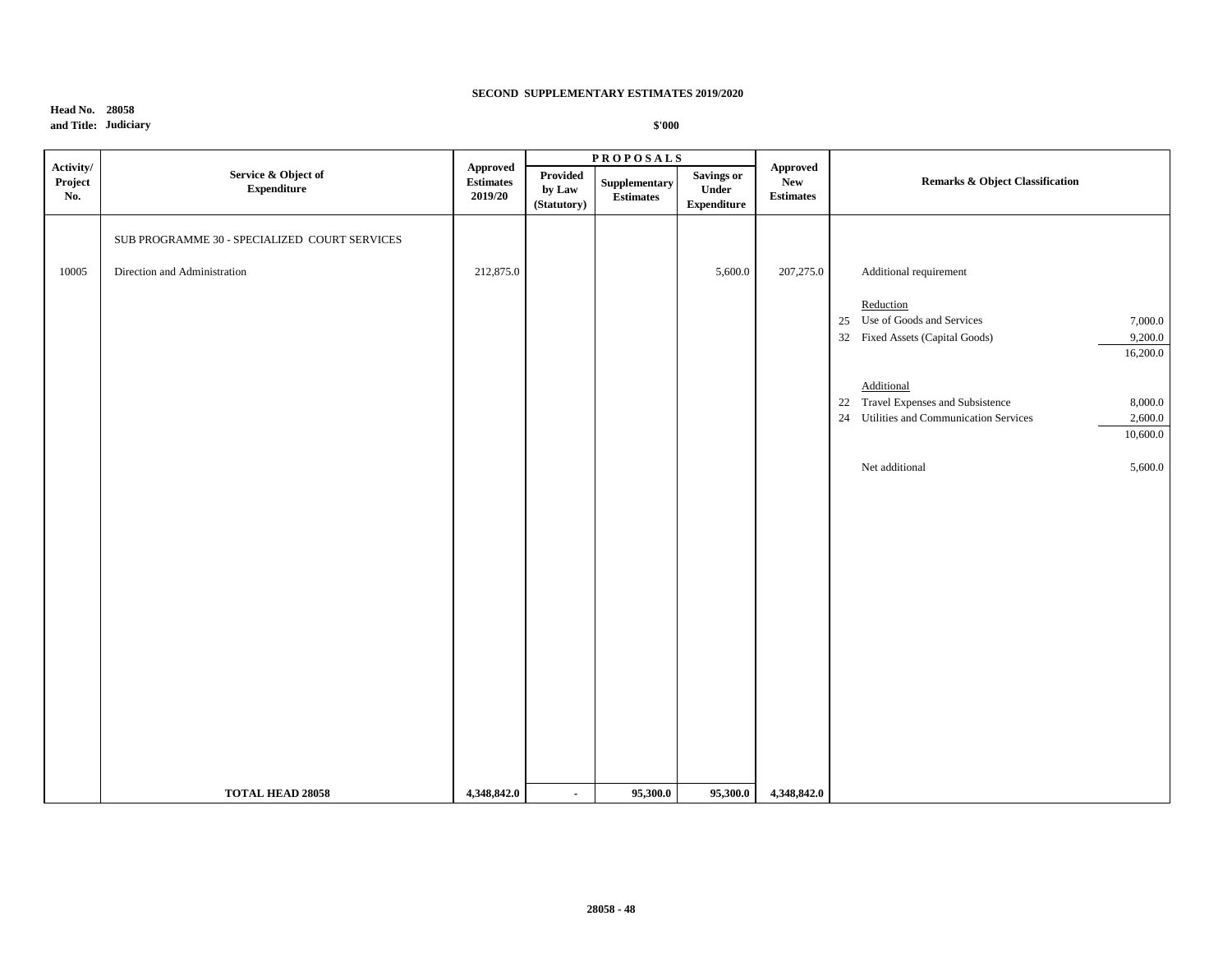**SECOND SUPPLEMENTARY ESTIMATES 2019/2020**

**Head No. 28058**
**and Title: Judiciary**

**$'000**

| Activity/ Project No. | Service & Object of Expenditure | Approved Estimates 2019/20 | PROPOSALS | | | Approved New Estimates | Remarks & Object Classification | |
|---|---|---|---|---|---|---|---|---|
| | | | Provided by Law (Statutory) | Supplementary Estimates | Savings or Under Expenditure | | | |
| | SUB PROGRAMME 30 - SPECIALIZED COURT SERVICES | | | | | | | |
| 10005 | Direction and Administration | 212,875.0 | | | 5,600.0 | 207,275.0 | Additional requirement | |
| | | | | | | | Reduction | |
| | | | | | | | 25 Use of Goods and Services | 7,000.0 |
| | | | | | | | 32 Fixed Assets (Capital Goods) | 9,200.0 |
| | | | | | | | | 16,200.0 |
| | | | | | | | Additional | |
| | | | | | | | 22 Travel Expenses and Subsistence | 8,000.0 |
| | | | | | | | 24 Utilities and Communication Services | 2,600.0 |
| | | | | | | | | 10,600.0 |
| | | | | | | | Net additional | 5,600.0 |
| | **TOTAL HEAD 28058** | **4,348,842.0** | **-** | **95,300.0** | **95,300.0** | **4,348,842.0** | | |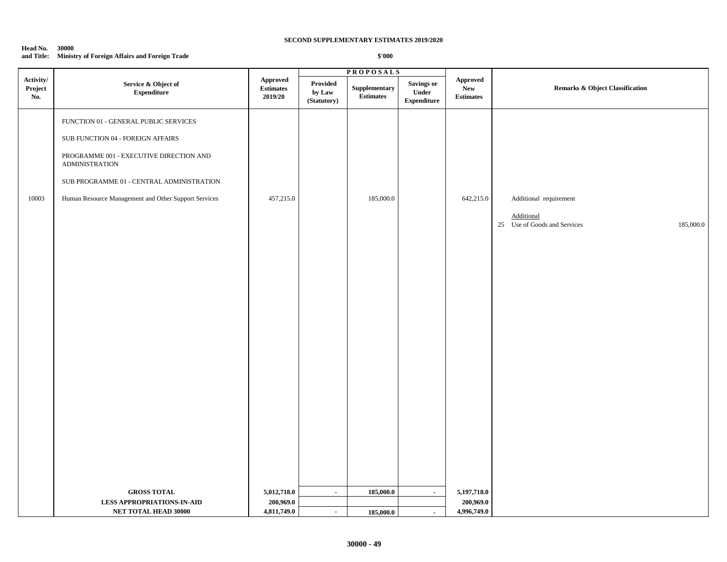**SECOND SUPPLEMENTARY ESTIMATES 2019/2020**

**Head No. 30000**
**and Title: Ministry of Foreign Affairs and Foreign Trade**

**$'000**

| Activity/ Project No. | Service & Object of Expenditure | Approved Estimates 2019/20 | PROPOSALS | | | Approved New Estimates | Remarks & Object Classification |
|---|---|---|---|---|---|---|---|
| | | | Provided by Law (Statutory) | Supplementary Estimates | Savings or Under Expenditure | | |
| | FUNCTION 01 - GENERAL PUBLIC SERVICES | | | | | | |
| | SUB FUNCTION 04 - FOREIGN AFFAIRS | | | | | | |
| | PROGRAMME 001 - EXECUTIVE DIRECTION AND ADMINISTRATION | | | | | | |
| | SUB PROGRAMME 01 - CENTRAL ADMINISTRATION | | | | | | |
| 10003 | Human Resource Management and Other Support Services | 457,215.0 | | 185,000.0 | | 642,215.0 | Additional requirement |
| | | | | | | | Additional |
| | | | | | | | 25 Use of Goods and Services 185,000.0 |
| | **GROSS TOTAL** | **5,012,718.0** | **-** | **185,000.0** | **-** | **5,197,718.0** | |
| | **LESS APPROPRIATIONS-IN-AID** | **200,969.0** | | | | **200,969.0** | |
| | **NET TOTAL HEAD 30000** | **4,811,749.0** | **-** | **185,000.0** | **-** | **4,996,749.0** | |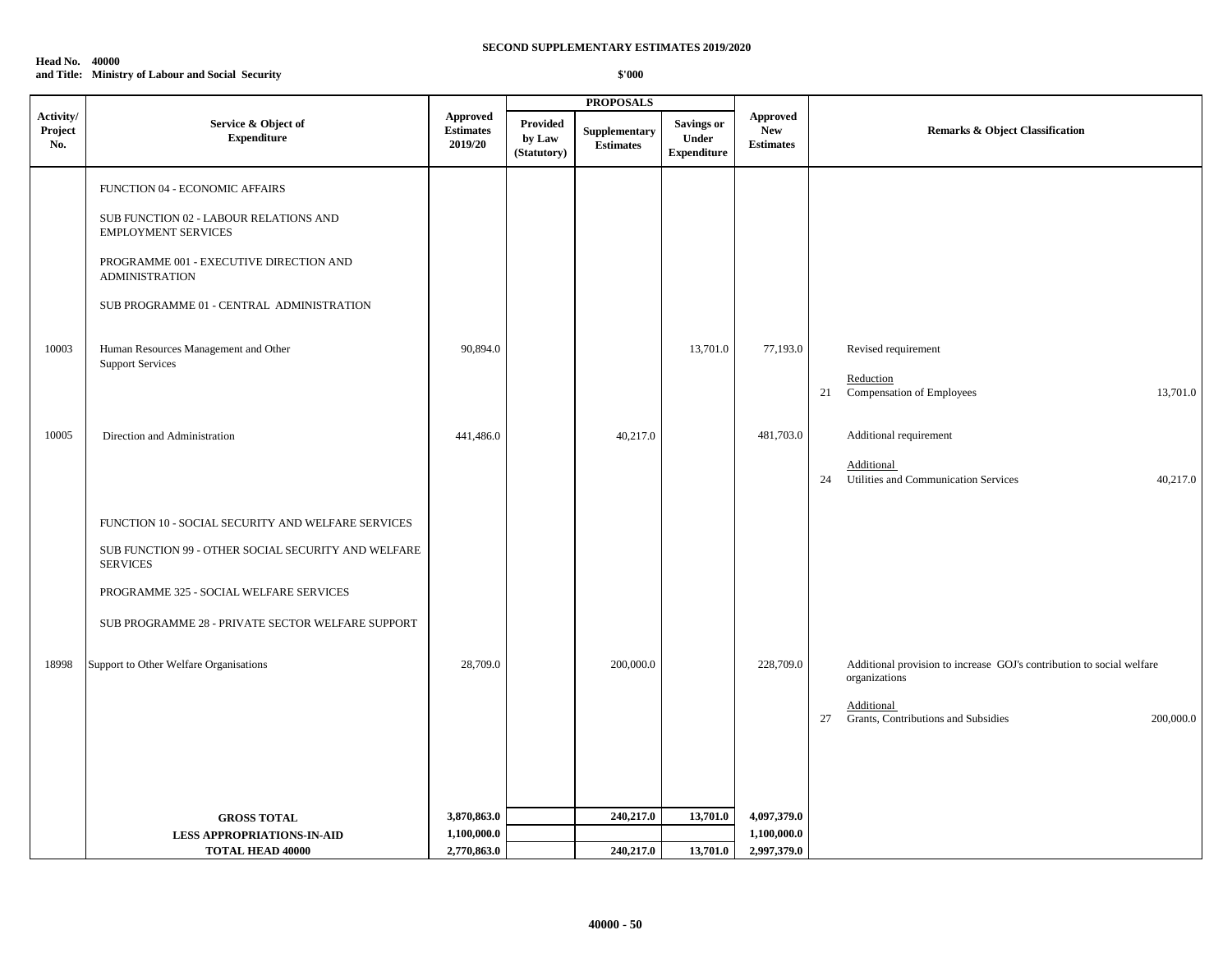**SECOND SUPPLEMENTARY ESTIMATES 2019/2020**

**Head No. 40000**
**and Title: Ministry of Labour and Social Security**

**$'000**

| Activity/ Project No. | Service & Object of Expenditure | Approved Estimates 2019/20 | PROPOSALS Provided by Law (Statutory) | Supplementary Estimates | Savings or Under Expenditure | Approved New Estimates | Remarks & Object Classification |
|---|---|---|---|---|---|---|---|
| | FUNCTION 04 - ECONOMIC AFFAIRS | | | | | | |
| | SUB FUNCTION 02 - LABOUR RELATIONS AND EMPLOYMENT SERVICES | | | | | | |
| | PROGRAMME 001 - EXECUTIVE DIRECTION AND ADMINISTRATION | | | | | | |
| | SUB PROGRAMME 01 - CENTRAL ADMINISTRATION | | | | | | |
| 10003 | Human Resources Management and Other Support Services | 90,894.0 | | | 13,701.0 | 77,193.0 | Revised requirement<br><br>Reduction<br>21 Compensation of Employees 13,701.0 |
| 10005 | Direction and Administration | 441,486.0 | | 40,217.0 | | 481,703.0 | Additional requirement<br><br>Additional<br>24 Utilities and Communication Services 40,217.0 |
| | FUNCTION 10 - SOCIAL SECURITY AND WELFARE SERVICES | | | | | | |
| | SUB FUNCTION 99 - OTHER SOCIAL SECURITY AND WELFARE SERVICES | | | | | | |
| | PROGRAMME 325 - SOCIAL WELFARE SERVICES | | | | | | |
| | SUB PROGRAMME 28 - PRIVATE SECTOR WELFARE SUPPORT | | | | | | |
| 18998 | Support to Other Welfare Organisations | 28,709.0 | | 200,000.0 | | 228,709.0 | Additional provision to increase GOJ's contribution to social welfare organizations<br><br>Additional<br>27 Grants, Contributions and Subsidies 200,000.0 |
| | **GROSS TOTAL** | **3,870,863.0** | | **240,217.0** | **13,701.0** | **4,097,379.0** | |
| | **LESS APPROPRIATIONS-IN-AID** | **1,100,000.0** | | | | **1,100,000.0** | |
| | **TOTAL HEAD 40000** | **2,770,863.0** | | **240,217.0** | **13,701.0** | **2,997,379.0** | |

**40000 - 50**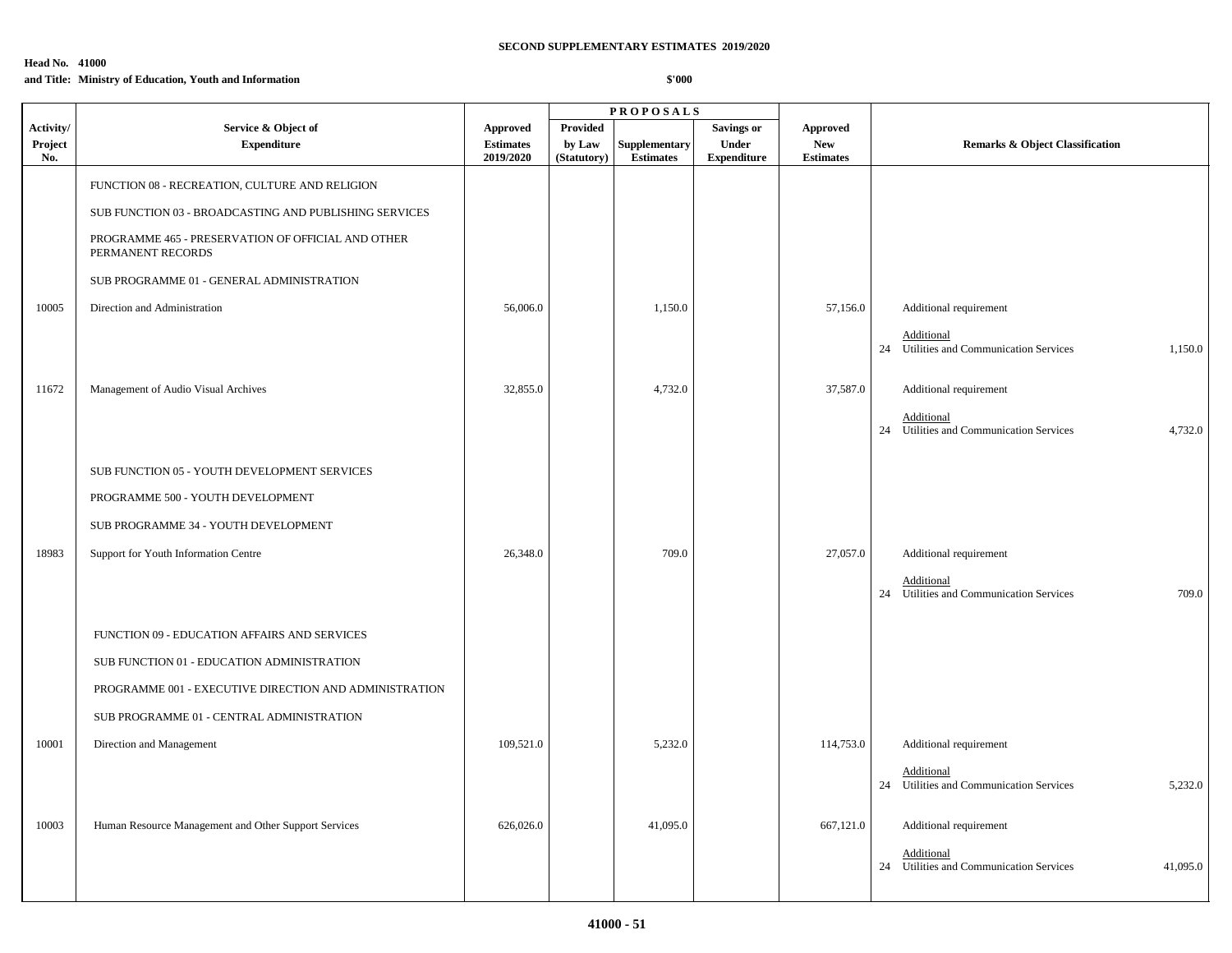**SECOND SUPPLEMENTARY ESTIMATES 2019/2020**

**Head No. 41000**
**and Title: Ministry of Education, Youth and Information**

**$'000**

| Activity/ Project No. | Service & Object of Expenditure | Approved Estimates 2019/2020 | PROPOSALS Provided by Law (Statutory) | Supplementary Estimates | Savings or Under Expenditure | Approved New Estimates | Remarks & Object Classification |
|---|---|---|---|---|---|---|---|
| | FUNCTION 08 - RECREATION, CULTURE AND RELIGION | | | | | | |
| | SUB FUNCTION 03 - BROADCASTING AND PUBLISHING SERVICES | | | | | | |
| | PROGRAMME 465 - PRESERVATION OF OFFICIAL AND OTHER PERMANENT RECORDS | | | | | | |
| | SUB PROGRAMME 01 - GENERAL ADMINISTRATION | | | | | | |
| 10005 | Direction and Administration | 56,006.0 | | 1,150.0 | | 57,156.0 | Additional requirement<br>Additional<br>24 Utilities and Communication Services 1,150.0 |
| 11672 | Management of Audio Visual Archives | 32,855.0 | | 4,732.0 | | 37,587.0 | Additional requirement<br>Additional<br>24 Utilities and Communication Services 4,732.0 |
| | SUB FUNCTION 05 - YOUTH DEVELOPMENT SERVICES | | | | | | |
| | PROGRAMME 500 - YOUTH DEVELOPMENT | | | | | | |
| | SUB PROGRAMME 34 - YOUTH DEVELOPMENT | | | | | | |
| 18983 | Support for Youth Information Centre | 26,348.0 | | 709.0 | | 27,057.0 | Additional requirement<br>Additional<br>24 Utilities and Communication Services 709.0 |
| | FUNCTION 09 - EDUCATION AFFAIRS AND SERVICES | | | | | | |
| | SUB FUNCTION 01 - EDUCATION ADMINISTRATION | | | | | | |
| | PROGRAMME 001 - EXECUTIVE DIRECTION AND ADMINISTRATION | | | | | | |
| | SUB PROGRAMME 01 - CENTRAL ADMINISTRATION | | | | | | |
| 10001 | Direction and Management | 109,521.0 | | 5,232.0 | | 114,753.0 | Additional requirement<br>Additional<br>24 Utilities and Communication Services 5,232.0 |
| 10003 | Human Resource Management and Other Support Services | 626,026.0 | | 41,095.0 | | 667,121.0 | Additional requirement<br>Additional<br>24 Utilities and Communication Services 41,095.0 |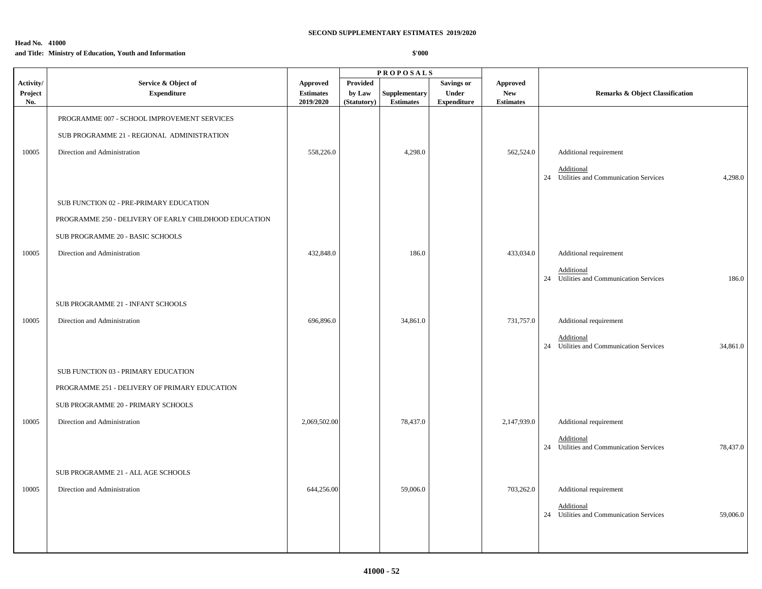**SECOND SUPPLEMENTARY ESTIMATES 2019/2020**

**Head No. 41000**
**and Title: Ministry of Education, Youth and Information**

**$'000**

| Activity/ Project No. | Service & Object of Expenditure | Approved Estimates 2019/2020 | PROPOSALS Provided by Law (Statutory) | Supplementary Estimates | Savings or Under Expenditure | Approved New Estimates | Remarks & Object Classification |
|---|---|---|---|---|---|---|---|
| | PROGRAMME 007 - SCHOOL IMPROVEMENT SERVICES | | | | | | |
| | SUB PROGRAMME 21 - REGIONAL ADMINISTRATION | | | | | | |
| 10005 | Direction and Administration | 558,226.0 | | 4,298.0 | | 562,524.0 | Additional requirement |
| | | | | | | | Additional<br>24 Utilities and Communication Services 4,298.0 |
| | SUB FUNCTION 02 - PRE-PRIMARY EDUCATION | | | | | | |
| | PROGRAMME 250 - DELIVERY OF EARLY CHILDHOOD EDUCATION | | | | | | |
| | SUB PROGRAMME 20 - BASIC SCHOOLS | | | | | | |
| 10005 | Direction and Administration | 432,848.0 | | 186.0 | | 433,034.0 | Additional requirement |
| | | | | | | | Additional<br>24 Utilities and Communication Services 186.0 |
| | SUB PROGRAMME 21 - INFANT SCHOOLS | | | | | | |
| 10005 | Direction and Administration | 696,896.0 | | 34,861.0 | | 731,757.0 | Additional requirement |
| | | | | | | | Additional<br>24 Utilities and Communication Services 34,861.0 |
| | SUB FUNCTION 03 - PRIMARY EDUCATION | | | | | | |
| | PROGRAMME 251 - DELIVERY OF PRIMARY EDUCATION | | | | | | |
| | SUB PROGRAMME 20 - PRIMARY SCHOOLS | | | | | | |
| 10005 | Direction and Administration | 2,069,502.00 | | 78,437.0 | | 2,147,939.0 | Additional requirement |
| | | | | | | | Additional<br>24 Utilities and Communication Services 78,437.0 |
| | SUB PROGRAMME 21 - ALL AGE SCHOOLS | | | | | | |
| 10005 | Direction and Administration | 644,256.00 | | 59,006.0 | | 703,262.0 | Additional requirement |
| | | | | | | | Additional<br>24 Utilities and Communication Services 59,006.0 |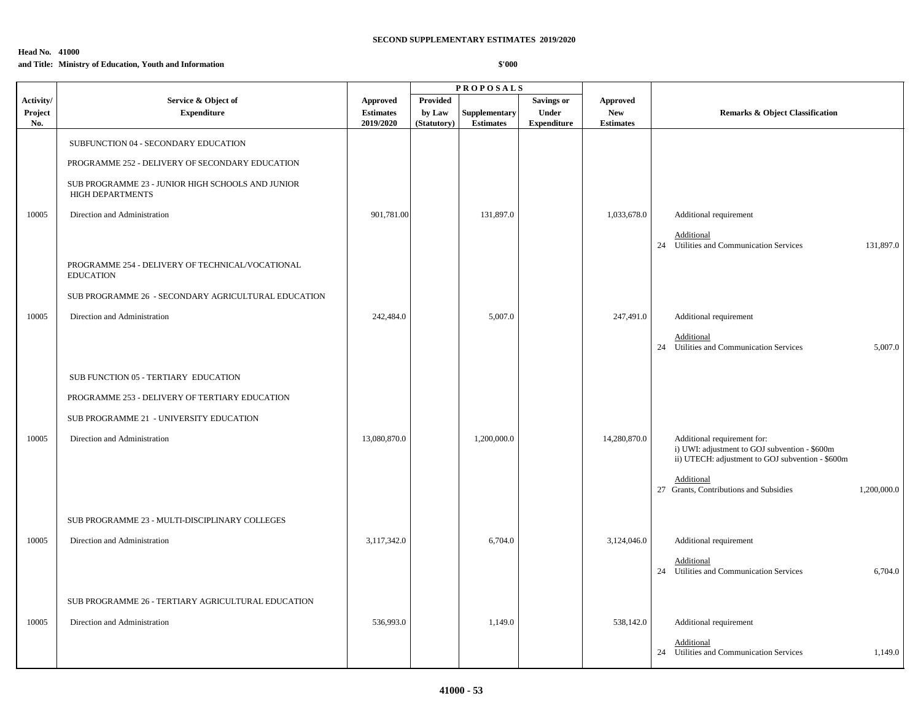**SECOND SUPPLEMENTARY ESTIMATES 2019/2020**

**Head No. 41000**
**and Title: Ministry of Education, Youth and Information**

**$'000**

| Activity/ Project No. | Service & Object of Expenditure | Approved Estimates 2019/2020 | PROPOSALS Provided by Law (Statutory) | Supplementary Estimates | Savings or Under Expenditure | Approved New Estimates | Remarks & Object Classification |
|---|---|---|---|---|---|---|---|
| | SUBFUNCTION 04 - SECONDARY EDUCATION | | | | | | |
| | PROGRAMME 252 - DELIVERY OF SECONDARY EDUCATION | | | | | | |
| | SUB PROGRAMME 23 - JUNIOR HIGH SCHOOLS AND JUNIOR HIGH DEPARTMENTS | | | | | | |
| 10005 | Direction and Administration | 901,781.00 | | 131,897.0 | | 1,033,678.0 | Additional requirement |
| | | | | | | | Additional<br>24 Utilities and Communication Services 131,897.0 |
| | PROGRAMME 254 - DELIVERY OF TECHNICAL/VOCATIONAL EDUCATION | | | | | | |
| | SUB PROGRAMME 26 - SECONDARY AGRICULTURAL EDUCATION | | | | | | |
| 10005 | Direction and Administration | 242,484.0 | | 5,007.0 | | 247,491.0 | Additional requirement |
| | | | | | | | Additional<br>24 Utilities and Communication Services 5,007.0 |
| | SUB FUNCTION 05 - TERTIARY EDUCATION | | | | | | |
| | PROGRAMME 253 - DELIVERY OF TERTIARY EDUCATION | | | | | | |
| | SUB PROGRAMME 21 - UNIVERSITY EDUCATION | | | | | | |
| 10005 | Direction and Administration | 13,080,870.0 | | 1,200,000.0 | | 14,280,870.0 | Additional requirement for:<br>i) UWI: adjustment to GOJ subvention - $600m<br>ii) UTECH: adjustment to GOJ subvention - $600m |
| | | | | | | | Additional<br>27 Grants, Contributions and Subsidies 1,200,000.0 |
| | SUB PROGRAMME 23 - MULTI-DISCIPLINARY COLLEGES | | | | | | |
| 10005 | Direction and Administration | 3,117,342.0 | | 6,704.0 | | 3,124,046.0 | Additional requirement |
| | | | | | | | Additional<br>24 Utilities and Communication Services 6,704.0 |
| | SUB PROGRAMME 26 - TERTIARY AGRICULTURAL EDUCATION | | | | | | |
| 10005 | Direction and Administration | 536,993.0 | | 1,149.0 | | 538,142.0 | Additional requirement |
| | | | | | | | Additional<br>24 Utilities and Communication Services 1,149.0 |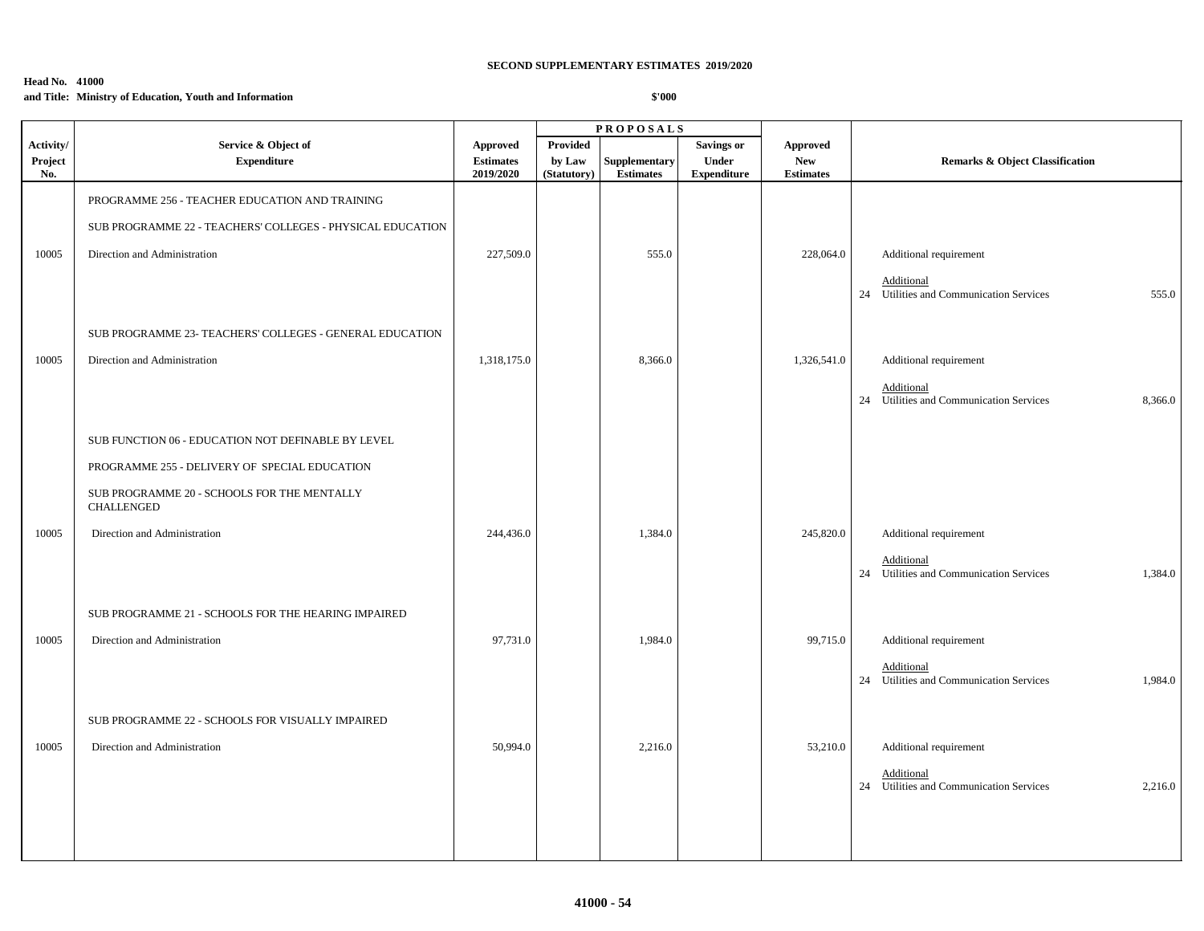**SECOND SUPPLEMENTARY ESTIMATES 2019/2020**

**Head No. 41000**
**and Title: Ministry of Education, Youth and Information**

**$'000**

| Activity/ Project No. | Service & Object of Expenditure | Approved Estimates 2019/2020 | PROPOSALS Provided by Law (Statutory) | Supplementary Estimates | Savings or Under Expenditure | Approved New Estimates | Remarks & Object Classification |
|---|---|---|---|---|---|---|---|
| | PROGRAMME 256 - TEACHER EDUCATION AND TRAINING | | | | | | |
| | SUB PROGRAMME 22 - TEACHERS' COLLEGES - PHYSICAL EDUCATION | | | | | | |
| 10005 | Direction and Administration | 227,509.0 | | 555.0 | | 228,064.0 | Additional requirement |
| | | | | | | | Additional<br>24 Utilities and Communication Services 555.0 |
| | SUB PROGRAMME 23- TEACHERS' COLLEGES - GENERAL EDUCATION | | | | | | |
| 10005 | Direction and Administration | 1,318,175.0 | | 8,366.0 | | 1,326,541.0 | Additional requirement |
| | | | | | | | Additional<br>24 Utilities and Communication Services 8,366.0 |
| | SUB FUNCTION 06 - EDUCATION NOT DEFINABLE BY LEVEL | | | | | | |
| | PROGRAMME 255 - DELIVERY OF SPECIAL EDUCATION | | | | | | |
| | SUB PROGRAMME 20 - SCHOOLS FOR THE MENTALLY CHALLENGED | | | | | | |
| 10005 | Direction and Administration | 244,436.0 | | 1,384.0 | | 245,820.0 | Additional requirement |
| | | | | | | | Additional<br>24 Utilities and Communication Services 1,384.0 |
| | SUB PROGRAMME 21 - SCHOOLS FOR THE HEARING IMPAIRED | | | | | | |
| 10005 | Direction and Administration | 97,731.0 | | 1,984.0 | | 99,715.0 | Additional requirement |
| | | | | | | | Additional<br>24 Utilities and Communication Services 1,984.0 |
| | SUB PROGRAMME 22 - SCHOOLS FOR VISUALLY IMPAIRED | | | | | | |
| 10005 | Direction and Administration | 50,994.0 | | 2,216.0 | | 53,210.0 | Additional requirement |
| | | | | | | | Additional<br>24 Utilities and Communication Services 2,216.0 |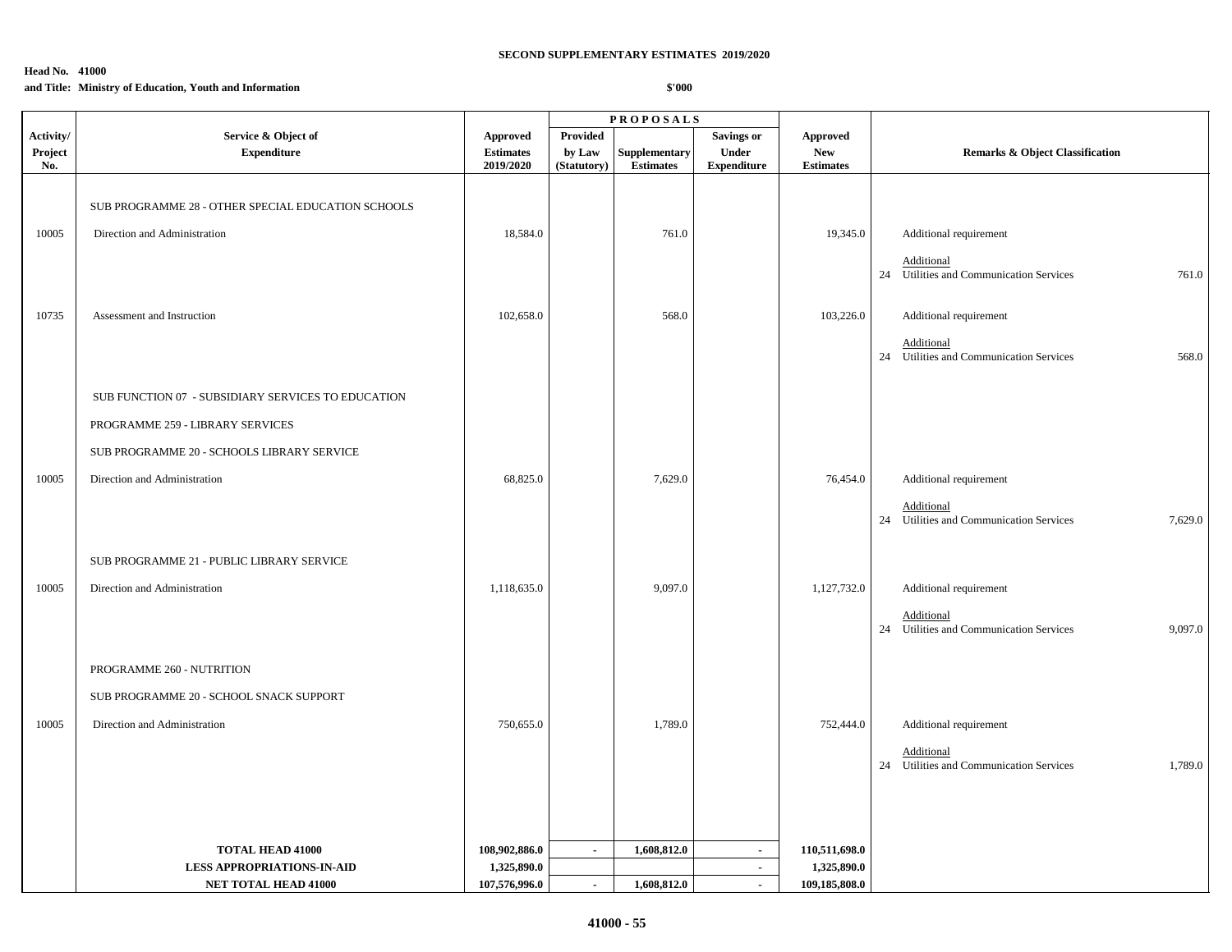**SECOND SUPPLEMENTARY ESTIMATES 2019/2020**

**Head No. 41000**
**and Title: Ministry of Education, Youth and Information**

**$'000**

| Activity/ Project No. | Service & Object of Expenditure | Approved Estimates 2019/2020 | PROPOSALS Provided by Law (Statutory) | Supplementary Estimates | Savings or Under Expenditure | Approved New Estimates | Remarks & Object Classification |
|---|---|---|---|---|---|---|---|
| | SUB PROGRAMME 28 - OTHER SPECIAL EDUCATION SCHOOLS | | | | | | |
| 10005 | Direction and Administration | 18,584.0 | | 761.0 | | 19,345.0 | Additional requirement<br>Additional<br>24 Utilities and Communication Services 761.0 |
| 10735 | Assessment and Instruction | 102,658.0 | | 568.0 | | 103,226.0 | Additional requirement<br>Additional<br>24 Utilities and Communication Services 568.0 |
| | SUB FUNCTION 07 - SUBSIDIARY SERVICES TO EDUCATION | | | | | | |
| | PROGRAMME 259 - LIBRARY SERVICES | | | | | | |
| | SUB PROGRAMME 20 - SCHOOLS LIBRARY SERVICE | | | | | | |
| 10005 | Direction and Administration | 68,825.0 | | 7,629.0 | | 76,454.0 | Additional requirement<br>Additional<br>24 Utilities and Communication Services 7,629.0 |
| | SUB PROGRAMME 21 - PUBLIC LIBRARY SERVICE | | | | | | |
| 10005 | Direction and Administration | 1,118,635.0 | | 9,097.0 | | 1,127,732.0 | Additional requirement<br>Additional<br>24 Utilities and Communication Services 9,097.0 |
| | PROGRAMME 260 - NUTRITION | | | | | | |
| | SUB PROGRAMME 20 - SCHOOL SNACK SUPPORT | | | | | | |
| 10005 | Direction and Administration | 750,655.0 | | 1,789.0 | | 752,444.0 | Additional requirement<br>Additional<br>24 Utilities and Communication Services 1,789.0 |
| | **TOTAL HEAD 41000** | **108,902,886.0** | **-** | **1,608,812.0** | **-** | **110,511,698.0** | |
| | **LESS APPROPRIATIONS-IN-AID** | **1,325,890.0** | | | **-** | **1,325,890.0** | |
| | **NET TOTAL HEAD 41000** | **107,576,996.0** | **-** | **1,608,812.0** | **-** | **109,185,808.0** | |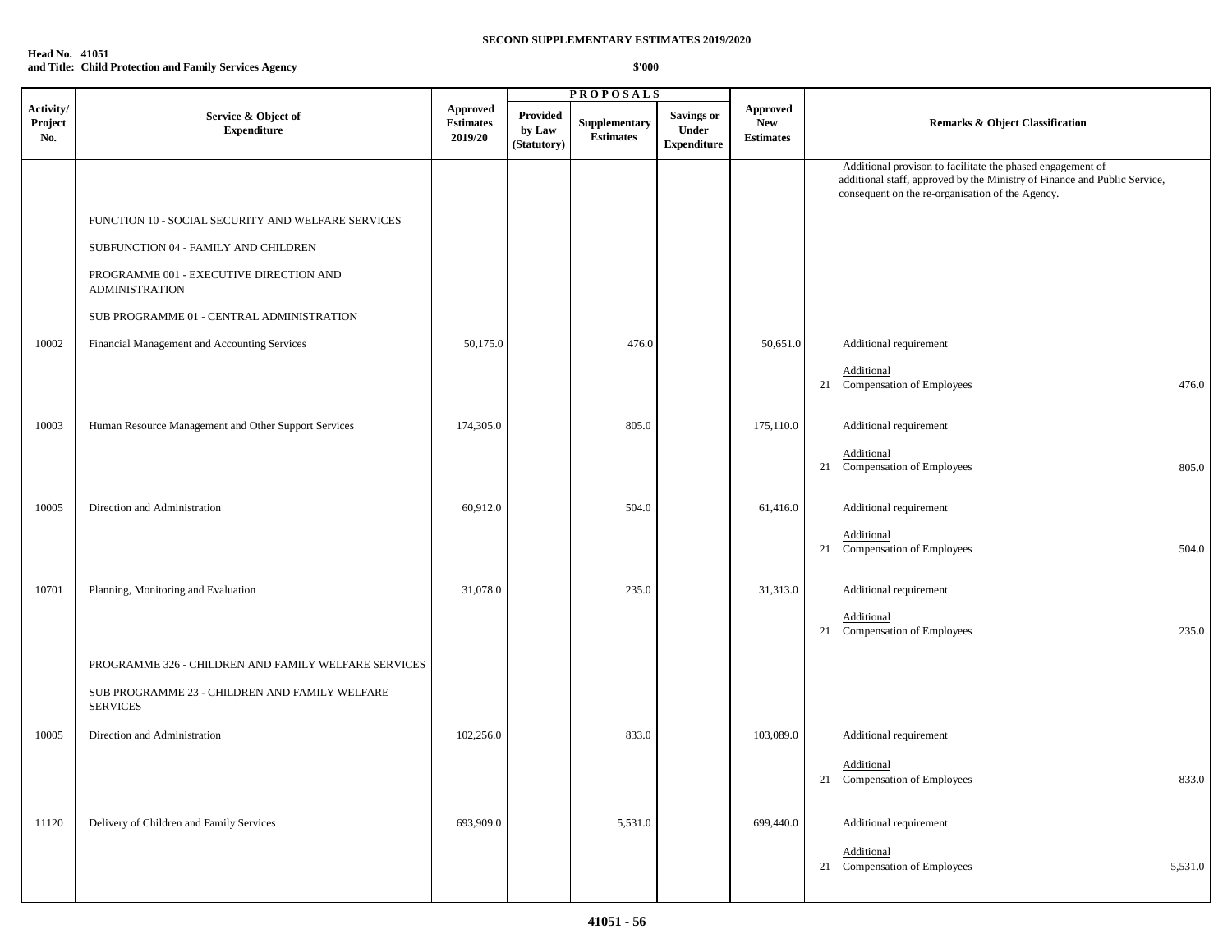**SECOND SUPPLEMENTARY ESTIMATES 2019/2020**

**Head No. 41051**
**and Title: Child Protection and Family Services Agency**

**$'000**

| Activity/ Project No. | Service & Object of Expenditure | Approved Estimates 2019/20 | PROPOSALS Provided by Law (Statutory) | Supplementary Estimates | Savings or Under Expenditure | Approved New Estimates | Remarks & Object Classification |
|---|---|---|---|---|---|---|---|
| | | | | | | | Additional provison to facilitate the phased engagement of additional staff, approved by the Ministry of Finance and Public Service, consequent on the re-organisation of the Agency. |
| | FUNCTION 10 - SOCIAL SECURITY AND WELFARE SERVICES | | | | | | |
| | SUBFUNCTION 04 - FAMILY AND CHILDREN | | | | | | |
| | PROGRAMME 001 - EXECUTIVE DIRECTION AND ADMINISTRATION | | | | | | |
| | SUB PROGRAMME 01 - CENTRAL ADMINISTRATION | | | | | | |
| 10002 | Financial Management and Accounting Services | 50,175.0 | | 476.0 | | 50,651.0 | Additional requirement<br>Additional<br>21 Compensation of Employees 476.0 |
| 10003 | Human Resource Management and Other Support Services | 174,305.0 | | 805.0 | | 175,110.0 | Additional requirement<br>Additional<br>21 Compensation of Employees 805.0 |
| 10005 | Direction and Administration | 60,912.0 | | 504.0 | | 61,416.0 | Additional requirement<br>Additional<br>21 Compensation of Employees 504.0 |
| 10701 | Planning, Monitoring and Evaluation | 31,078.0 | | 235.0 | | 31,313.0 | Additional requirement<br>Additional<br>21 Compensation of Employees 235.0 |
| | PROGRAMME 326 - CHILDREN AND FAMILY WELFARE SERVICES | | | | | | |
| | SUB PROGRAMME 23 - CHILDREN AND FAMILY WELFARE SERVICES | | | | | | |
| 10005 | Direction and Administration | 102,256.0 | | 833.0 | | 103,089.0 | Additional requirement<br>Additional<br>21 Compensation of Employees 833.0 |
| 11120 | Delivery of Children and Family Services | 693,909.0 | | 5,531.0 | | 699,440.0 | Additional requirement<br>Additional<br>21 Compensation of Employees 5,531.0 |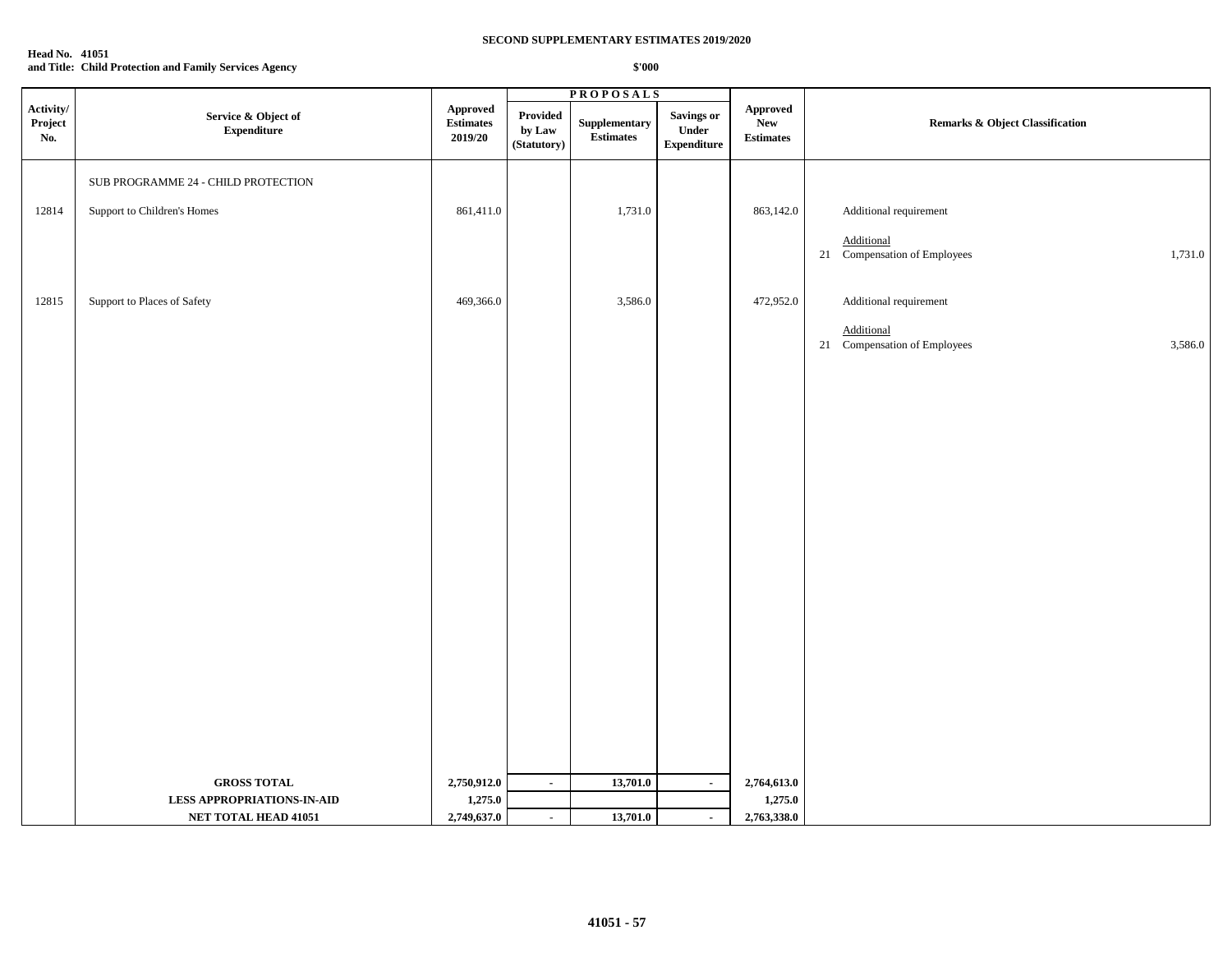**SECOND SUPPLEMENTARY ESTIMATES 2019/2020**

**Head No. 41051**
**and Title: Child Protection and Family Services Agency**

**$'000**

| Activity/ Project No. | Service & Object of Expenditure | Approved Estimates 2019/20 | PROPOSALS Provided by Law (Statutory) | Supplementary Estimates | Savings or Under Expenditure | Approved New Estimates | Remarks & Object Classification | |
|---|---|---|---|---|---|---|---|---|
| | SUB PROGRAMME 24 - CHILD PROTECTION | | | | | | | |
| 12814 | Support to Children's Homes | 861,411.0 | | 1,731.0 | | 863,142.0 | Additional requirement | |
| | | | | | | | Additional | |
| | | | | | | | 21 Compensation of Employees | 1,731.0 |
| 12815 | Support to Places of Safety | 469,366.0 | | 3,586.0 | | 472,952.0 | Additional requirement | |
| | | | | | | | Additional | |
| | | | | | | | 21 Compensation of Employees | 3,586.0 |
| | **GROSS TOTAL** | **2,750,912.0** | **-** | **13,701.0** | **-** | **2,764,613.0** | | |
| | **LESS APPROPRIATIONS-IN-AID** | **1,275.0** | | | | **1,275.0** | | |
| | **NET TOTAL HEAD 41051** | **2,749,637.0** | **-** | **13,701.0** | **-** | **2,763,338.0** | | |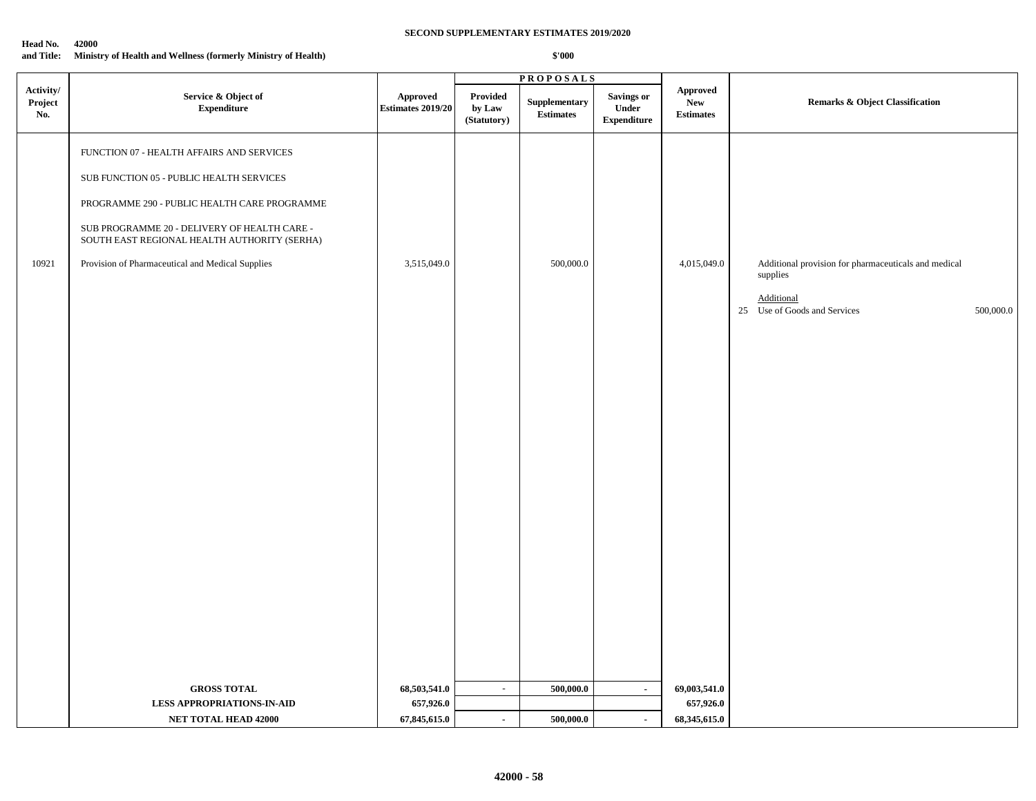**SECOND SUPPLEMENTARY ESTIMATES 2019/2020**

**Head No. 42000**
**and Title: Ministry of Health and Wellness (formerly Ministry of Health)**

**$'000**

| Activity/ Project No. | Service & Object of Expenditure | Approved Estimates 2019/20 | PROPOSALS | | | Approved New Estimates | Remarks & Object Classification |
|---|---|---|---|---|---|---|---|
| | | | Provided by Law (Statutory) | Supplementary Estimates | Savings or Under Expenditure | | |
| | FUNCTION 07 - HEALTH AFFAIRS AND SERVICES | | | | | | |
| | SUB FUNCTION 05 - PUBLIC HEALTH SERVICES | | | | | | |
| | PROGRAMME 290 - PUBLIC HEALTH CARE PROGRAMME | | | | | | |
| | SUB PROGRAMME 20 - DELIVERY OF HEALTH CARE - SOUTH EAST REGIONAL HEALTH AUTHORITY (SERHA) | | | | | | |
| 10921 | Provision of Pharmaceutical and Medical Supplies | 3,515,049.0 | | 500,000.0 | | 4,015,049.0 | Additional provision for pharmaceuticals and medical supplies<br><br>Additional<br>25 Use of Goods and Services 500,000.0 |
| | **GROSS TOTAL** | **68,503,541.0** | **-** | **500,000.0** | **-** | **69,003,541.0** | |
| | **LESS APPROPRIATIONS-IN-AID** | **657,926.0** | | | | **657,926.0** | |
| | **NET TOTAL HEAD 42000** | **67,845,615.0** | **-** | **500,000.0** | **-** | **68,345,615.0** | |

**42000 - 58**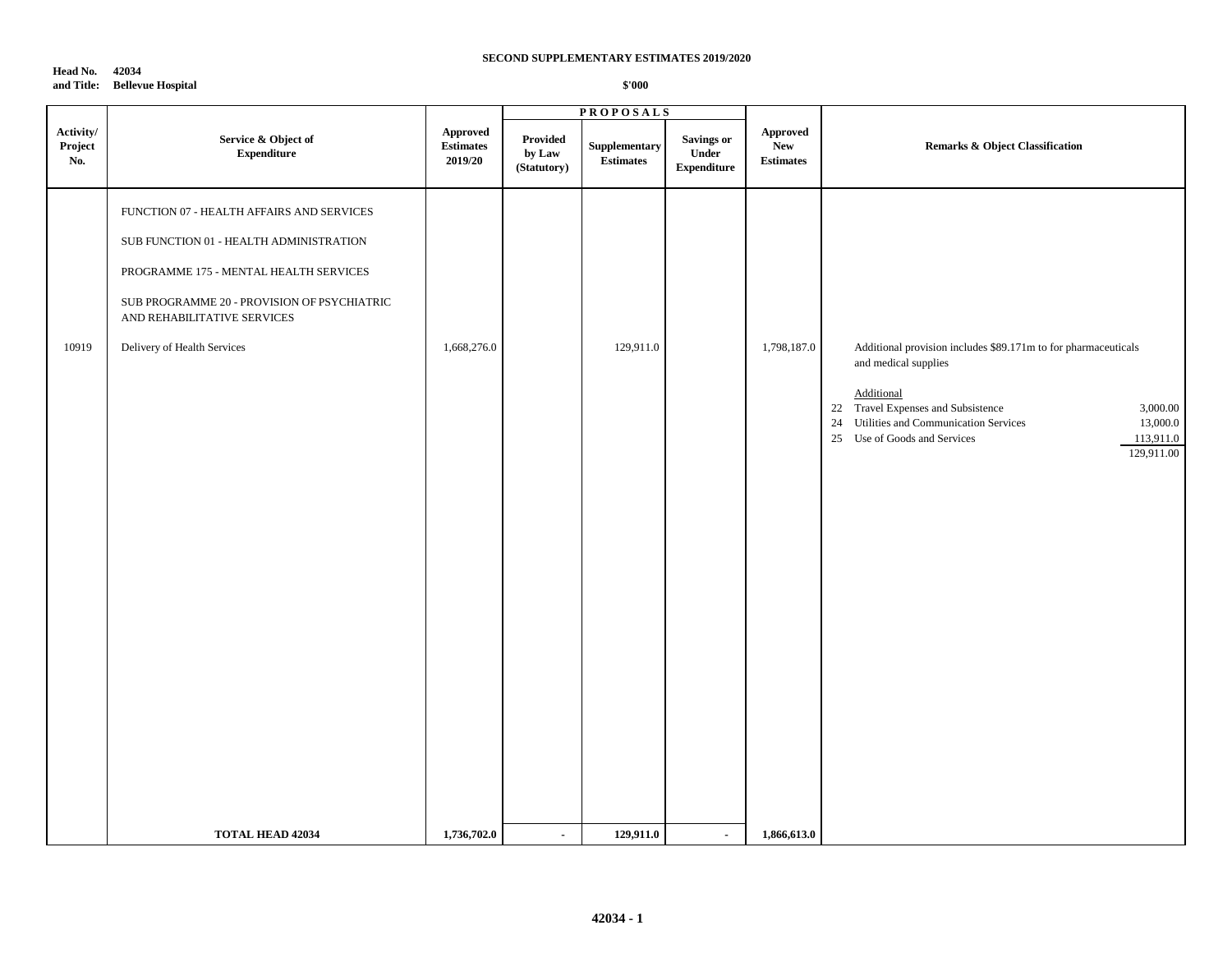**SECOND SUPPLEMENTARY ESTIMATES 2019/2020**

**Head No. 42034**
**and Title: Bellevue Hospital**

**$'000**

| Activity/ Project No. | Service & Object of Expenditure | Approved Estimates 2019/20 | PROPOSALS Provided by Law (Statutory) | Supplementary Estimates | Savings or Under Expenditure | Approved New Estimates | Remarks & Object Classification |
|---|---|---|---|---|---|---|---|
| | FUNCTION 07 - HEALTH AFFAIRS AND SERVICES | | | | | | |
| | SUB FUNCTION 01 - HEALTH ADMINISTRATION | | | | | | |
| | PROGRAMME 175 - MENTAL HEALTH SERVICES | | | | | | |
| | SUB PROGRAMME 20 - PROVISION OF PSYCHIATRIC AND REHABILITATIVE SERVICES | | | | | | |
| 10919 | Delivery of Health Services | 1,668,276.0 | | 129,911.0 | | 1,798,187.0 | Additional provision includes $89.171m to for pharmaceuticals and medical supplies |
| | | | | | | | Additional |
| | | | | | | | 22 Travel Expenses and Subsistence 3,000.00 |
| | | | | | | | 24 Utilities and Communication Services 13,000.0 |
| | | | | | | | 25 Use of Goods and Services 113,911.0 |
| | | | | | | | 129,911.00 |
| | **TOTAL HEAD 42034** | **1,736,702.0** | **-** | **129,911.0** | **-** | **1,866,613.0** | |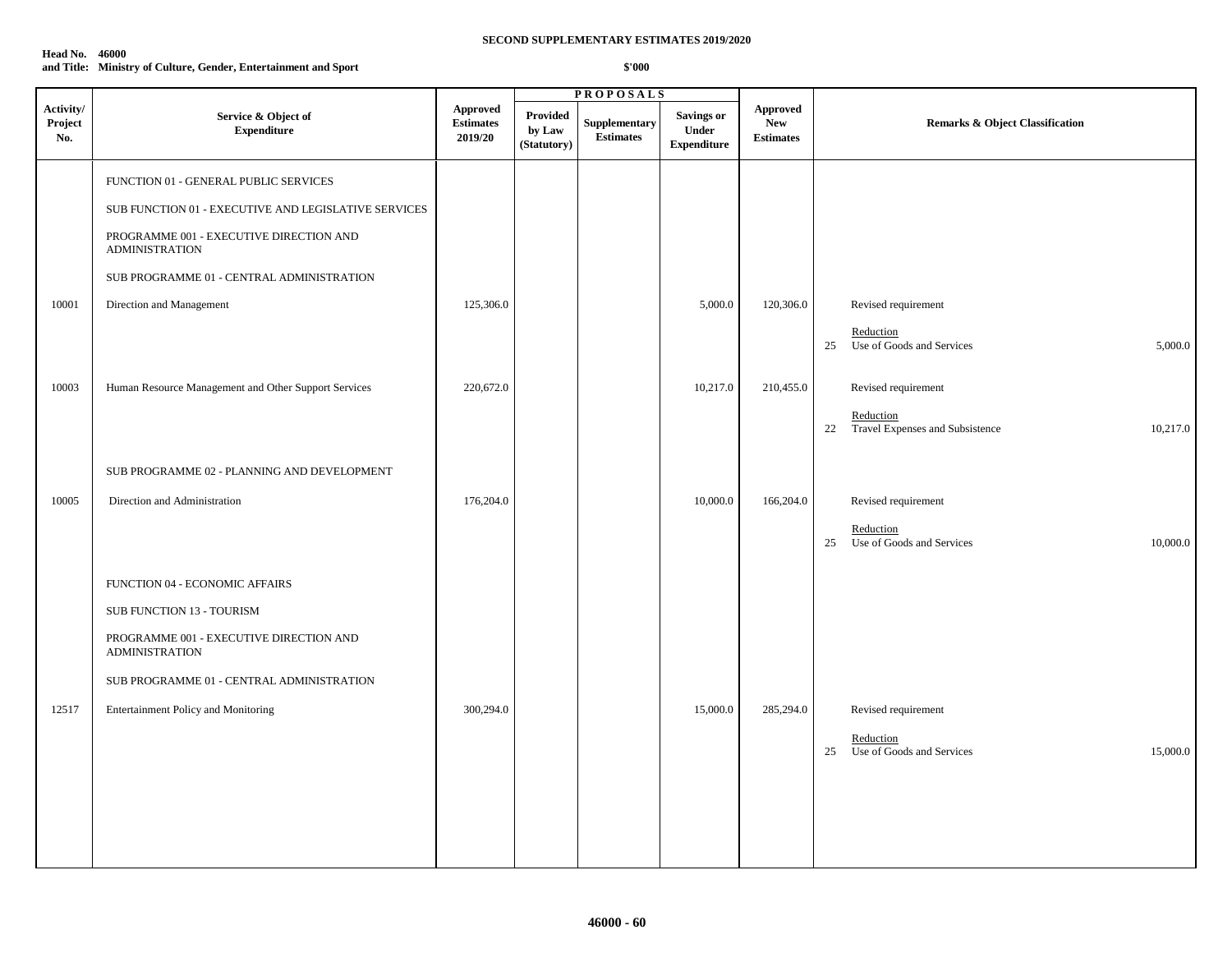**SECOND SUPPLEMENTARY ESTIMATES 2019/2020**

**Head No. 46000**
**and Title: Ministry of Culture, Gender, Entertainment and Sport**

**$'000**

| Activity/ Project No. | Service & Object of Expenditure | Approved Estimates 2019/20 | PROPOSALS | | | Approved New Estimates | Remarks & Object Classification |
|---|---|---|---|---|---|---|---|
| | | | Provided by Law (Statutory) | Supplementary Estimates | Savings or Under Expenditure | | |
| | FUNCTION 01 - GENERAL PUBLIC SERVICES | | | | | | |
| | SUB FUNCTION 01 - EXECUTIVE AND LEGISLATIVE SERVICES | | | | | | |
| | PROGRAMME 001 - EXECUTIVE DIRECTION AND ADMINISTRATION | | | | | | |
| | SUB PROGRAMME 01 - CENTRAL ADMINISTRATION | | | | | | |
| 10001 | Direction and Management | 125,306.0 | | | 5,000.0 | 120,306.0 | Revised requirement |
| | | | | | | | Reduction |
| | | | | | | | 25 Use of Goods and Services 5,000.0 |
| 10003 | Human Resource Management and Other Support Services | 220,672.0 | | | 10,217.0 | 210,455.0 | Revised requirement |
| | | | | | | | Reduction |
| | | | | | | | 22 Travel Expenses and Subsistence 10,217.0 |
| | SUB PROGRAMME 02 - PLANNING AND DEVELOPMENT | | | | | | |
| 10005 | Direction and Administration | 176,204.0 | | | 10,000.0 | 166,204.0 | Revised requirement |
| | | | | | | | Reduction |
| | | | | | | | 25 Use of Goods and Services 10,000.0 |
| | FUNCTION 04 - ECONOMIC AFFAIRS | | | | | | |
| | SUB FUNCTION 13 - TOURISM | | | | | | |
| | PROGRAMME 001 - EXECUTIVE DIRECTION AND ADMINISTRATION | | | | | | |
| | SUB PROGRAMME 01 - CENTRAL ADMINISTRATION | | | | | | |
| 12517 | Entertainment Policy and Monitoring | 300,294.0 | | | 15,000.0 | 285,294.0 | Revised requirement |
| | | | | | | | Reduction |
| | | | | | | | 25 Use of Goods and Services 15,000.0 |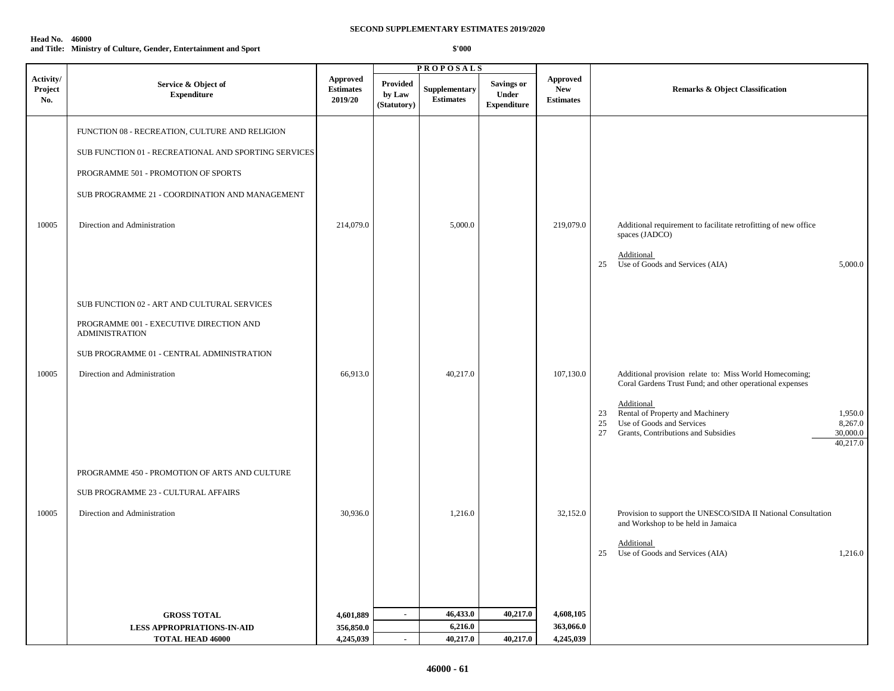**SECOND SUPPLEMENTARY ESTIMATES 2019/2020**

**Head No. 46000**
**and Title: Ministry of Culture, Gender, Entertainment and Sport**

**$'000**

| Activity/ Project No. | Service & Object of Expenditure | Approved Estimates 2019/20 | PROPOSALS | | | Approved New Estimates | Remarks & Object Classification |
|---|---|---|---|---|---|---|---|
| | | | Provided by Law (Statutory) | Supplementary Estimates | Savings or Under Expenditure | | |
| | FUNCTION 08 - RECREATION, CULTURE AND RELIGION | | | | | | |
| | SUB FUNCTION 01 - RECREATIONAL AND SPORTING SERVICES | | | | | | |
| | PROGRAMME 501 - PROMOTION OF SPORTS | | | | | | |
| | SUB PROGRAMME 21 - COORDINATION AND MANAGEMENT | | | | | | |
| 10005 | Direction and Administration | 214,079.0 | | 5,000.0 | | 219,079.0 | Additional requirement to facilitate retrofitting of new office spaces (JADCO)<br><br>Additional<br>25 Use of Goods and Services (AIA) 5,000.0 |
| | SUB FUNCTION 02 - ART AND CULTURAL SERVICES | | | | | | |
| | PROGRAMME 001 - EXECUTIVE DIRECTION AND ADMINISTRATION | | | | | | |
| | SUB PROGRAMME 01 - CENTRAL ADMINISTRATION | | | | | | |
| 10005 | Direction and Administration | 66,913.0 | | 40,217.0 | | 107,130.0 | Additional provision relate to: Miss World Homecoming; Coral Gardens Trust Fund; and other operational expenses<br><br>Additional<br>23 Rental of Property and Machinery 1,950.0<br>25 Use of Goods and Services 8,267.0<br>27 Grants, Contributions and Subsidies 30,000.0<br>40,217.0 |
| | PROGRAMME 450 - PROMOTION OF ARTS AND CULTURE | | | | | | |
| | SUB PROGRAMME 23 - CULTURAL AFFAIRS | | | | | | |
| 10005 | Direction and Administration | 30,936.0 | | 1,216.0 | | 32,152.0 | Provision to support the UNESCO/SIDA II National Consultation and Workshop to be held in Jamaica<br><br>Additional<br>25 Use of Goods and Services (AIA) 1,216.0 |
| | **GROSS TOTAL** | **4,601,889** | **-** | **46,433.0** | **40,217.0** | **4,608,105** | |
| | **LESS APPROPRIATIONS-IN-AID** | **356,850.0** | | **6,216.0** | | **363,066.0** | |
| | **TOTAL HEAD 46000** | **4,245,039** | **-** | **40,217.0** | **40,217.0** | **4,245,039** | |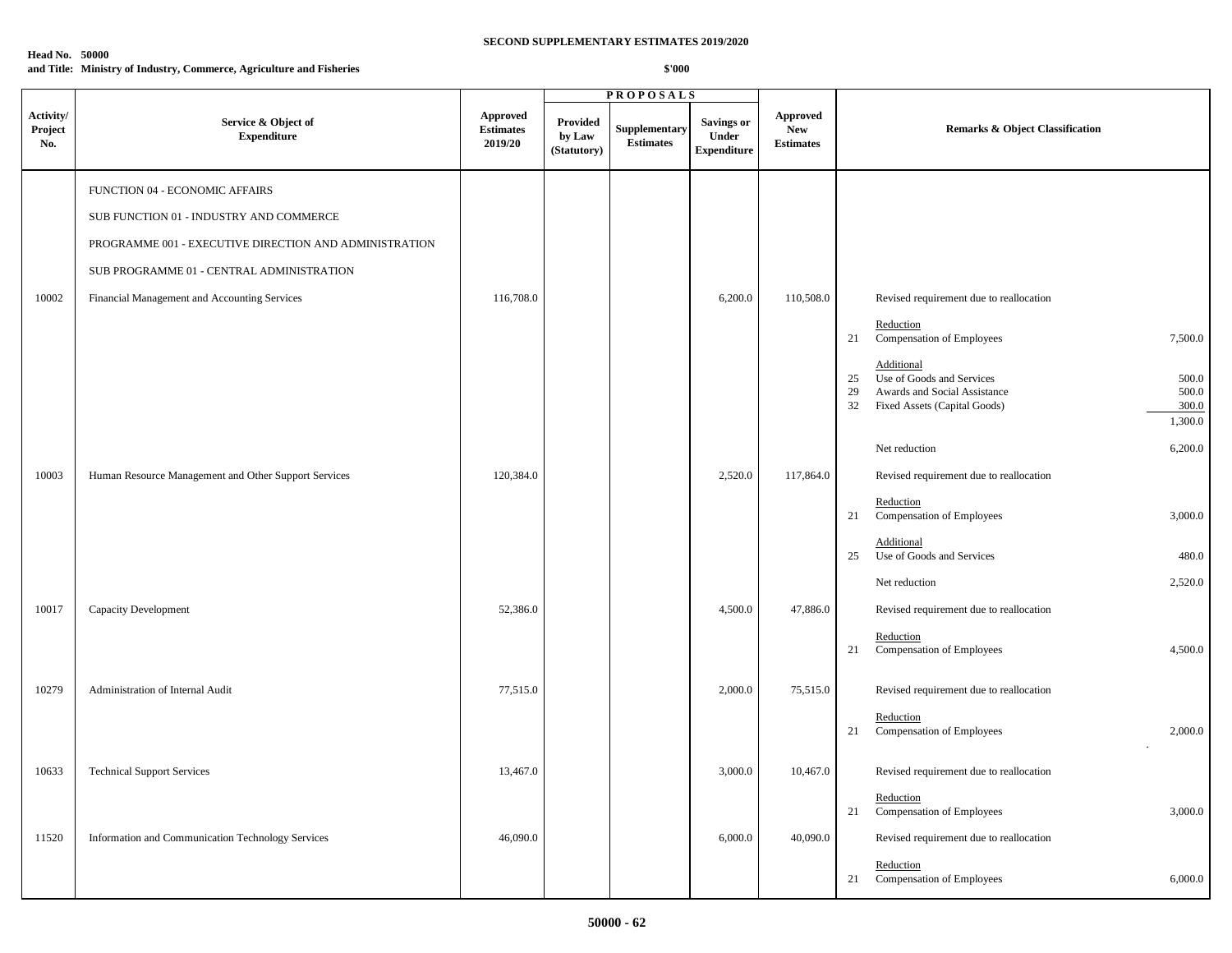**SECOND SUPPLEMENTARY ESTIMATES 2019/2020**

**Head No. 50000**
**and Title: Ministry of Industry, Commerce, Agriculture and Fisheries**

**$'000**

| Activity/ Project No. | Service & Object of Expenditure | Approved Estimates 2019/20 | PROPOSALS Provided by Law (Statutory) | Supplementary Estimates | Savings or Under Expenditure | Approved New Estimates | Remarks & Object Classification |
|---|---|---|---|---|---|---|---|
| | FUNCTION 04 - ECONOMIC AFFAIRS | | | | | | |
| | SUB FUNCTION 01 - INDUSTRY AND COMMERCE | | | | | | |
| | PROGRAMME 001 - EXECUTIVE DIRECTION AND ADMINISTRATION | | | | | | |
| | SUB PROGRAMME 01 - CENTRAL ADMINISTRATION | | | | | | |
| 10002 | Financial Management and Accounting Services | 116,708.0 | | | 6,200.0 | 110,508.0 | Revised requirement due to reallocation<br>Reduction<br>21 Compensation of Employees 7,500.0<br>Additional<br>25 Use of Goods and Services 500.0<br>29 Awards and Social Assistance 500.0<br>32 Fixed Assets (Capital Goods) 300.0<br>1,300.0<br>Net reduction 6,200.0 |
| 10003 | Human Resource Management and Other Support Services | 120,384.0 | | | 2,520.0 | 117,864.0 | Revised requirement due to reallocation<br>Reduction<br>21 Compensation of Employees 3,000.0<br>Additional<br>25 Use of Goods and Services 480.0<br>Net reduction 2,520.0 |
| 10017 | Capacity Development | 52,386.0 | | | 4,500.0 | 47,886.0 | Revised requirement due to reallocation<br>Reduction<br>21 Compensation of Employees 4,500.0 |
| 10279 | Administration of Internal Audit | 77,515.0 | | | 2,000.0 | 75,515.0 | Revised requirement due to reallocation<br>Reduction<br>21 Compensation of Employees 2,000.0 |
| 10633 | Technical Support Services | 13,467.0 | | | 3,000.0 | 10,467.0 | Revised requirement due to reallocation<br>Reduction<br>21 Compensation of Employees 3,000.0 |
| 11520 | Information and Communication Technology Services | 46,090.0 | | | 6,000.0 | 40,090.0 | Revised requirement due to reallocation<br>Reduction<br>21 Compensation of Employees 6,000.0 |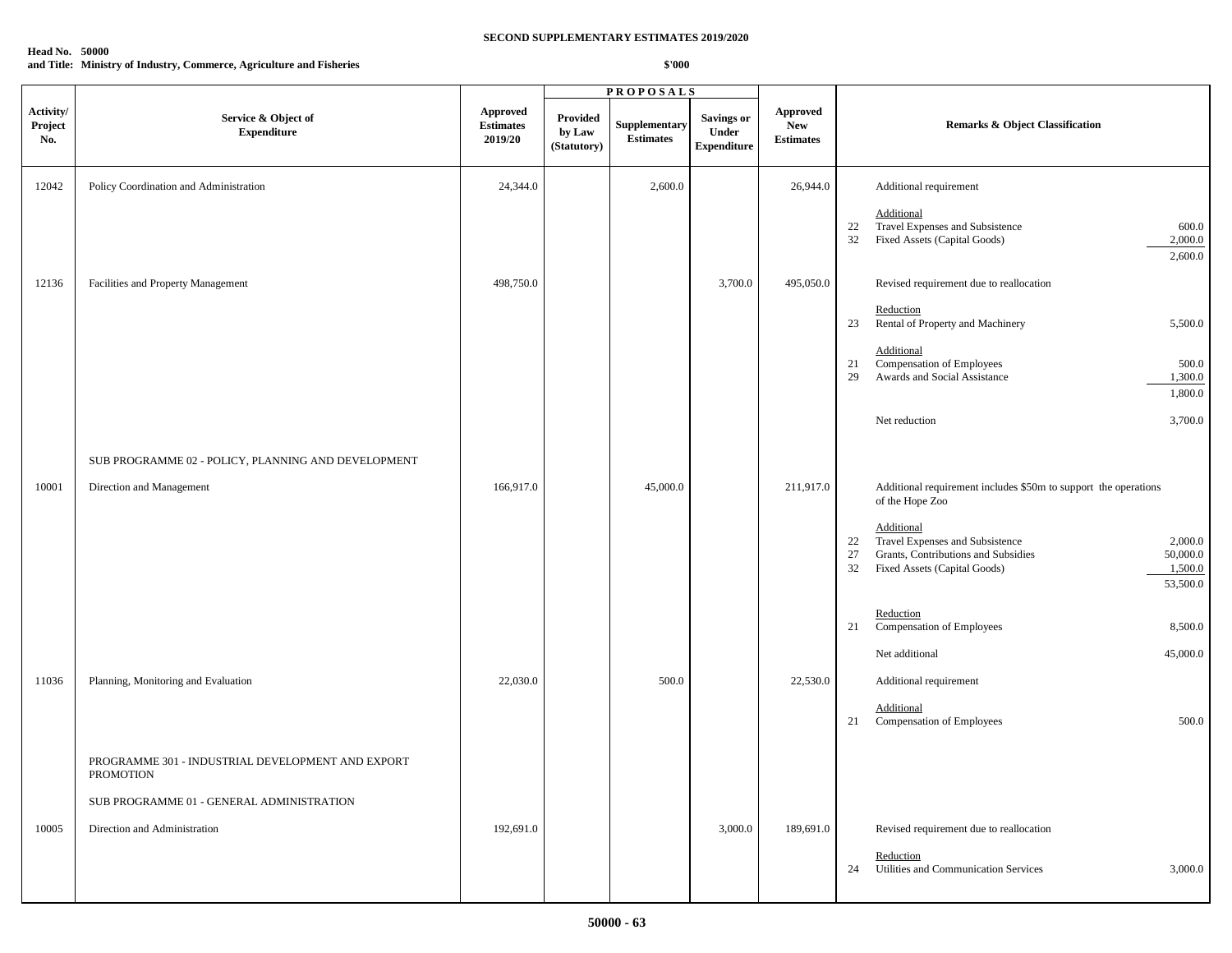**SECOND SUPPLEMENTARY ESTIMATES 2019/2020**

**Head No. 50000**
**and Title: Ministry of Industry, Commerce, Agriculture and Fisheries**

**$'000**

| Activity/ Project No. | Service & Object of Expenditure | Approved Estimates 2019/20 | PROPOSALS Provided by Law (Statutory) | Supplementary Estimates | Savings or Under Expenditure | Approved New Estimates | Remarks & Object Classification |
|---|---|---|---|---|---|---|---|
| 12042 | Policy Coordination and Administration | 24,344.0 | | 2,600.0 | | 26,944.0 | Additional requirement<br><br>Additional<br>22 Travel Expenses and Subsistence 600.0<br>32 Fixed Assets (Capital Goods) 2,000.0<br>2,600.0 |
| 12136 | Facilities and Property Management | 498,750.0 | | | 3,700.0 | 495,050.0 | Revised requirement due to reallocation<br><br>Reduction<br>23 Rental of Property and Machinery 5,500.0<br><br>Additional<br>21 Compensation of Employees 500.0<br>29 Awards and Social Assistance 1,300.0<br>1,800.0<br><br>Net reduction 3,700.0 |
| | SUB PROGRAMME 02 - POLICY, PLANNING AND DEVELOPMENT | | | | | | |
| 10001 | Direction and Management | 166,917.0 | | 45,000.0 | | 211,917.0 | Additional requirement includes $50m to support the operations of the Hope Zoo<br><br>Additional<br>22 Travel Expenses and Subsistence 2,000.0<br>27 Grants, Contributions and Subsidies 50,000.0<br>32 Fixed Assets (Capital Goods) 1,500.0<br>53,500.0<br><br>Reduction<br>21 Compensation of Employees 8,500.0<br><br>Net additional 45,000.0 |
| 11036 | Planning, Monitoring and Evaluation | 22,030.0 | | 500.0 | | 22,530.0 | Additional requirement<br><br>Additional<br>21 Compensation of Employees 500.0 |
| | PROGRAMME 301 - INDUSTRIAL DEVELOPMENT AND EXPORT PROMOTION | | | | | | |
| | SUB PROGRAMME 01 - GENERAL ADMINISTRATION | | | | | | |
| 10005 | Direction and Administration | 192,691.0 | | | 3,000.0 | 189,691.0 | Revised requirement due to reallocation<br><br>Reduction<br>24 Utilities and Communication Services 3,000.0 |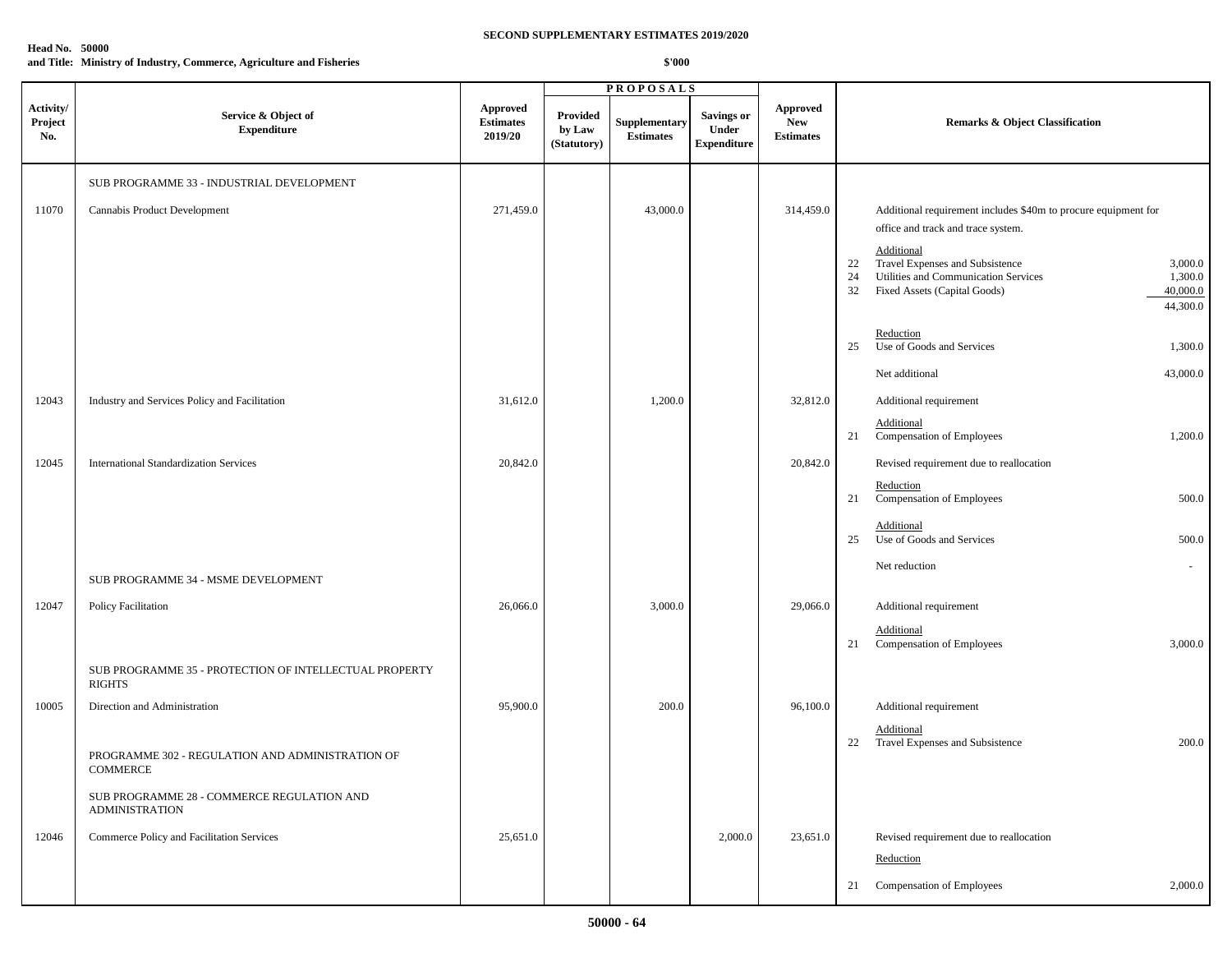**SECOND SUPPLEMENTARY ESTIMATES 2019/2020**

**Head No. 50000**
**and Title: Ministry of Industry, Commerce, Agriculture and Fisheries**

**$'000**

| Activity/ Project No. | Service & Object of Expenditure | Approved Estimates 2019/20 | PROPOSALS | | | Approved New Estimates | Remarks & Object Classification | | |
|---|---|---|---|---|---|---|---|---|---|
| | | | Provided by Law (Statutory) | Supplementary Estimates | Savings or Under Expenditure | | | | |
| | SUB PROGRAMME 33 - INDUSTRIAL DEVELOPMENT | | | | | | | | |
| 11070 | Cannabis Product Development | 271,459.0 | | 43,000.0 | | 314,459.0 | | Additional requirement includes $40m to procure equipment for office and track and trace system. | |
| | | | | | | | | Additional | |
| | | | | | | | 22 | Travel Expenses and Subsistence | 3,000.0 |
| | | | | | | | 24 | Utilities and Communication Services | 1,300.0 |
| | | | | | | | 32 | Fixed Assets (Capital Goods) | 40,000.0 |
| | | | | | | | | | 44,300.0 |
| | | | | | | | | Reduction | |
| | | | | | | | 25 | Use of Goods and Services | 1,300.0 |
| | | | | | | | | Net additional | 43,000.0 |
| 12043 | Industry and Services Policy and Facilitation | 31,612.0 | | 1,200.0 | | 32,812.0 | | Additional requirement | |
| | | | | | | | | Additional | |
| | | | | | | | 21 | Compensation of Employees | 1,200.0 |
| 12045 | International Standardization Services | 20,842.0 | | | | 20,842.0 | | Revised requirement due to reallocation | |
| | | | | | | | | Reduction | |
| | | | | | | | 21 | Compensation of Employees | 500.0 |
| | | | | | | | | Additional | |
| | | | | | | | 25 | Use of Goods and Services | 500.0 |
| | | | | | | | | Net reduction | - |
| | SUB PROGRAMME 34 - MSME DEVELOPMENT | | | | | | | | |
| 12047 | Policy Facilitation | 26,066.0 | | 3,000.0 | | 29,066.0 | | Additional requirement | |
| | | | | | | | | Additional | |
| | | | | | | | 21 | Compensation of Employees | 3,000.0 |
| | SUB PROGRAMME 35 - PROTECTION OF INTELLECTUAL PROPERTY RIGHTS | | | | | | | | |
| 10005 | Direction and Administration | 95,900.0 | | 200.0 | | 96,100.0 | | Additional requirement | |
| | | | | | | | | Additional | |
| | | | | | | | 22 | Travel Expenses and Subsistence | 200.0 |
| | PROGRAMME 302 - REGULATION AND ADMINISTRATION OF COMMERCE | | | | | | | | |
| | SUB PROGRAMME 28 - COMMERCE REGULATION AND ADMINISTRATION | | | | | | | | |
| 12046 | Commerce Policy and Facilitation Services | 25,651.0 | | | 2,000.0 | 23,651.0 | | Revised requirement due to reallocation | |
| | | | | | | | | Reduction | |
| | | | | | | | 21 | Compensation of Employees | 2,000.0 |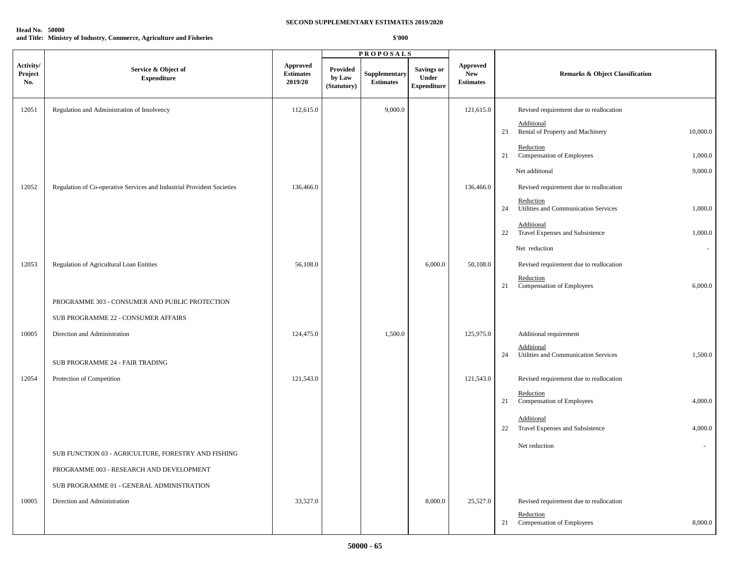**SECOND SUPPLEMENTARY ESTIMATES 2019/2020**

**Head No. 50000**
**and Title: Ministry of Industry, Commerce, Agriculture and Fisheries**

**$'000**

| Activity/ Project No. | Service & Object of Expenditure | Approved Estimates 2019/20 | PROPOSALS Provided by Law (Statutory) | Supplementary Estimates | Savings or Under Expenditure | Approved New Estimates | Remarks & Object Classification | |
|---|---|---|---|---|---|---|---|---|
| 12051 | Regulation and Administration of Insolvency | 112,615.0 | | 9,000.0 | | 121,615.0 | Revised requirement due to reallocation | |
| | | | | | | | Additional | |
| | | | | | | | 23 Rental of Property and Machinery | 10,000.0 |
| | | | | | | | Reduction | |
| | | | | | | | 21 Compensation of Employees | 1,000.0 |
| | | | | | | | Net additional | 9,000.0 |
| 12052 | Regulation of Co-operative Services and Industrial Provident Societies | 136,466.0 | | | | 136,466.0 | Revised requirement due to reallocation | |
| | | | | | | | Reduction | |
| | | | | | | | 24 Utilities and Communication Services | 1,000.0 |
| | | | | | | | Additional | |
| | | | | | | | 22 Travel Expenses and Subsistence | 1,000.0 |
| | | | | | | | Net reduction | - |
| 12053 | Regulation of Agricultural Loan Entities | 56,108.0 | | | 6,000.0 | 50,108.0 | Revised requirement due to reallocation | |
| | | | | | | | Reduction | |
| | | | | | | | 21 Compensation of Employees | 6,000.0 |
| | PROGRAMME 303 - CONSUMER AND PUBLIC PROTECTION | | | | | | | |
| | SUB PROGRAMME 22 - CONSUMER AFFAIRS | | | | | | | |
| 10005 | Direction and Administration | 124,475.0 | | 1,500.0 | | 125,975.0 | Additional requirement | |
| | | | | | | | Additional | |
| | SUB PROGRAMME 24 - FAIR TRADING | | | | | | 24 Utilities and Communication Services | 1,500.0 |
| 12054 | Protection of Competition | 121,543.0 | | | | 121,543.0 | Revised requirement due to reallocation | |
| | | | | | | | Reduction | |
| | | | | | | | 21 Compensation of Employees | 4,000.0 |
| | | | | | | | Additional | |
| | | | | | | | 22 Travel Expenses and Subsistence | 4,000.0 |
| | | | | | | | Net reduction | - |
| | SUB FUNCTION 03 - AGRICULTURE, FORESTRY AND FISHING | | | | | | | |
| | PROGRAMME 003 - RESEARCH AND DEVELOPMENT | | | | | | | |
| | SUB PROGRAMME 01 - GENERAL ADMINISTRATION | | | | | | | |
| 10005 | Direction and Administration | 33,527.0 | | | 8,000.0 | 25,527.0 | Revised requirement due to reallocation | |
| | | | | | | | Reduction | |
| | | | | | | | 21 Compensation of Employees | 8,000.0 |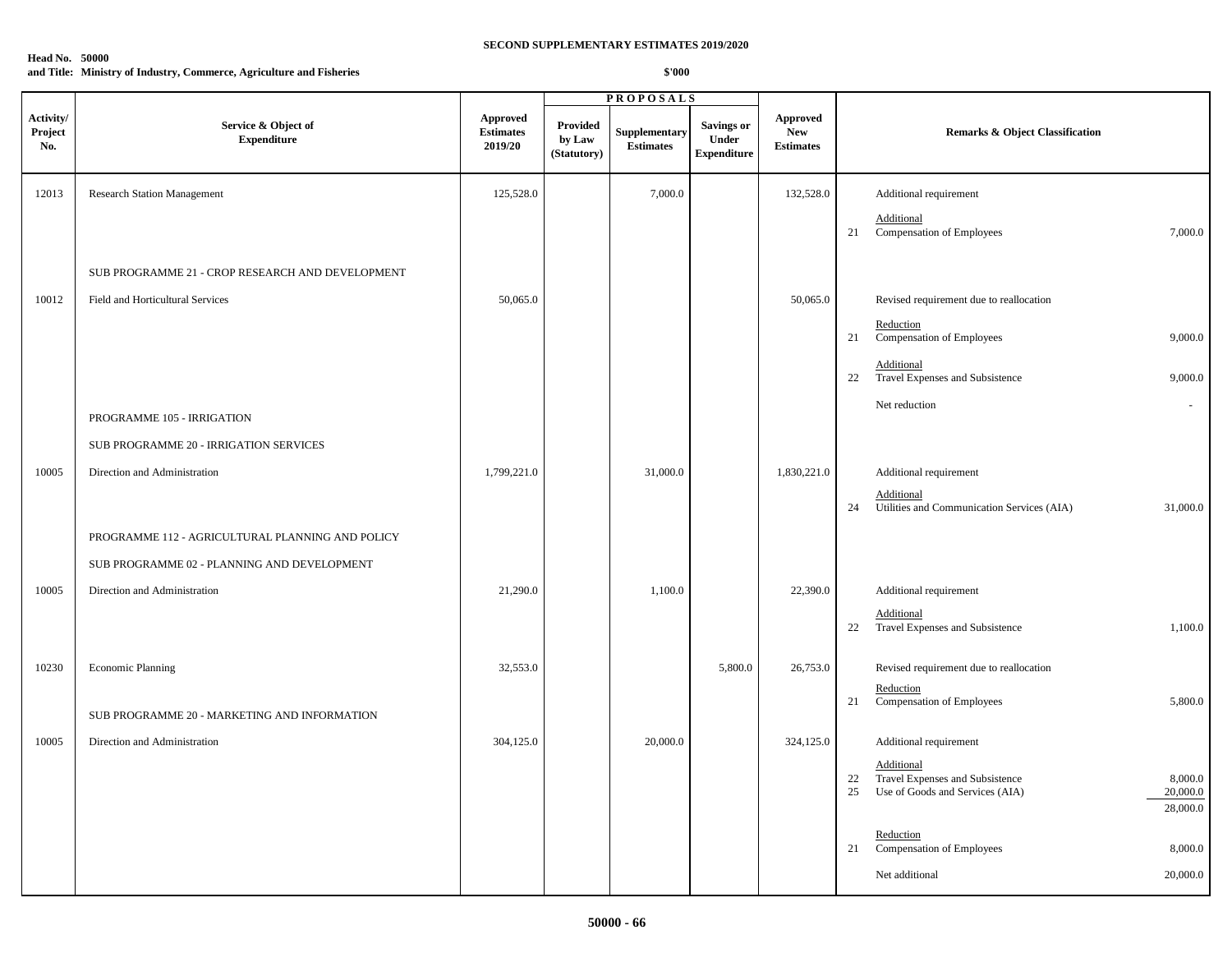**SECOND SUPPLEMENTARY ESTIMATES 2019/2020**

**Head No. 50000**
**and Title: Ministry of Industry, Commerce, Agriculture and Fisheries**

**$'000**

| Activity/ Project No. | Service & Object of Expenditure | Approved Estimates 2019/20 | PROPOSALS Provided by Law (Statutory) | Supplementary Estimates | Savings or Under Expenditure | Approved New Estimates | Remarks & Object Classification | |
|---|---|---|---|---|---|---|---|---|
| 12013 | Research Station Management | 125,528.0 | | 7,000.0 | | 132,528.0 | Additional requirement | |
| | | | | | | | Additional | |
| | | | | | | | 21 Compensation of Employees | 7,000.0 |
| | SUB PROGRAMME 21 - CROP RESEARCH AND DEVELOPMENT | | | | | | | |
| 10012 | Field and Horticultural Services | 50,065.0 | | | | 50,065.0 | Revised requirement due to reallocation | |
| | | | | | | | Reduction | |
| | | | | | | | 21 Compensation of Employees | 9,000.0 |
| | | | | | | | Additional | |
| | | | | | | | 22 Travel Expenses and Subsistence | 9,000.0 |
| | | | | | | | Net reduction | - |
| | PROGRAMME 105 - IRRIGATION | | | | | | | |
| | SUB PROGRAMME 20 - IRRIGATION SERVICES | | | | | | | |
| 10005 | Direction and Administration | 1,799,221.0 | | 31,000.0 | | 1,830,221.0 | Additional requirement | |
| | | | | | | | Additional | |
| | | | | | | | 24 Utilities and Communication Services (AIA) | 31,000.0 |
| | PROGRAMME 112 - AGRICULTURAL PLANNING AND POLICY | | | | | | | |
| | SUB PROGRAMME 02 - PLANNING AND DEVELOPMENT | | | | | | | |
| 10005 | Direction and Administration | 21,290.0 | | 1,100.0 | | 22,390.0 | Additional requirement | |
| | | | | | | | Additional | |
| | | | | | | | 22 Travel Expenses and Subsistence | 1,100.0 |
| 10230 | Economic Planning | 32,553.0 | | | 5,800.0 | 26,753.0 | Revised requirement due to reallocation | |
| | | | | | | | Reduction | |
| | | | | | | | 21 Compensation of Employees | 5,800.0 |
| | SUB PROGRAMME 20 - MARKETING AND INFORMATION | | | | | | | |
| 10005 | Direction and Administration | 304,125.0 | | 20,000.0 | | 324,125.0 | Additional requirement | |
| | | | | | | | Additional | |
| | | | | | | | 22 Travel Expenses and Subsistence | 8,000.0 |
| | | | | | | | 25 Use of Goods and Services (AIA) | 20,000.0 |
| | | | | | | | | 28,000.0 |
| | | | | | | | Reduction | |
| | | | | | | | 21 Compensation of Employees | 8,000.0 |
| | | | | | | | Net additional | 20,000.0 |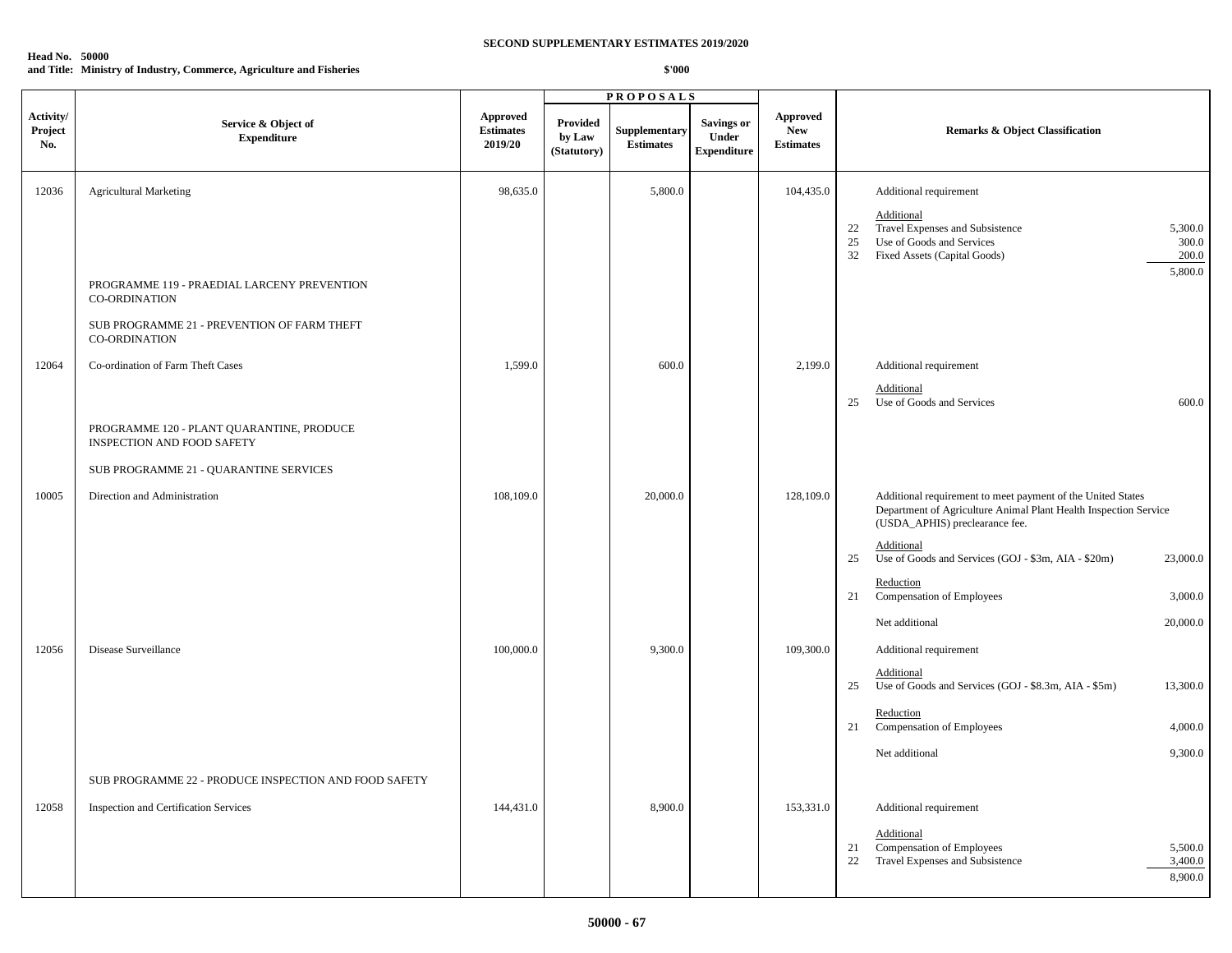**SECOND SUPPLEMENTARY ESTIMATES 2019/2020**

**Head No. 50000**
**and Title: Ministry of Industry, Commerce, Agriculture and Fisheries**

**$'000**

| Activity/ Project No. | Service & Object of Expenditure | Approved Estimates 2019/20 | PROPOSALS Provided by Law (Statutory) | Supplementary Estimates | Savings or Under Expenditure | Approved New Estimates | Remarks & Object Classification |
|---|---|---|---|---|---|---|---|
| 12036 | Agricultural Marketing | 98,635.0 | | 5,800.0 | | 104,435.0 | Additional requirement<br><br>Additional<br>22 Travel Expenses and Subsistence 5,300.0<br>25 Use of Goods and Services 300.0<br>32 Fixed Assets (Capital Goods) 200.0<br>5,800.0 |
| | PROGRAMME 119 - PRAEDIAL LARCENY PREVENTION CO-ORDINATION | | | | | | |
| | SUB PROGRAMME 21 - PREVENTION OF FARM THEFT CO-ORDINATION | | | | | | |
| 12064 | Co-ordination of Farm Theft Cases | 1,599.0 | | 600.0 | | 2,199.0 | Additional requirement<br><br>Additional<br>25 Use of Goods and Services 600.0 |
| | PROGRAMME 120 - PLANT QUARANTINE, PRODUCE INSPECTION AND FOOD SAFETY | | | | | | |
| | SUB PROGRAMME 21 - QUARANTINE SERVICES | | | | | | |
| 10005 | Direction and Administration | 108,109.0 | | 20,000.0 | | 128,109.0 | Additional requirement to meet payment of the United States Department of Agriculture Animal Plant Health Inspection Service (USDA_APHIS) preclearance fee.<br><br>Additional<br>25 Use of Goods and Services (GOJ - $3m, AIA - $20m) 23,000.0<br><br>Reduction<br>21 Compensation of Employees 3,000.0<br><br>Net additional 20,000.0 |
| 12056 | Disease Surveillance | 100,000.0 | | 9,300.0 | | 109,300.0 | Additional requirement<br><br>Additional<br>25 Use of Goods and Services (GOJ - $8.3m, AIA - $5m) 13,300.0<br><br>Reduction<br>21 Compensation of Employees 4,000.0<br><br>Net additional 9,300.0 |
| | SUB PROGRAMME 22 - PRODUCE INSPECTION AND FOOD SAFETY | | | | | | |
| 12058 | Inspection and Certification Services | 144,431.0 | | 8,900.0 | | 153,331.0 | Additional requirement<br><br>Additional<br>21 Compensation of Employees 5,500.0<br>22 Travel Expenses and Subsistence 3,400.0<br>8,900.0 |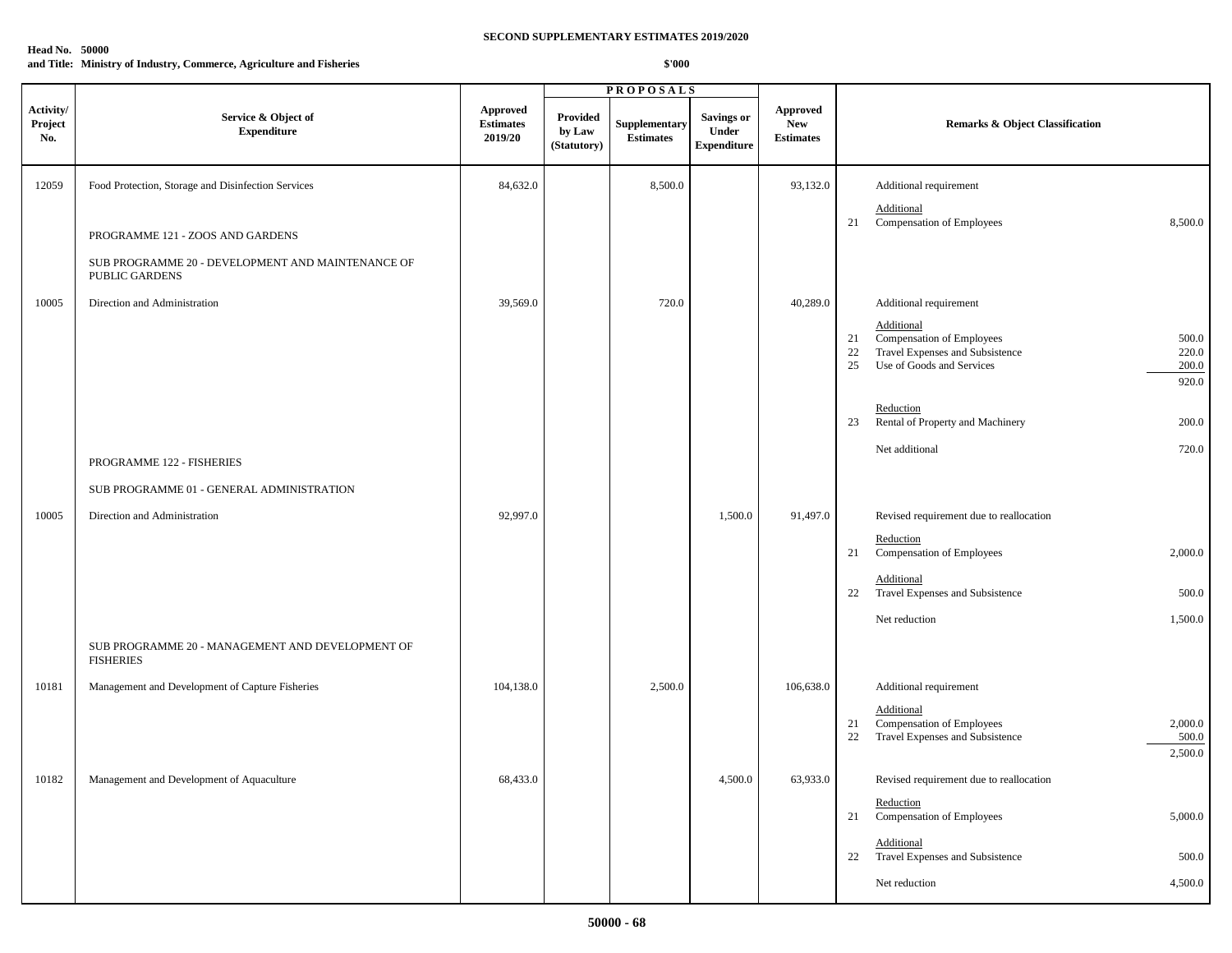**SECOND SUPPLEMENTARY ESTIMATES 2019/2020**

**Head No. 50000**
**and Title: Ministry of Industry, Commerce, Agriculture and Fisheries**

**$'000**

| Activity/ Project No. | Service & Object of Expenditure | Approved Estimates 2019/20 | PROPOSALS Provided by Law (Statutory) | Supplementary Estimates | Savings or Under Expenditure | Approved New Estimates | Remarks & Object Classification | |
|---|---|---|---|---|---|---|---|---|
| 12059 | Food Protection, Storage and Disinfection Services | 84,632.0 | | 8,500.0 | | 93,132.0 | Additional requirement | |
| | | | | | | | Additional | |
| | | | | | | | 21 Compensation of Employees | 8,500.0 |
| | PROGRAMME 121 - ZOOS AND GARDENS | | | | | | | |
| | SUB PROGRAMME 20 - DEVELOPMENT AND MAINTENANCE OF PUBLIC GARDENS | | | | | | | |
| 10005 | Direction and Administration | 39,569.0 | | 720.0 | | 40,289.0 | Additional requirement | |
| | | | | | | | Additional | |
| | | | | | | | 21 Compensation of Employees | 500.0 |
| | | | | | | | 22 Travel Expenses and Subsistence | 220.0 |
| | | | | | | | 25 Use of Goods and Services | 200.0 |
| | | | | | | | | 920.0 |
| | | | | | | | Reduction | |
| | | | | | | | 23 Rental of Property and Machinery | 200.0 |
| | | | | | | | Net additional | 720.0 |
| | PROGRAMME 122 - FISHERIES | | | | | | | |
| | SUB PROGRAMME 01 - GENERAL ADMINISTRATION | | | | | | | |
| 10005 | Direction and Administration | 92,997.0 | | | 1,500.0 | 91,497.0 | Revised requirement due to reallocation | |
| | | | | | | | Reduction | |
| | | | | | | | 21 Compensation of Employees | 2,000.0 |
| | | | | | | | Additional | |
| | | | | | | | 22 Travel Expenses and Subsistence | 500.0 |
| | | | | | | | Net reduction | 1,500.0 |
| | SUB PROGRAMME 20 - MANAGEMENT AND DEVELOPMENT OF FISHERIES | | | | | | | |
| 10181 | Management and Development of Capture Fisheries | 104,138.0 | | 2,500.0 | | 106,638.0 | Additional requirement | |
| | | | | | | | Additional | |
| | | | | | | | 21 Compensation of Employees | 2,000.0 |
| | | | | | | | 22 Travel Expenses and Subsistence | 500.0 |
| | | | | | | | | 2,500.0 |
| 10182 | Management and Development of Aquaculture | 68,433.0 | | | 4,500.0 | 63,933.0 | Revised requirement due to reallocation | |
| | | | | | | | Reduction | |
| | | | | | | | 21 Compensation of Employees | 5,000.0 |
| | | | | | | | Additional | |
| | | | | | | | 22 Travel Expenses and Subsistence | 500.0 |
| | | | | | | | Net reduction | 4,500.0 |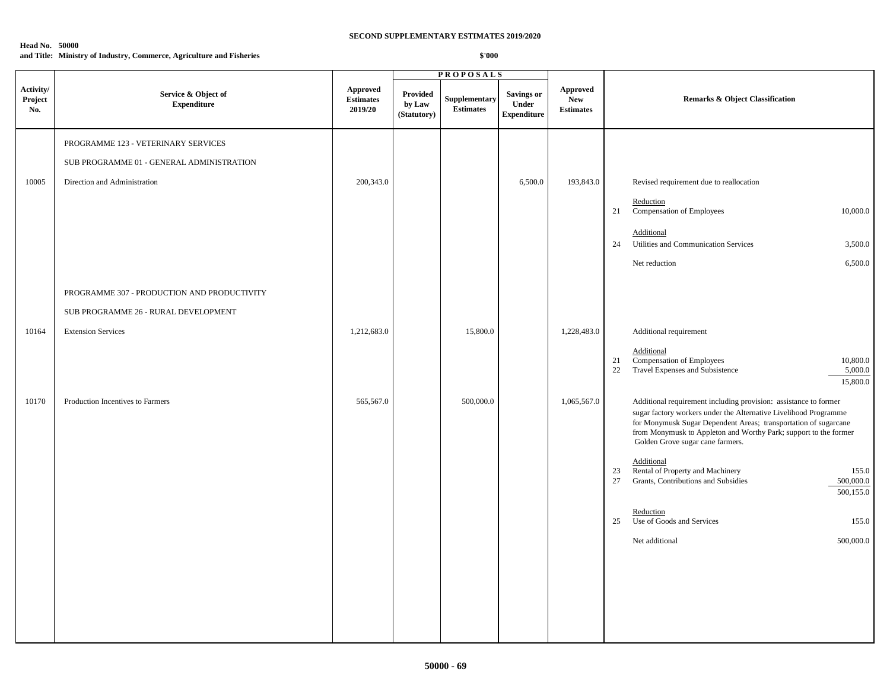**SECOND SUPPLEMENTARY ESTIMATES 2019/2020**

**Head No. 50000**
**and Title: Ministry of Industry, Commerce, Agriculture and Fisheries**

**$'000**

| Activity/ Project No. | Service & Object of Expenditure | Approved Estimates 2019/20 | PROPOSALS | | | Approved New Estimates | Remarks & Object Classification |
|---|---|---|---|---|---|---|---|
| | | | Provided by Law (Statutory) | Supplementary Estimates | Savings or Under Expenditure | | |
| | PROGRAMME 123 - VETERINARY SERVICES | | | | | | |
| | SUB PROGRAMME 01 - GENERAL ADMINISTRATION | | | | | | |
| 10005 | Direction and Administration | 200,343.0 | | | 6,500.0 | 193,843.0 | Revised requirement due to reallocation<br><br>Reduction<br>21 Compensation of Employees 10,000.0<br><br>Additional<br>24 Utilities and Communication Services 3,500.0<br><br>Net reduction 6,500.0 |
| | PROGRAMME 307 - PRODUCTION AND PRODUCTIVITY | | | | | | |
| | SUB PROGRAMME 26 - RURAL DEVELOPMENT | | | | | | |
| 10164 | Extension Services | 1,212,683.0 | | 15,800.0 | | 1,228,483.0 | Additional requirement<br><br>Additional<br>21 Compensation of Employees 10,800.0<br>22 Travel Expenses and Subsistence 5,000.0<br>15,800.0 |
| 10170 | Production Incentives to Farmers | 565,567.0 | | 500,000.0 | | 1,065,567.0 | Additional requirement including provision: assistance to former sugar factory workers under the Alternative Livelihood Programme for Monymusk Sugar Dependent Areas; transportation of sugarcane from Monymusk to Appleton and Worthy Park; support to the former Golden Grove sugar cane farmers.<br><br>Additional<br>23 Rental of Property and Machinery 155.0<br>27 Grants, Contributions and Subsidies 500,000.0<br>500,155.0<br><br>Reduction<br>25 Use of Goods and Services 155.0<br><br>Net additional 500,000.0 |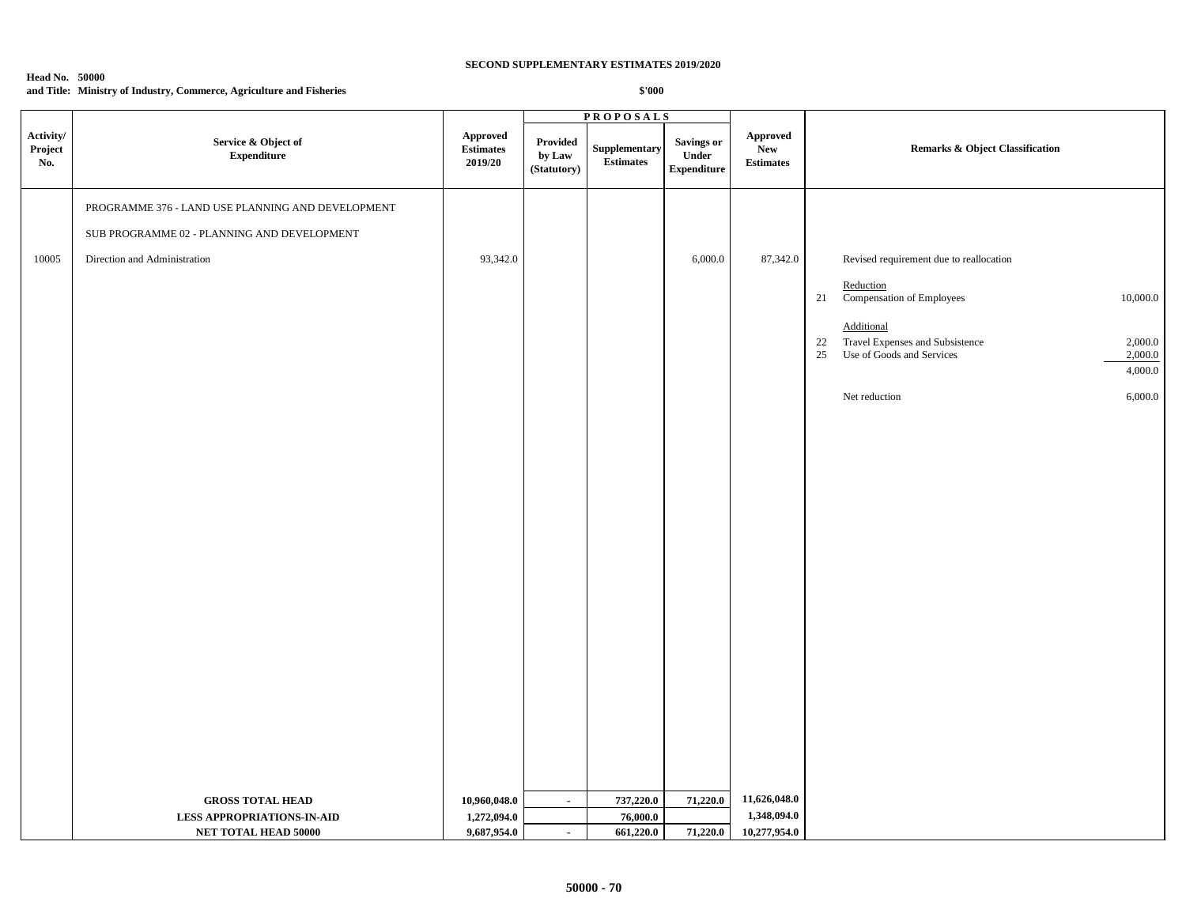**SECOND SUPPLEMENTARY ESTIMATES 2019/2020**

**Head No. 50000**
**and Title: Ministry of Industry, Commerce, Agriculture and Fisheries**

**$'000**

| Activity/ Project No. | Service & Object of Expenditure | Approved Estimates 2019/20 | PROPOSALS | | | Approved New Estimates | Remarks & Object Classification | |
|---|---|---|---|---|---|---|---|---|
| | | | Provided by Law (Statutory) | Supplementary Estimates | Savings or Under Expenditure | | | |
| | PROGRAMME 376 - LAND USE PLANNING AND DEVELOPMENT | | | | | | | |
| | SUB PROGRAMME 02 - PLANNING AND DEVELOPMENT | | | | | | | |
| 10005 | Direction and Administration | 93,342.0 | | | 6,000.0 | 87,342.0 | Revised requirement due to reallocation | |
| | | | | | | | Reduction | |
| | | | | | | | 21 Compensation of Employees | 10,000.0 |
| | | | | | | | Additional | |
| | | | | | | | 22 Travel Expenses and Subsistence | 2,000.0 |
| | | | | | | | 25 Use of Goods and Services | 2,000.0 |
| | | | | | | | | 4,000.0 |
| | | | | | | | Net reduction | 6,000.0 |
| | **GROSS TOTAL HEAD** | **10,960,048.0** | **-** | **737,220.0** | **71,220.0** | **11,626,048.0** | | |
| | **LESS APPROPRIATIONS-IN-AID** | **1,272,094.0** | | **76,000.0** | | **1,348,094.0** | | |
| | **NET TOTAL HEAD 50000** | **9,687,954.0** | **-** | **661,220.0** | **71,220.0** | **10,277,954.0** | | |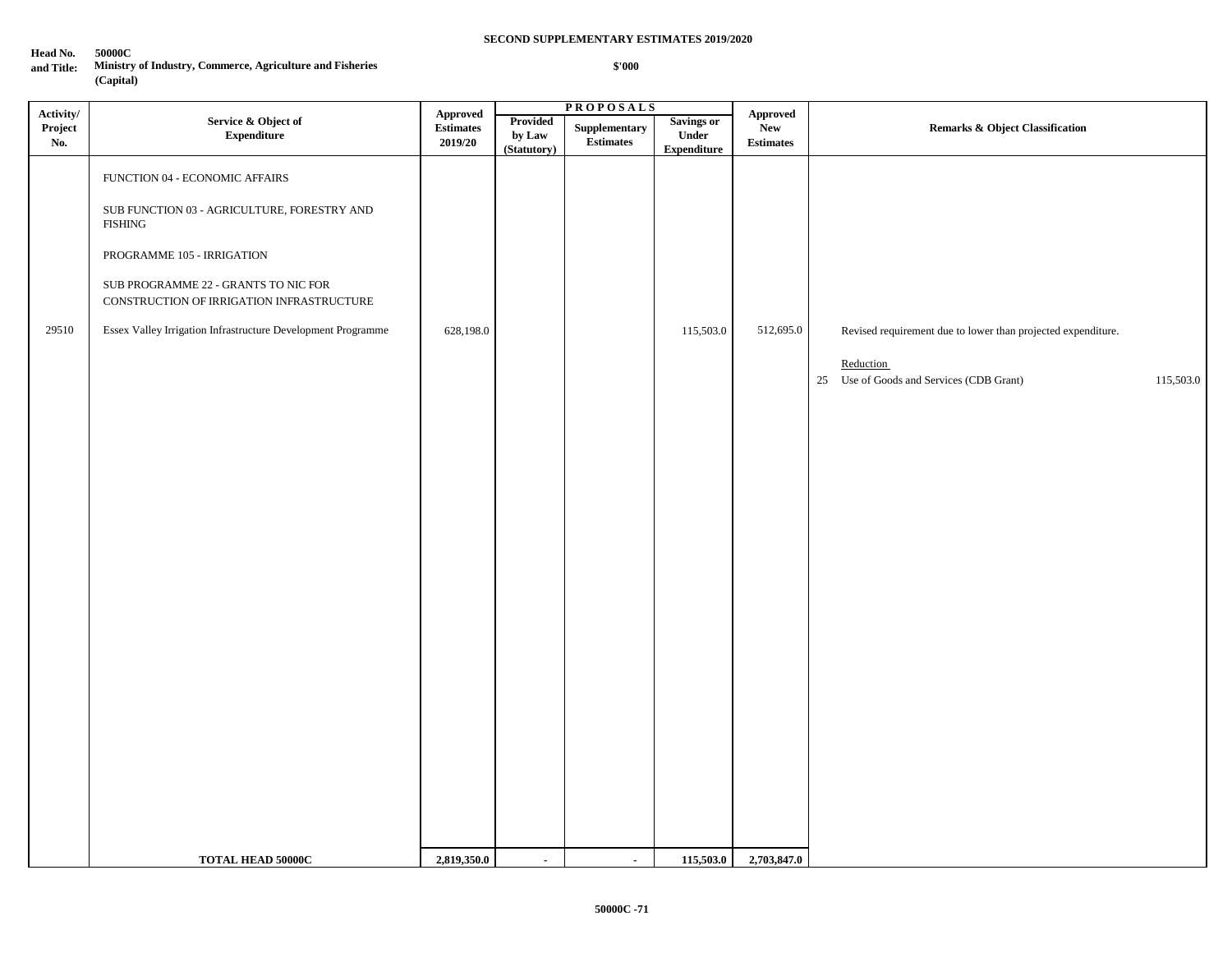**SECOND SUPPLEMENTARY ESTIMATES 2019/2020**

**Head No. and Title:** 50000C
Ministry of Industry, Commerce, Agriculture and Fisheries (Capital)

**$'000**

| Activity/ Project No. | Service & Object of Expenditure | Approved Estimates 2019/20 | PROPOSALS | | | Approved New Estimates | Remarks & Object Classification |
|---|---|---|---|---|---|---|---|
| | | | Provided by Law (Statutory) | Supplementary Estimates | Savings or Under Expenditure | | |
| | FUNCTION 04 - ECONOMIC AFFAIRS | | | | | | |
| | SUB FUNCTION 03 - AGRICULTURE, FORESTRY AND FISHING | | | | | | |
| | PROGRAMME 105 - IRRIGATION | | | | | | |
| | SUB PROGRAMME 22 - GRANTS TO NIC FOR CONSTRUCTION OF IRRIGATION INFRASTRUCTURE | | | | | | |
| 29510 | Essex Valley Irrigation Infrastructure Development Programme | 628,198.0 | | | 115,503.0 | 512,695.0 | Revised requirement due to lower than projected expenditure.<br><br>Reduction<br>25 Use of Goods and Services (CDB Grant) 115,503.0 |
| | **TOTAL HEAD 50000C** | **2,819,350.0** | **-** | **-** | **115,503.0** | **2,703,847.0** | |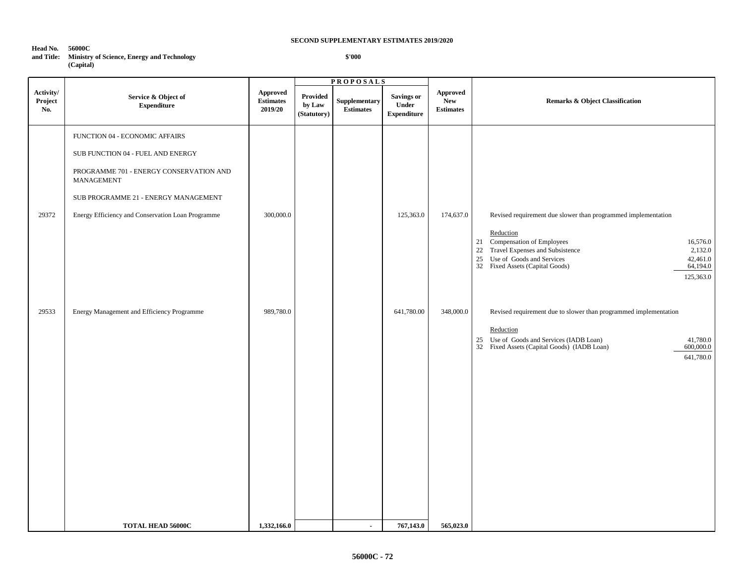**SECOND SUPPLEMENTARY ESTIMATES 2019/2020**

**Head No. 56000C**
**and Title: Ministry of Science, Energy and Technology**
**(Capital)**

**$'000**

| Activity/ Project No. | Service & Object of Expenditure | Approved Estimates 2019/20 | PROPOSALS | | | Approved New Estimates | Remarks & Object Classification |
|---|---|---|---|---|---|---|---|
| | | | Provided by Law (Statutory) | Supplementary Estimates | Savings or Under Expenditure | | |
| | FUNCTION 04 - ECONOMIC AFFAIRS | | | | | | |
| | SUB FUNCTION 04 - FUEL AND ENERGY | | | | | | |
| | PROGRAMME 701 - ENERGY CONSERVATION AND MANAGEMENT | | | | | | |
| | SUB PROGRAMME 21 - ENERGY MANAGEMENT | | | | | | |
| 29372 | Energy Efficiency and Conservation Loan Programme | 300,000.0 | | | 125,363.0 | 174,637.0 | Revised requirement due slower than programmed implementation<br><br>Reduction<br>21 Compensation of Employees 16,576.0<br>22 Travel Expenses and Subsistence 2,132.0<br>25 Use of Goods and Services 42,461.0<br>32 Fixed Assets (Capital Goods) 64,194.0<br>125,363.0 |
| 29533 | Energy Management and Efficiency Programme | 989,780.0 | | | 641,780.00 | 348,000.0 | Revised requirement due to slower than programmed implementation<br><br>Reduction<br>25 Use of Goods and Services (IADB Loan) 41,780.0<br>32 Fixed Assets (Capital Goods) (IADB Loan) 600,000.0<br>641,780.0 |
| | **TOTAL HEAD 56000C** | **1,332,166.0** | | - | **767,143.0** | **565,023.0** | |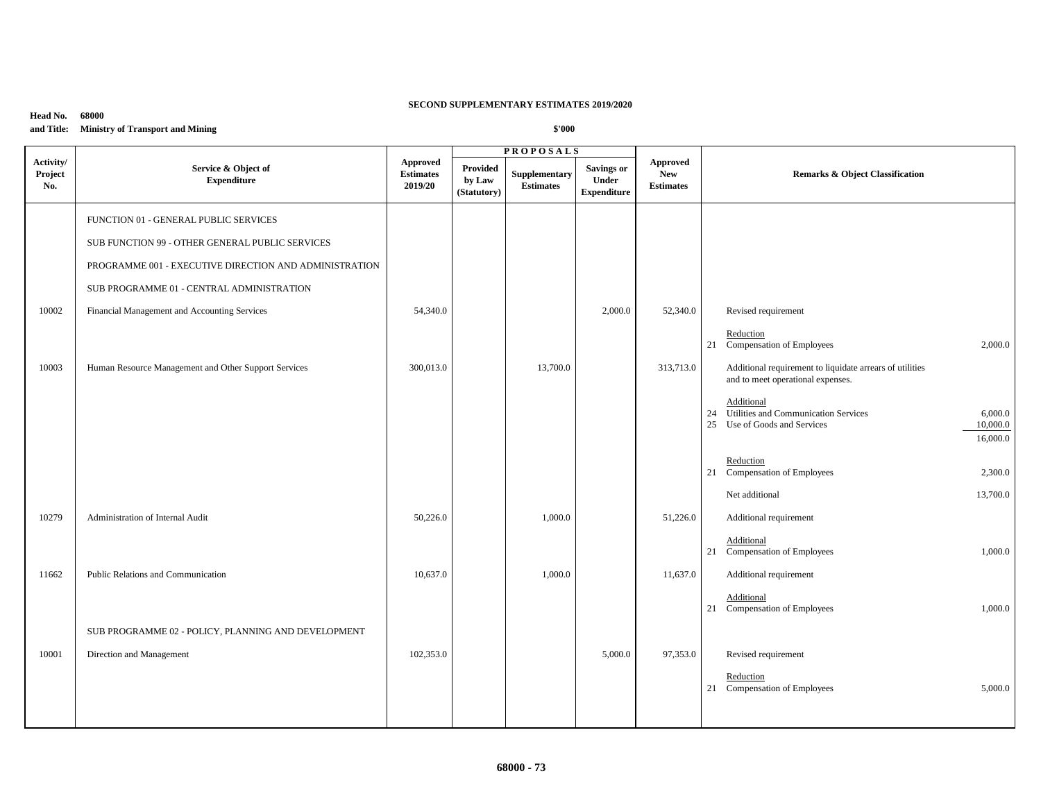**SECOND SUPPLEMENTARY ESTIMATES 2019/2020**

**Head No. 68000**
**and Title: Ministry of Transport and Mining**

**$'000**

| Activity/ Project No. | Service & Object of Expenditure | Approved Estimates 2019/20 | PROPOSALS | | | Approved New Estimates | Remarks & Object Classification | | |
|---|---|---|---|---|---|---|---|---|---|
| | | | Provided by Law (Statutory) | Supplementary Estimates | Savings or Under Expenditure | | | | |
| | FUNCTION 01 - GENERAL PUBLIC SERVICES | | | | | | | | |
| | SUB FUNCTION 99 - OTHER GENERAL PUBLIC SERVICES | | | | | | | | |
| | PROGRAMME 001 - EXECUTIVE DIRECTION AND ADMINISTRATION | | | | | | | | |
| | SUB PROGRAMME 01 - CENTRAL ADMINISTRATION | | | | | | | | |
| 10002 | Financial Management and Accounting Services | 54,340.0 | | | 2,000.0 | 52,340.0 | | Revised requirement | |
| | | | | | | | | Reduction | |
| | | | | | | | 21 | Compensation of Employees | 2,000.0 |
| 10003 | Human Resource Management and Other Support Services | 300,013.0 | | 13,700.0 | | 313,713.0 | | Additional requirement to liquidate arrears of utilities and to meet operational expenses. | |
| | | | | | | | | Additional | |
| | | | | | | | 24 | Utilities and Communication Services | 6,000.0 |
| | | | | | | | 25 | Use of Goods and Services | 10,000.0 |
| | | | | | | | | | 16,000.0 |
| | | | | | | | | Reduction | |
| | | | | | | | 21 | Compensation of Employees | 2,300.0 |
| | | | | | | | | Net additional | 13,700.0 |
| 10279 | Administration of Internal Audit | 50,226.0 | | 1,000.0 | | 51,226.0 | | Additional requirement | |
| | | | | | | | | Additional | |
| | | | | | | | 21 | Compensation of Employees | 1,000.0 |
| 11662 | Public Relations and Communication | 10,637.0 | | 1,000.0 | | 11,637.0 | | Additional requirement | |
| | | | | | | | | Additional | |
| | | | | | | | 21 | Compensation of Employees | 1,000.0 |
| | SUB PROGRAMME 02 - POLICY, PLANNING AND DEVELOPMENT | | | | | | | | |
| 10001 | Direction and Management | 102,353.0 | | | 5,000.0 | 97,353.0 | | Revised requirement | |
| | | | | | | | | Reduction | |
| | | | | | | | 21 | Compensation of Employees | 5,000.0 |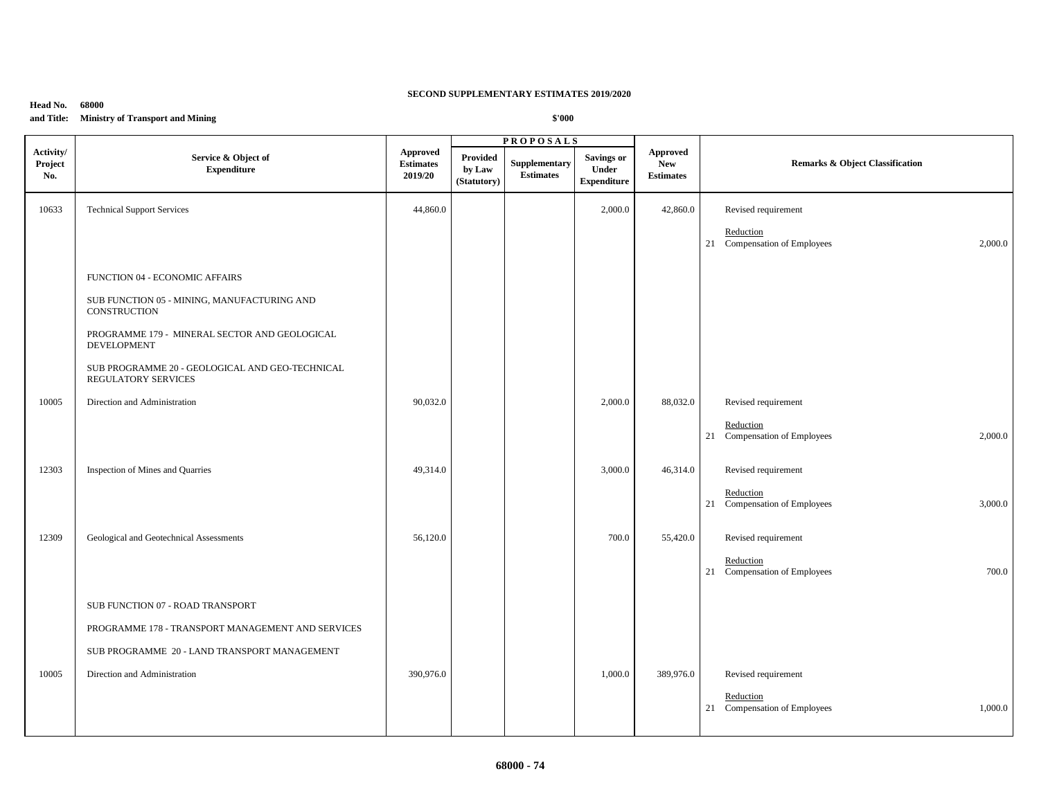**SECOND SUPPLEMENTARY ESTIMATES 2019/2020**

**Head No. 68000**
**and Title: Ministry of Transport and Mining**

**\$'000**

| Activity/ Project No. | Service & Object of Expenditure | Approved Estimates 2019/20 | PROPOSALS Provided by Law (Statutory) | Supplementary Estimates | Savings or Under Expenditure | Approved New Estimates | Remarks & Object Classification | |
|---|---|---|---|---|---|---|---|---|
| 10633 | Technical Support Services | 44,860.0 | | | 2,000.0 | 42,860.0 | Revised requirement | |
| | | | | | | | Reduction | |
| | | | | | | | 21 Compensation of Employees | 2,000.0 |
| | FUNCTION 04 - ECONOMIC AFFAIRS | | | | | | | |
| | SUB FUNCTION 05 - MINING, MANUFACTURING AND CONSTRUCTION | | | | | | | |
| | PROGRAMME 179 - MINERAL SECTOR AND GEOLOGICAL DEVELOPMENT | | | | | | | |
| | SUB PROGRAMME 20 - GEOLOGICAL AND GEO-TECHNICAL REGULATORY SERVICES | | | | | | | |
| 10005 | Direction and Administration | 90,032.0 | | | 2,000.0 | 88,032.0 | Revised requirement | |
| | | | | | | | Reduction | |
| | | | | | | | 21 Compensation of Employees | 2,000.0 |
| 12303 | Inspection of Mines and Quarries | 49,314.0 | | | 3,000.0 | 46,314.0 | Revised requirement | |
| | | | | | | | Reduction | |
| | | | | | | | 21 Compensation of Employees | 3,000.0 |
| 12309 | Geological and Geotechnical Assessments | 56,120.0 | | | 700.0 | 55,420.0 | Revised requirement | |
| | | | | | | | Reduction | |
| | | | | | | | 21 Compensation of Employees | 700.0 |
| | SUB FUNCTION 07 - ROAD TRANSPORT | | | | | | | |
| | PROGRAMME 178 - TRANSPORT MANAGEMENT AND SERVICES | | | | | | | |
| | SUB PROGRAMME 20 - LAND TRANSPORT MANAGEMENT | | | | | | | |
| 10005 | Direction and Administration | 390,976.0 | | | 1,000.0 | 389,976.0 | Revised requirement | |
| | | | | | | | Reduction | |
| | | | | | | | 21 Compensation of Employees | 1,000.0 |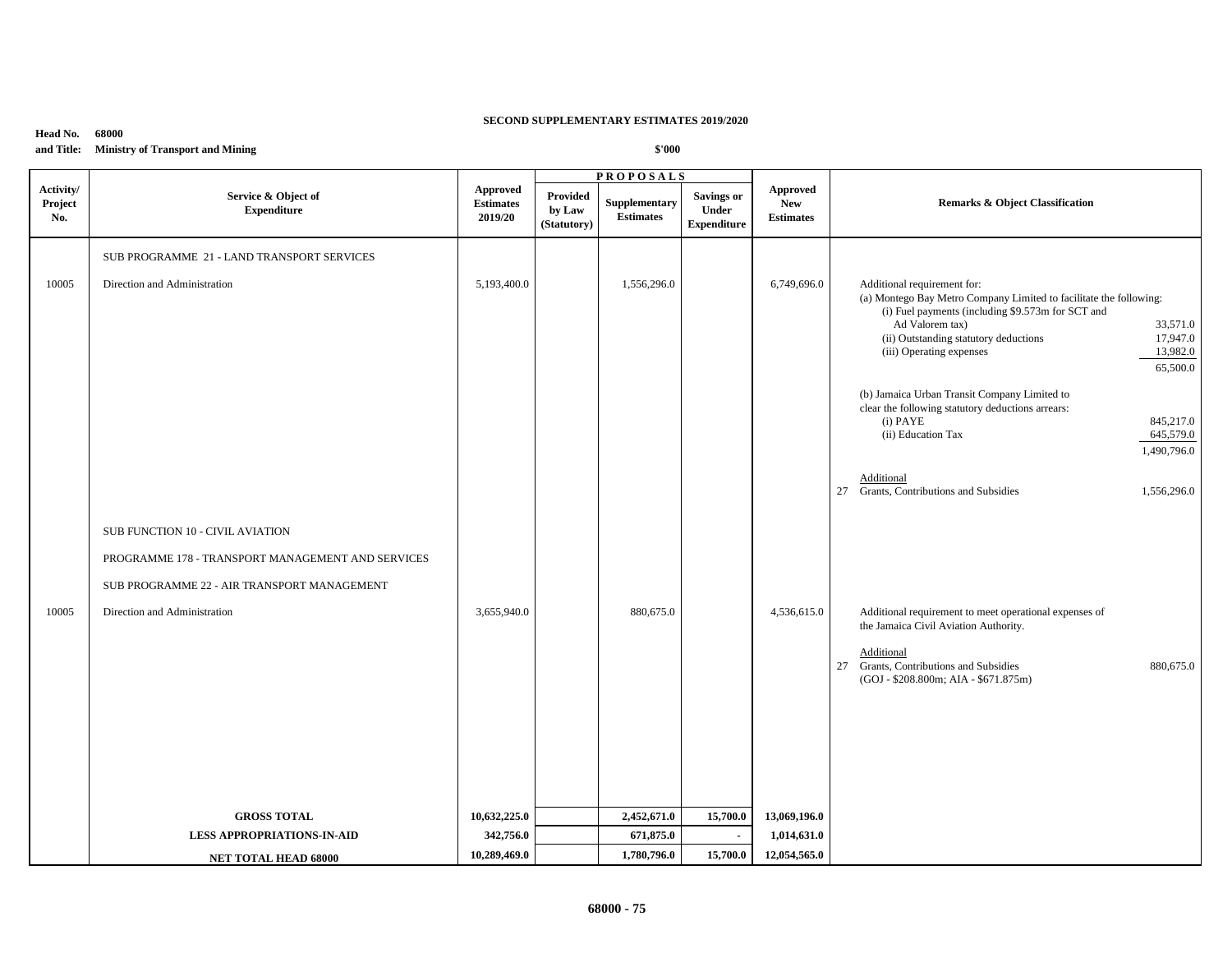**SECOND SUPPLEMENTARY ESTIMATES 2019/2020**

**Head No. 68000**
**and Title: Ministry of Transport and Mining**

**$'000**

| Activity/ Project No. | Service & Object of Expenditure | Approved Estimates 2019/20 | PROPOSALS | | | Approved New Estimates | Remarks & Object Classification |
|---|---|---|---|---|---|---|---|
| | | | Provided by Law (Statutory) | Supplementary Estimates | Savings or Under Expenditure | | |
| | SUB PROGRAMME 21 - LAND TRANSPORT SERVICES | | | | | | |
| 10005 | Direction and Administration | 5,193,400.0 | | 1,556,296.0 | | 6,749,696.0 | Additional requirement for:<br>(a) Montego Bay Metro Company Limited to facilitate the following:<br>(i) Fuel payments (including $9.573m for SCT and Ad Valorem tax) 33,571.0<br>(ii) Outstanding statutory deductions 17,947.0<br>(iii) Operating expenses 13,982.0<br>65,500.0<br><br>(b) Jamaica Urban Transit Company Limited to clear the following statutory deductions arrears:<br>(i) PAYE 845,217.0<br>(ii) Education Tax 645,579.0<br>1,490,796.0<br><br>Additional<br>27 Grants, Contributions and Subsidies 1,556,296.0 |
| | SUB FUNCTION 10 - CIVIL AVIATION | | | | | | |
| | PROGRAMME 178 - TRANSPORT MANAGEMENT AND SERVICES | | | | | | |
| | SUB PROGRAMME 22 - AIR TRANSPORT MANAGEMENT | | | | | | |
| 10005 | Direction and Administration | 3,655,940.0 | | 880,675.0 | | 4,536,615.0 | Additional requirement to meet operational expenses of the Jamaica Civil Aviation Authority.<br><br>Additional<br>27 Grants, Contributions and Subsidies 880,675.0<br>(GOJ - $208.800m; AIA - $671.875m) |
| | **GROSS TOTAL** | **10,632,225.0** | | **2,452,671.0** | **15,700.0** | **13,069,196.0** | |
| | **LESS APPROPRIATIONS-IN-AID** | **342,756.0** | | **671,875.0** | **-** | **1,014,631.0** | |
| | **NET TOTAL HEAD 68000** | **10,289,469.0** | | **1,780,796.0** | **15,700.0** | **12,054,565.0** | |

**68000 - 75**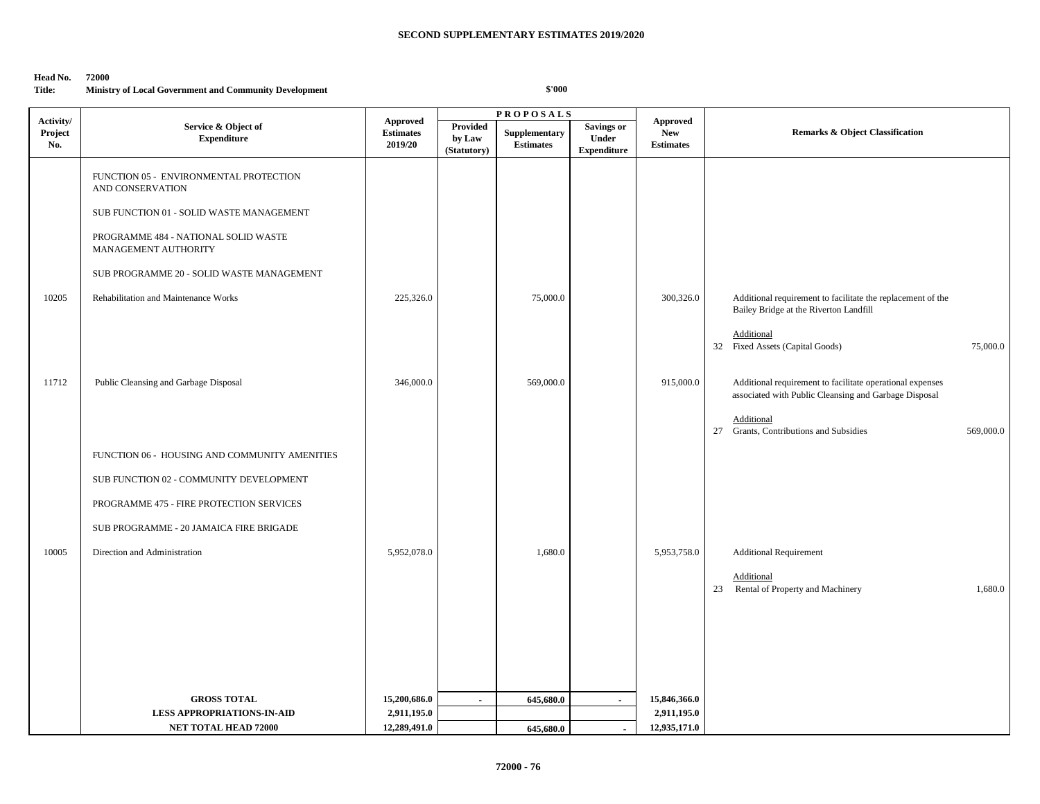**SECOND SUPPLEMENTARY ESTIMATES 2019/2020**

**Head No. 72000**
**Title: Ministry of Local Government and Community Development**

$'000

| Activity/ Project No. | Service & Object of Expenditure | Approved Estimates 2019/20 | PROPOSALS | | | Approved New Estimates | Remarks & Object Classification |
|---|---|---|---|---|---|---|---|
| | | | Provided by Law (Statutory) | Supplementary Estimates | Savings or Under Expenditure | | |
| | FUNCTION 05 - ENVIRONMENTAL PROTECTION AND CONSERVATION | | | | | | |
| | SUB FUNCTION 01 - SOLID WASTE MANAGEMENT | | | | | | |
| | PROGRAMME 484 - NATIONAL SOLID WASTE MANAGEMENT AUTHORITY | | | | | | |
| | SUB PROGRAMME 20 - SOLID WASTE MANAGEMENT | | | | | | |
| 10205 | Rehabilitation and Maintenance Works | 225,326.0 | | 75,000.0 | | 300,326.0 | Additional requirement to facilitate the replacement of the Bailey Bridge at the Riverton Landfill<br><br>Additional<br>32 Fixed Assets (Capital Goods) 75,000.0 |
| 11712 | Public Cleansing and Garbage Disposal | 346,000.0 | | 569,000.0 | | 915,000.0 | Additional requirement to facilitate operational expenses associated with Public Cleansing and Garbage Disposal<br><br>Additional<br>27 Grants, Contributions and Subsidies 569,000.0 |
| | FUNCTION 06 - HOUSING AND COMMUNITY AMENITIES | | | | | | |
| | SUB FUNCTION 02 - COMMUNITY DEVELOPMENT | | | | | | |
| | PROGRAMME 475 - FIRE PROTECTION SERVICES | | | | | | |
| | SUB PROGRAMME - 20 JAMAICA FIRE BRIGADE | | | | | | |
| 10005 | Direction and Administration | 5,952,078.0 | | 1,680.0 | | 5,953,758.0 | Additional Requirement<br><br>Additional<br>23 Rental of Property and Machinery 1,680.0 |
| | **GROSS TOTAL** | **15,200,686.0** | **-** | **645,680.0** | **-** | **15,846,366.0** | |
| | **LESS APPROPRIATIONS-IN-AID** | **2,911,195.0** | | | | **2,911,195.0** | |
| | **NET TOTAL HEAD 72000** | **12,289,491.0** | | **645,680.0** | **-** | **12,935,171.0** | |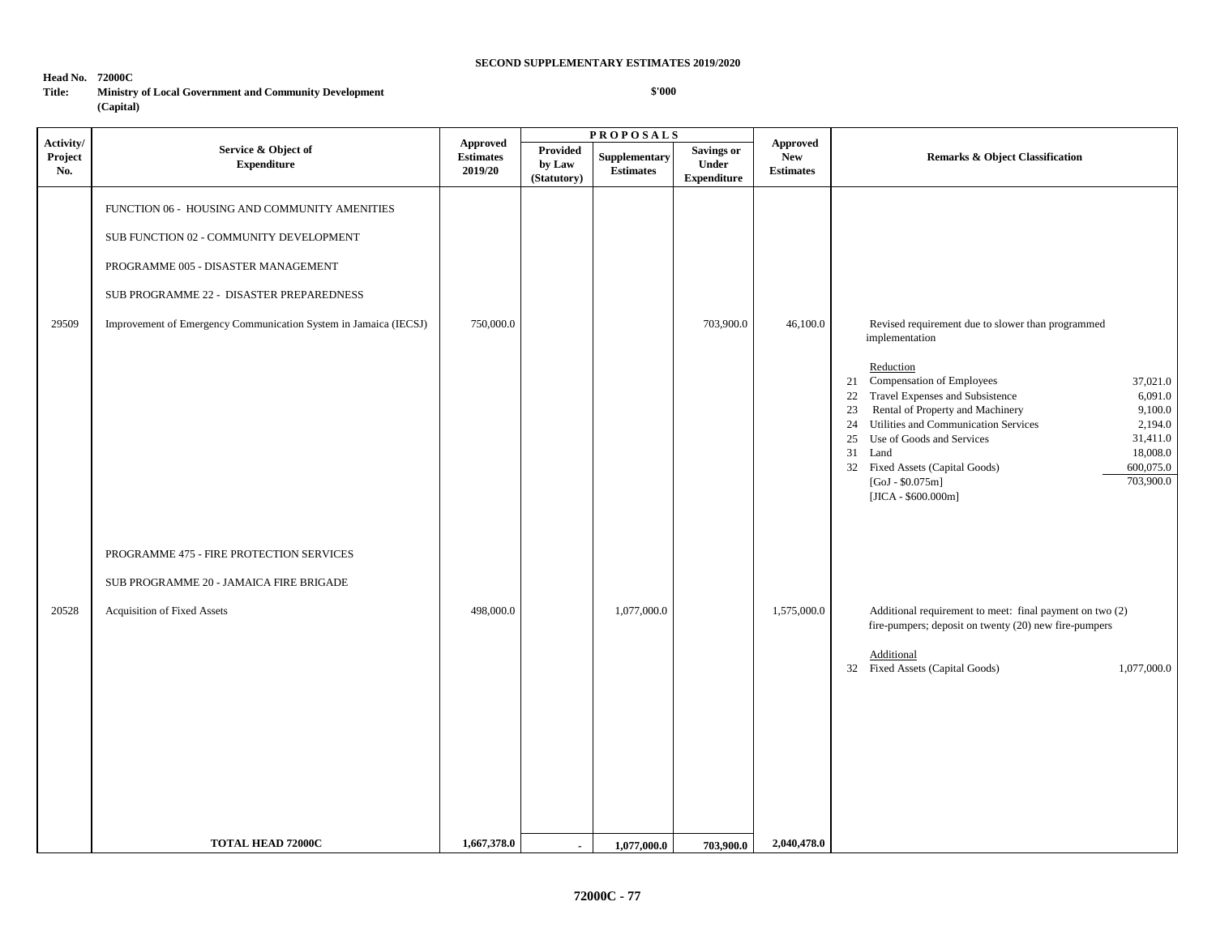**SECOND SUPPLEMENTARY ESTIMATES 2019/2020**

**Head No. 72000C**
**Title: Ministry of Local Government and Community Development (Capital)**

**$'000**

| Activity/ Project No. | Service & Object of Expenditure | Approved Estimates 2019/20 | PROPOSALS Provided by Law (Statutory) | Supplementary Estimates | Savings or Under Expenditure | Approved New Estimates | Remarks & Object Classification |
|---|---|---|---|---|---|---|---|
| | FUNCTION 06 - HOUSING AND COMMUNITY AMENITIES | | | | | | |
| | SUB FUNCTION 02 - COMMUNITY DEVELOPMENT | | | | | | |
| | PROGRAMME 005 - DISASTER MANAGEMENT | | | | | | |
| | SUB PROGRAMME 22 - DISASTER PREPAREDNESS | | | | | | |
| 29509 | Improvement of Emergency Communication System in Jamaica (IECSJ) | 750,000.0 | | | 703,900.0 | 46,100.0 | Revised requirement due to slower than programmed implementation<br><br>Reduction<br>21 Compensation of Employees 37,021.0<br>22 Travel Expenses and Subsistence 6,091.0<br>23 Rental of Property and Machinery 9,100.0<br>24 Utilities and Communication Services 2,194.0<br>25 Use of Goods and Services 31,411.0<br>31 Land 18,008.0<br>32 Fixed Assets (Capital Goods) 600,075.0<br>703,900.0<br>[GoJ - $0.075m]<br>[JICA - $600.000m] |
| | PROGRAMME 475 - FIRE PROTECTION SERVICES | | | | | | |
| | SUB PROGRAMME 20 - JAMAICA FIRE BRIGADE | | | | | | |
| 20528 | Acquisition of Fixed Assets | 498,000.0 | | 1,077,000.0 | | 1,575,000.0 | Additional requirement to meet: final payment on two (2) fire-pumpers; deposit on twenty (20) new fire-pumpers<br><br>Additional<br>32 Fixed Assets (Capital Goods) 1,077,000.0 |
| | **TOTAL HEAD 72000C** | **1,667,378.0** | **-** | **1,077,000.0** | **703,900.0** | **2,040,478.0** | |